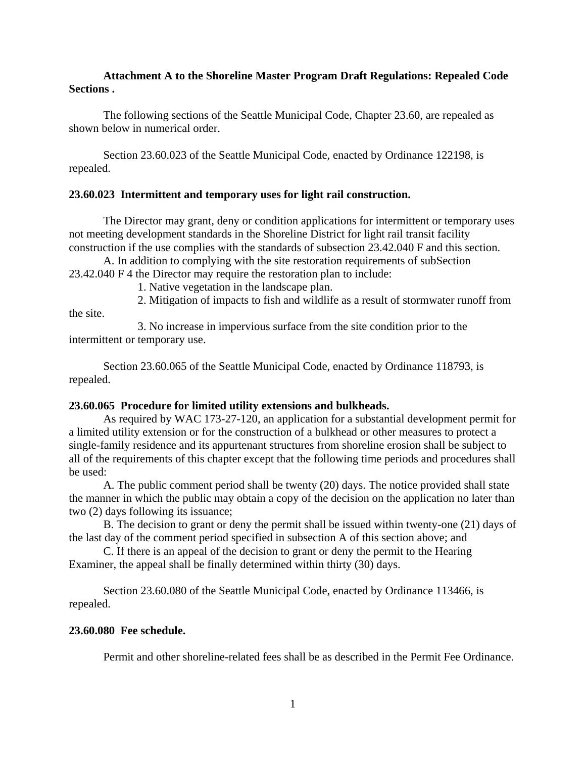**Attachment A to the Shoreline Master Program Draft Regulations: Repealed Code Sections .**

The following sections of the Seattle Municipal Code, Chapter 23.60, are repealed as shown below in numerical order.

Section 23.60.023 of the Seattle Municipal Code, enacted by Ordinance 122198, is repealed.

**23.60.023 Intermittent and temporary uses for light rail construction.**

The Director may grant, deny or condition applications for intermittent or temporary uses not meeting development standards in the Shoreline District for light rail transit facility construction if the use complies with the standards of subsection 23.42.040 F and this section.

A. In addition to complying with the site restoration requirements of subSection 23.42.040 F 4 the Director may require the restoration plan to include:

1. Native vegetation in the landscape plan.

2. Mitigation of impacts to fish and wildlife as a result of stormwater runoff from the site.

3. No increase in impervious surface from the site condition prior to the intermittent or temporary use.

Section 23.60.065 of the Seattle Municipal Code, enacted by Ordinance 118793, is repealed.

**23.60.065 Procedure for limited utility extensions and bulkheads.**

As required by WAC 173-27-120, an application for a substantial development permit for a limited utility extension or for the construction of a bulkhead or other measures to protect a single-family residence and its appurtenant structures from shoreline erosion shall be subject to all of the requirements of this chapter except that the following time periods and procedures shall be used:

A. The public comment period shall be twenty (20) days. The notice provided shall state the manner in which the public may obtain a copy of the decision on the application no later than two (2) days following its issuance;

B. The decision to grant or deny the permit shall be issued within twenty-one (21) days of the last day of the comment period specified in subsection A of this section above; and

C. If there is an appeal of the decision to grant or deny the permit to the Hearing Examiner, the appeal shall be finally determined within thirty (30) days.

Section 23.60.080 of the Seattle Municipal Code, enacted by Ordinance 113466, is repealed.

**23.60.080 Fee schedule.**

Permit and other shoreline-related fees shall be as described in the Permit Fee Ordinance.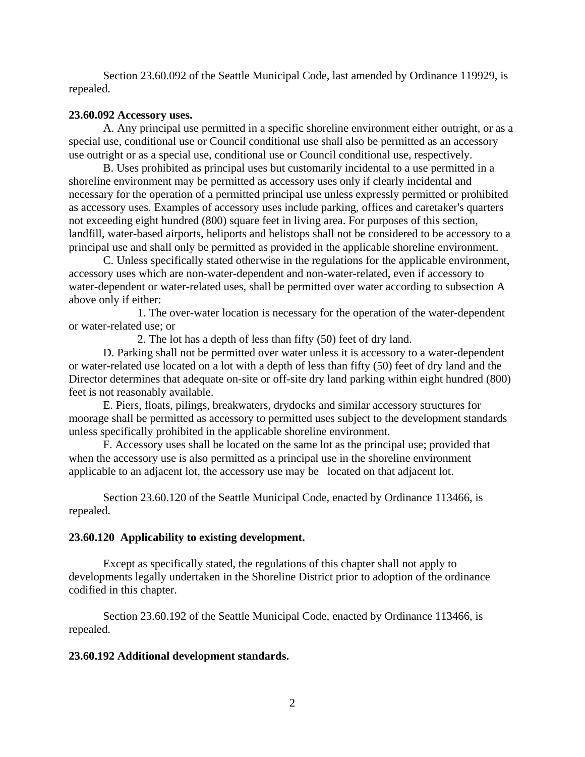Section 23.60.092 of the Seattle Municipal Code, last amended by Ordinance 119929, is repealed.

**23.60.092 Accessory uses.**

A. Any principal use permitted in a specific shoreline environment either outright, or as a special use, conditional use or Council conditional use shall also be permitted as an accessory use outright or as a special use, conditional use or Council conditional use, respectively.

B. Uses prohibited as principal uses but customarily incidental to a use permitted in a shoreline environment may be permitted as accessory uses only if clearly incidental and necessary for the operation of a permitted principal use unless expressly permitted or prohibited as accessory uses. Examples of accessory uses include parking, offices and caretaker's quarters not exceeding eight hundred (800) square feet in living area. For purposes of this section, landfill, water-based airports, heliports and helistops shall not be considered to be accessory to a principal use and shall only be permitted as provided in the applicable shoreline environment.

C. Unless specifically stated otherwise in the regulations for the applicable environment, accessory uses which are non-water-dependent and non-water-related, even if accessory to water-dependent or water-related uses, shall be permitted over water according to subsection A above only if either:

1. The over-water location is necessary for the operation of the water-dependent or water-related use; or

2. The lot has a depth of less than fifty (50) feet of dry land.

D. Parking shall not be permitted over water unless it is accessory to a water-dependent or water-related use located on a lot with a depth of less than fifty (50) feet of dry land and the Director determines that adequate on-site or off-site dry land parking within eight hundred (800) feet is not reasonably available.

E. Piers, floats, pilings, breakwaters, drydocks and similar accessory structures for moorage shall be permitted as accessory to permitted uses subject to the development standards unless specifically prohibited in the applicable shoreline environment.

F. Accessory uses shall be located on the same lot as the principal use; provided that when the accessory use is also permitted as a principal use in the shoreline environment applicable to an adjacent lot, the accessory use may be located on that adjacent lot.

Section 23.60.120 of the Seattle Municipal Code, enacted by Ordinance 113466, is repealed.

**23.60.120 Applicability to existing development.**

Except as specifically stated, the regulations of this chapter shall not apply to developments legally undertaken in the Shoreline District prior to adoption of the ordinance codified in this chapter.

Section 23.60.192 of the Seattle Municipal Code, enacted by Ordinance 113466, is repealed.

**23.60.192 Additional development standards.**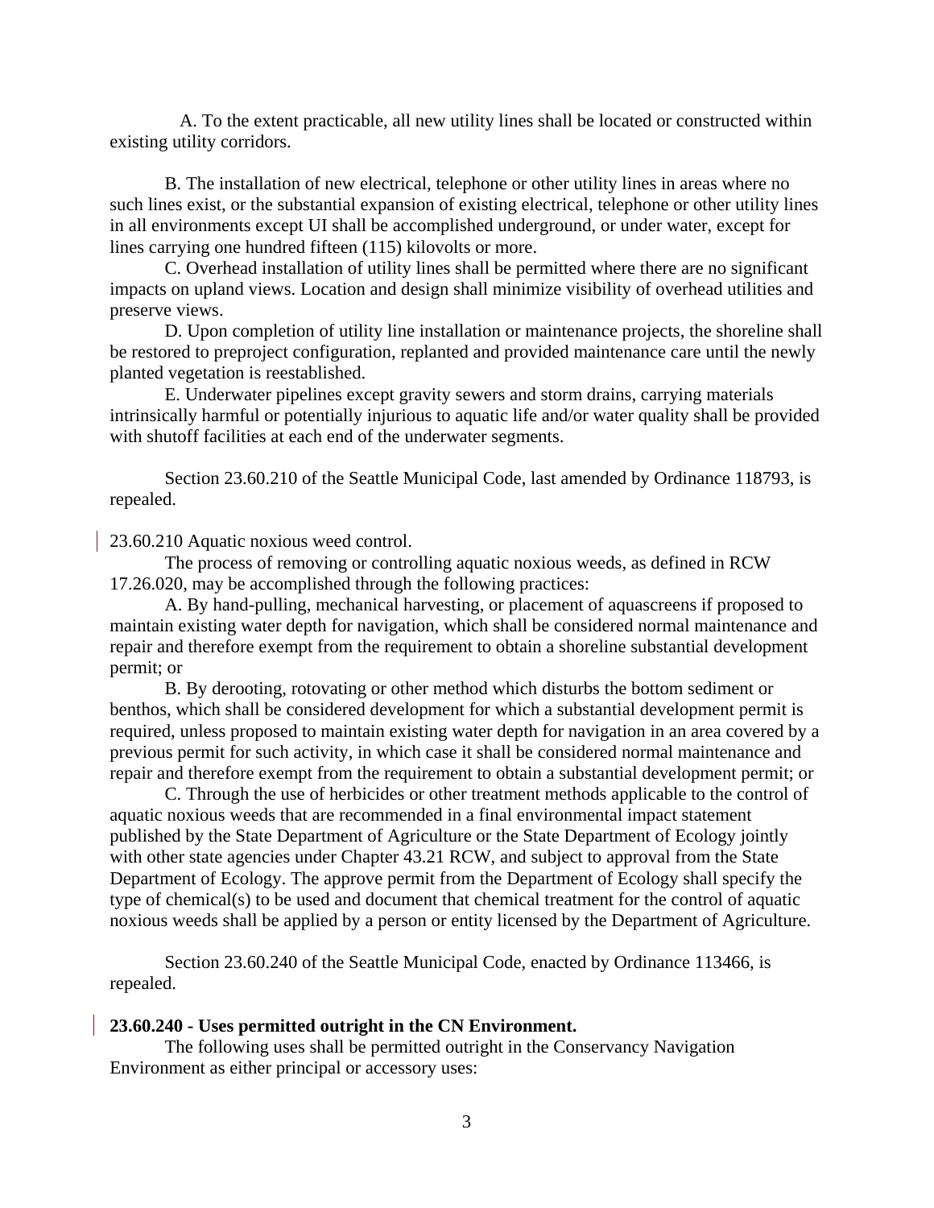A. To the extent practicable, all new utility lines shall be located or constructed within existing utility corridors.

B. The installation of new electrical, telephone or other utility lines in areas where no such lines exist, or the substantial expansion of existing electrical, telephone or other utility lines in all environments except UI shall be accomplished underground, or under water, except for lines carrying one hundred fifteen (115) kilovolts or more.

C. Overhead installation of utility lines shall be permitted where there are no significant impacts on upland views. Location and design shall minimize visibility of overhead utilities and preserve views.

D. Upon completion of utility line installation or maintenance projects, the shoreline shall be restored to preproject configuration, replanted and provided maintenance care until the newly planted vegetation is reestablished.

E. Underwater pipelines except gravity sewers and storm drains, carrying materials intrinsically harmful or potentially injurious to aquatic life and/or water quality shall be provided with shutoff facilities at each end of the underwater segments.

Section 23.60.210 of the Seattle Municipal Code, last amended by Ordinance 118793, is repealed.

23.60.210 Aquatic noxious weed control.

The process of removing or controlling aquatic noxious weeds, as defined in RCW 17.26.020, may be accomplished through the following practices:

A. By hand-pulling, mechanical harvesting, or placement of aquascreens if proposed to maintain existing water depth for navigation, which shall be considered normal maintenance and repair and therefore exempt from the requirement to obtain a shoreline substantial development permit; or

B. By derooting, rotovating or other method which disturbs the bottom sediment or benthos, which shall be considered development for which a substantial development permit is required, unless proposed to maintain existing water depth for navigation in an area covered by a previous permit for such activity, in which case it shall be considered normal maintenance and repair and therefore exempt from the requirement to obtain a substantial development permit; or

C. Through the use of herbicides or other treatment methods applicable to the control of aquatic noxious weeds that are recommended in a final environmental impact statement published by the State Department of Agriculture or the State Department of Ecology jointly with other state agencies under Chapter 43.21 RCW, and subject to approval from the State Department of Ecology. The approve permit from the Department of Ecology shall specify the type of chemical(s) to be used and document that chemical treatment for the control of aquatic noxious weeds shall be applied by a person or entity licensed by the Department of Agriculture.

Section 23.60.240 of the Seattle Municipal Code, enacted by Ordinance 113466, is repealed.

**23.60.240 - Uses permitted outright in the CN Environment.**

The following uses shall be permitted outright in the Conservancy Navigation Environment as either principal or accessory uses: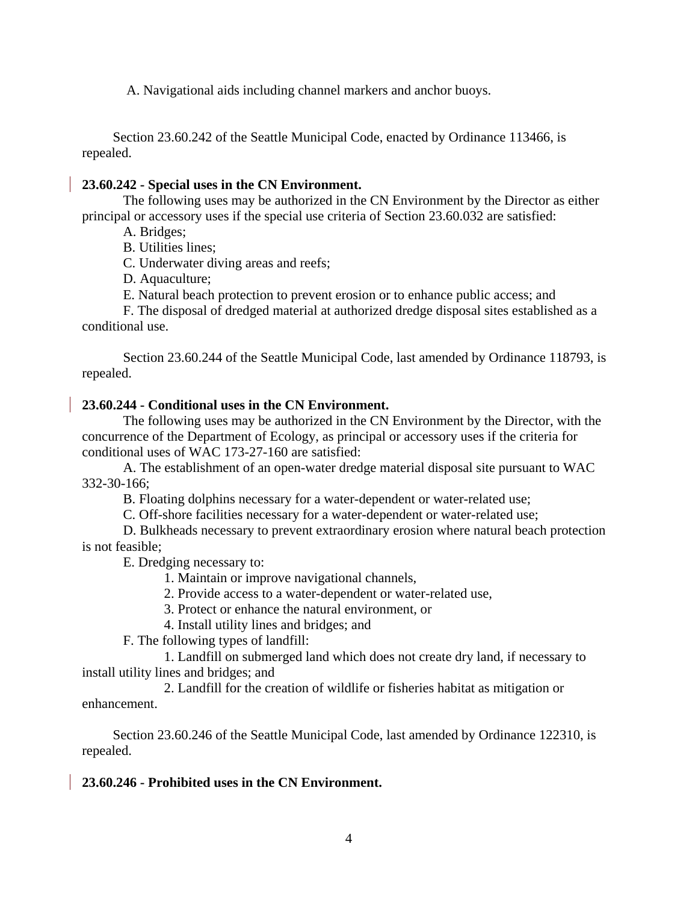A. Navigational aids including channel markers and anchor buoys.

Section 23.60.242 of the Seattle Municipal Code, enacted by Ordinance 113466, is repealed.

**23.60.242 - Special uses in the CN Environment.**

The following uses may be authorized in the CN Environment by the Director as either principal or accessory uses if the special use criteria of Section 23.60.032 are satisfied:

A. Bridges;

B. Utilities lines;

C. Underwater diving areas and reefs;

D. Aquaculture;

E. Natural beach protection to prevent erosion or to enhance public access; and

F. The disposal of dredged material at authorized dredge disposal sites established as a conditional use.

Section 23.60.244 of the Seattle Municipal Code, last amended by Ordinance 118793, is repealed.

**23.60.244 - Conditional uses in the CN Environment.**

The following uses may be authorized in the CN Environment by the Director, with the concurrence of the Department of Ecology, as principal or accessory uses if the criteria for conditional uses of WAC 173-27-160 are satisfied:

A. The establishment of an open-water dredge material disposal site pursuant to WAC 332-30-166;

B. Floating dolphins necessary for a water-dependent or water-related use;

C. Off-shore facilities necessary for a water-dependent or water-related use;

D. Bulkheads necessary to prevent extraordinary erosion where natural beach protection is not feasible;

E. Dredging necessary to:

1. Maintain or improve navigational channels,
2. Provide access to a water-dependent or water-related use,
3. Protect or enhance the natural environment, or
4. Install utility lines and bridges; and

F. The following types of landfill:

1. Landfill on submerged land which does not create dry land, if necessary to install utility lines and bridges; and
2. Landfill for the creation of wildlife or fisheries habitat as mitigation or enhancement.

Section 23.60.246 of the Seattle Municipal Code, last amended by Ordinance 122310, is repealed.

**23.60.246 - Prohibited uses in the CN Environment.**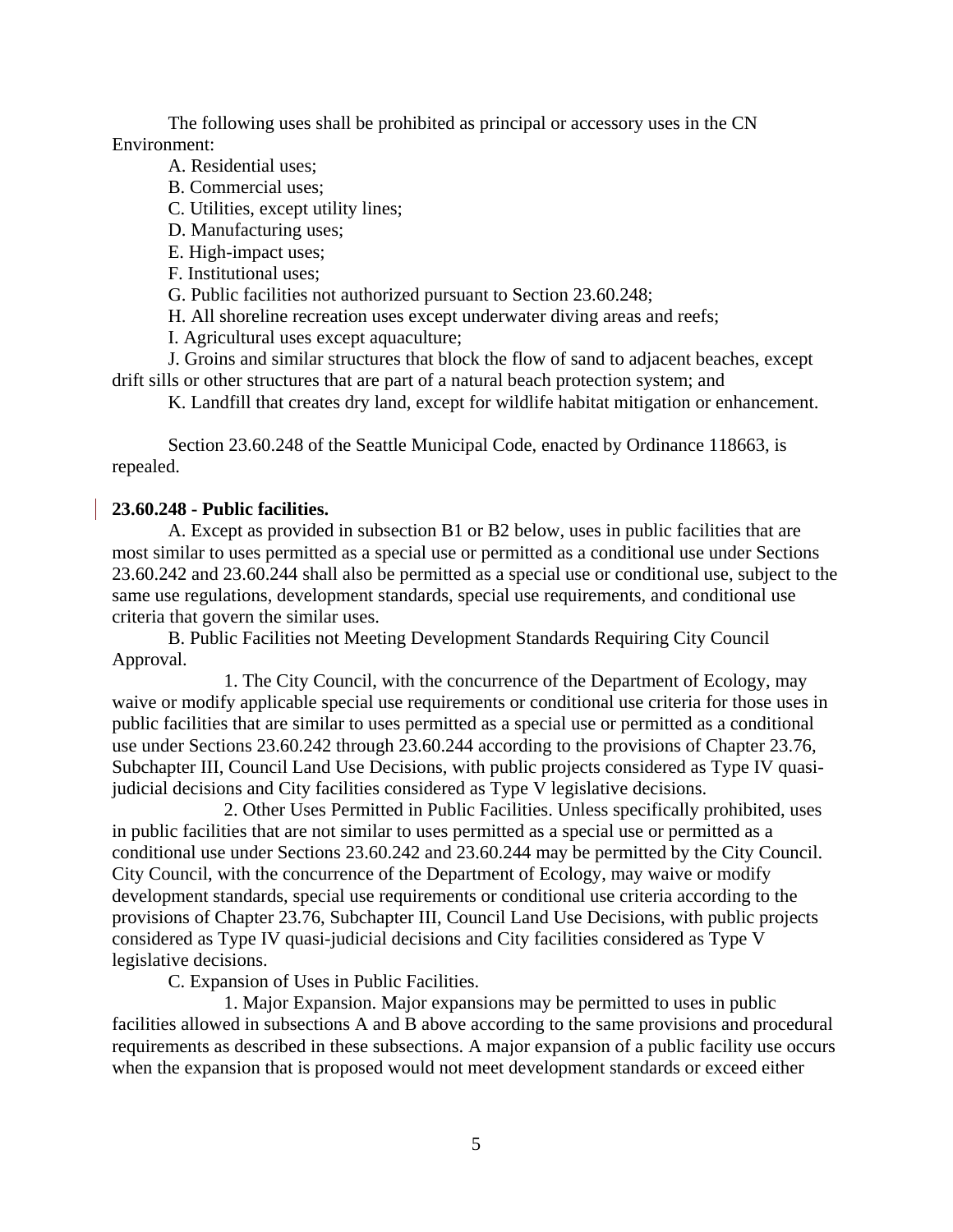The following uses shall be prohibited as principal or accessory uses in the CN Environment:

A. Residential uses;

B. Commercial uses;

C. Utilities, except utility lines;

D. Manufacturing uses;

E. High-impact uses;

F. Institutional uses;

G. Public facilities not authorized pursuant to Section 23.60.248;

H. All shoreline recreation uses except underwater diving areas and reefs;

I. Agricultural uses except aquaculture;

J. Groins and similar structures that block the flow of sand to adjacent beaches, except drift sills or other structures that are part of a natural beach protection system; and

K. Landfill that creates dry land, except for wildlife habitat mitigation or enhancement.

Section 23.60.248 of the Seattle Municipal Code, enacted by Ordinance 118663, is repealed.

**23.60.248 - Public facilities.**

A. Except as provided in subsection B1 or B2 below, uses in public facilities that are most similar to uses permitted as a special use or permitted as a conditional use under Sections 23.60.242 and 23.60.244 shall also be permitted as a special use or conditional use, subject to the same use regulations, development standards, special use requirements, and conditional use criteria that govern the similar uses.

B. Public Facilities not Meeting Development Standards Requiring City Council Approval.

1. The City Council, with the concurrence of the Department of Ecology, may waive or modify applicable special use requirements or conditional use criteria for those uses in public facilities that are similar to uses permitted as a special use or permitted as a conditional use under Sections 23.60.242 through 23.60.244 according to the provisions of Chapter 23.76, Subchapter III, Council Land Use Decisions, with public projects considered as Type IV quasi-judicial decisions and City facilities considered as Type V legislative decisions.

2. Other Uses Permitted in Public Facilities. Unless specifically prohibited, uses in public facilities that are not similar to uses permitted as a special use or permitted as a conditional use under Sections 23.60.242 and 23.60.244 may be permitted by the City Council. City Council, with the concurrence of the Department of Ecology, may waive or modify development standards, special use requirements or conditional use criteria according to the provisions of Chapter 23.76, Subchapter III, Council Land Use Decisions, with public projects considered as Type IV quasi-judicial decisions and City facilities considered as Type V legislative decisions.

C. Expansion of Uses in Public Facilities.

1. Major Expansion. Major expansions may be permitted to uses in public facilities allowed in subsections A and B above according to the same provisions and procedural requirements as described in these subsections. A major expansion of a public facility use occurs when the expansion that is proposed would not meet development standards or exceed either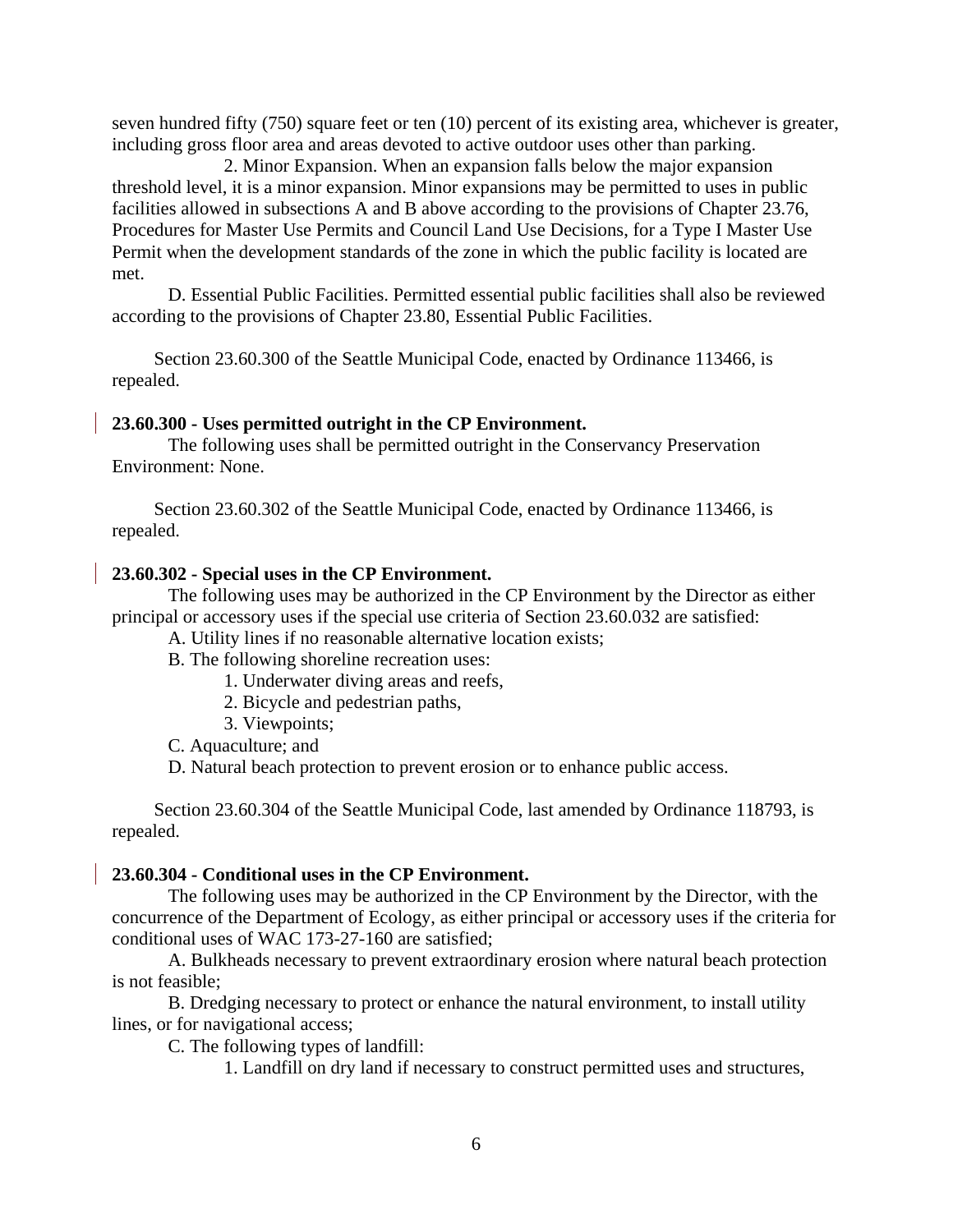seven hundred fifty (750) square feet or ten (10) percent of its existing area, whichever is greater, including gross floor area and areas devoted to active outdoor uses other than parking.

2. Minor Expansion. When an expansion falls below the major expansion threshold level, it is a minor expansion. Minor expansions may be permitted to uses in public facilities allowed in subsections A and B above according to the provisions of Chapter 23.76, Procedures for Master Use Permits and Council Land Use Decisions, for a Type I Master Use Permit when the development standards of the zone in which the public facility is located are met.

D. Essential Public Facilities. Permitted essential public facilities shall also be reviewed according to the provisions of Chapter 23.80, Essential Public Facilities.

Section 23.60.300 of the Seattle Municipal Code, enacted by Ordinance 113466, is repealed.

**23.60.300 - Uses permitted outright in the CP Environment.**

The following uses shall be permitted outright in the Conservancy Preservation Environment: None.

Section 23.60.302 of the Seattle Municipal Code, enacted by Ordinance 113466, is repealed.

**23.60.302 - Special uses in the CP Environment.**

The following uses may be authorized in the CP Environment by the Director as either principal or accessory uses if the special use criteria of Section 23.60.032 are satisfied:

A. Utility lines if no reasonable alternative location exists;

B. The following shoreline recreation uses:

1. Underwater diving areas and reefs,

2. Bicycle and pedestrian paths,

3. Viewpoints;

C. Aquaculture; and

D. Natural beach protection to prevent erosion or to enhance public access.

Section 23.60.304 of the Seattle Municipal Code, last amended by Ordinance 118793, is repealed.

**23.60.304 - Conditional uses in the CP Environment.**

The following uses may be authorized in the CP Environment by the Director, with the concurrence of the Department of Ecology, as either principal or accessory uses if the criteria for conditional uses of WAC 173-27-160 are satisfied;

A. Bulkheads necessary to prevent extraordinary erosion where natural beach protection is not feasible;

B. Dredging necessary to protect or enhance the natural environment, to install utility lines, or for navigational access;

C. The following types of landfill:

1. Landfill on dry land if necessary to construct permitted uses and structures,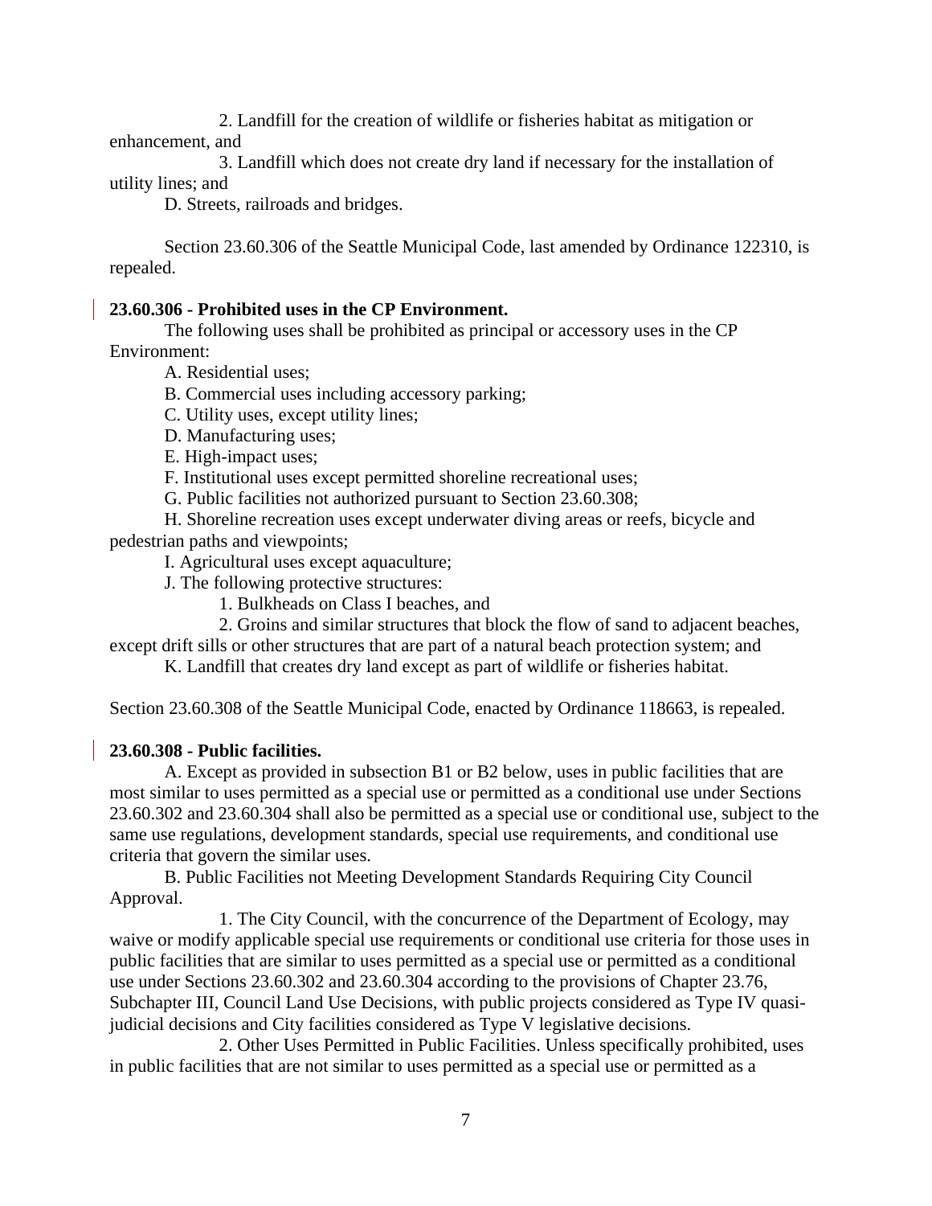2. Landfill for the creation of wildlife or fisheries habitat as mitigation or enhancement, and

3. Landfill which does not create dry land if necessary for the installation of utility lines; and

D. Streets, railroads and bridges.

Section 23.60.306 of the Seattle Municipal Code, last amended by Ordinance 122310, is repealed.

**23.60.306 - Prohibited uses in the CP Environment.**

The following uses shall be prohibited as principal or accessory uses in the CP Environment:

A. Residential uses;

B. Commercial uses including accessory parking;

C. Utility uses, except utility lines;

D. Manufacturing uses;

E. High-impact uses;

F. Institutional uses except permitted shoreline recreational uses;

G. Public facilities not authorized pursuant to Section 23.60.308;

H. Shoreline recreation uses except underwater diving areas or reefs, bicycle and pedestrian paths and viewpoints;

I. Agricultural uses except aquaculture;

J. The following protective structures:

1. Bulkheads on Class I beaches, and

2. Groins and similar structures that block the flow of sand to adjacent beaches, except drift sills or other structures that are part of a natural beach protection system; and

K. Landfill that creates dry land except as part of wildlife or fisheries habitat.

Section 23.60.308 of the Seattle Municipal Code, enacted by Ordinance 118663, is repealed.

**23.60.308 - Public facilities.**

A. Except as provided in subsection B1 or B2 below, uses in public facilities that are most similar to uses permitted as a special use or permitted as a conditional use under Sections 23.60.302 and 23.60.304 shall also be permitted as a special use or conditional use, subject to the same use regulations, development standards, special use requirements, and conditional use criteria that govern the similar uses.

B. Public Facilities not Meeting Development Standards Requiring City Council Approval.

1. The City Council, with the concurrence of the Department of Ecology, may waive or modify applicable special use requirements or conditional use criteria for those uses in public facilities that are similar to uses permitted as a special use or permitted as a conditional use under Sections 23.60.302 and 23.60.304 according to the provisions of Chapter 23.76, Subchapter III, Council Land Use Decisions, with public projects considered as Type IV quasi-judicial decisions and City facilities considered as Type V legislative decisions.

2. Other Uses Permitted in Public Facilities. Unless specifically prohibited, uses in public facilities that are not similar to uses permitted as a special use or permitted as a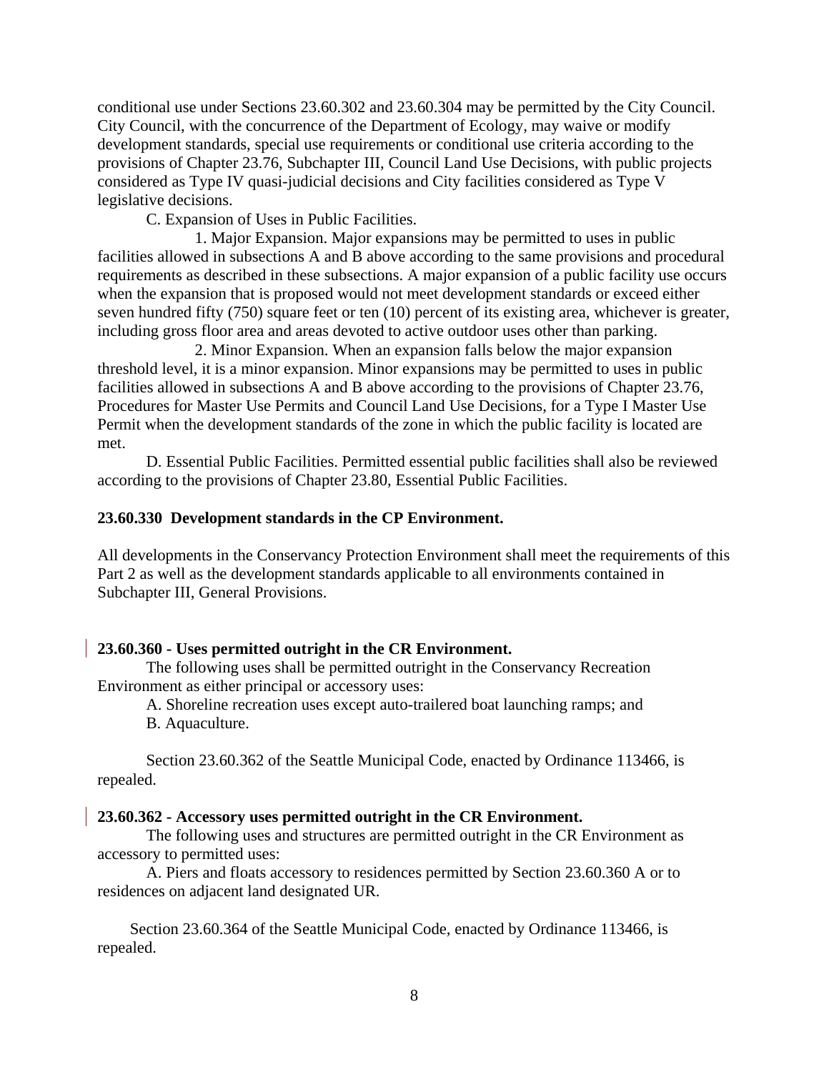conditional use under Sections 23.60.302 and 23.60.304 may be permitted by the City Council. City Council, with the concurrence of the Department of Ecology, may waive or modify development standards, special use requirements or conditional use criteria according to the provisions of Chapter 23.76, Subchapter III, Council Land Use Decisions, with public projects considered as Type IV quasi-judicial decisions and City facilities considered as Type V legislative decisions.

C. Expansion of Uses in Public Facilities.

1. Major Expansion. Major expansions may be permitted to uses in public facilities allowed in subsections A and B above according to the same provisions and procedural requirements as described in these subsections. A major expansion of a public facility use occurs when the expansion that is proposed would not meet development standards or exceed either seven hundred fifty (750) square feet or ten (10) percent of its existing area, whichever is greater, including gross floor area and areas devoted to active outdoor uses other than parking.

2. Minor Expansion. When an expansion falls below the major expansion threshold level, it is a minor expansion. Minor expansions may be permitted to uses in public facilities allowed in subsections A and B above according to the provisions of Chapter 23.76, Procedures for Master Use Permits and Council Land Use Decisions, for a Type I Master Use Permit when the development standards of the zone in which the public facility is located are met.

D. Essential Public Facilities. Permitted essential public facilities shall also be reviewed according to the provisions of Chapter 23.80, Essential Public Facilities.

**23.60.330 Development standards in the CP Environment.**

All developments in the Conservancy Protection Environment shall meet the requirements of this Part 2 as well as the development standards applicable to all environments contained in Subchapter III, General Provisions.

**23.60.360 - Uses permitted outright in the CR Environment.**

The following uses shall be permitted outright in the Conservancy Recreation Environment as either principal or accessory uses:

A. Shoreline recreation uses except auto-trailered boat launching ramps; and

B. Aquaculture.

Section 23.60.362 of the Seattle Municipal Code, enacted by Ordinance 113466, is repealed.

**23.60.362 - Accessory uses permitted outright in the CR Environment.**

The following uses and structures are permitted outright in the CR Environment as accessory to permitted uses:

A. Piers and floats accessory to residences permitted by Section 23.60.360 A or to residences on adjacent land designated UR.

Section 23.60.364 of the Seattle Municipal Code, enacted by Ordinance 113466, is repealed.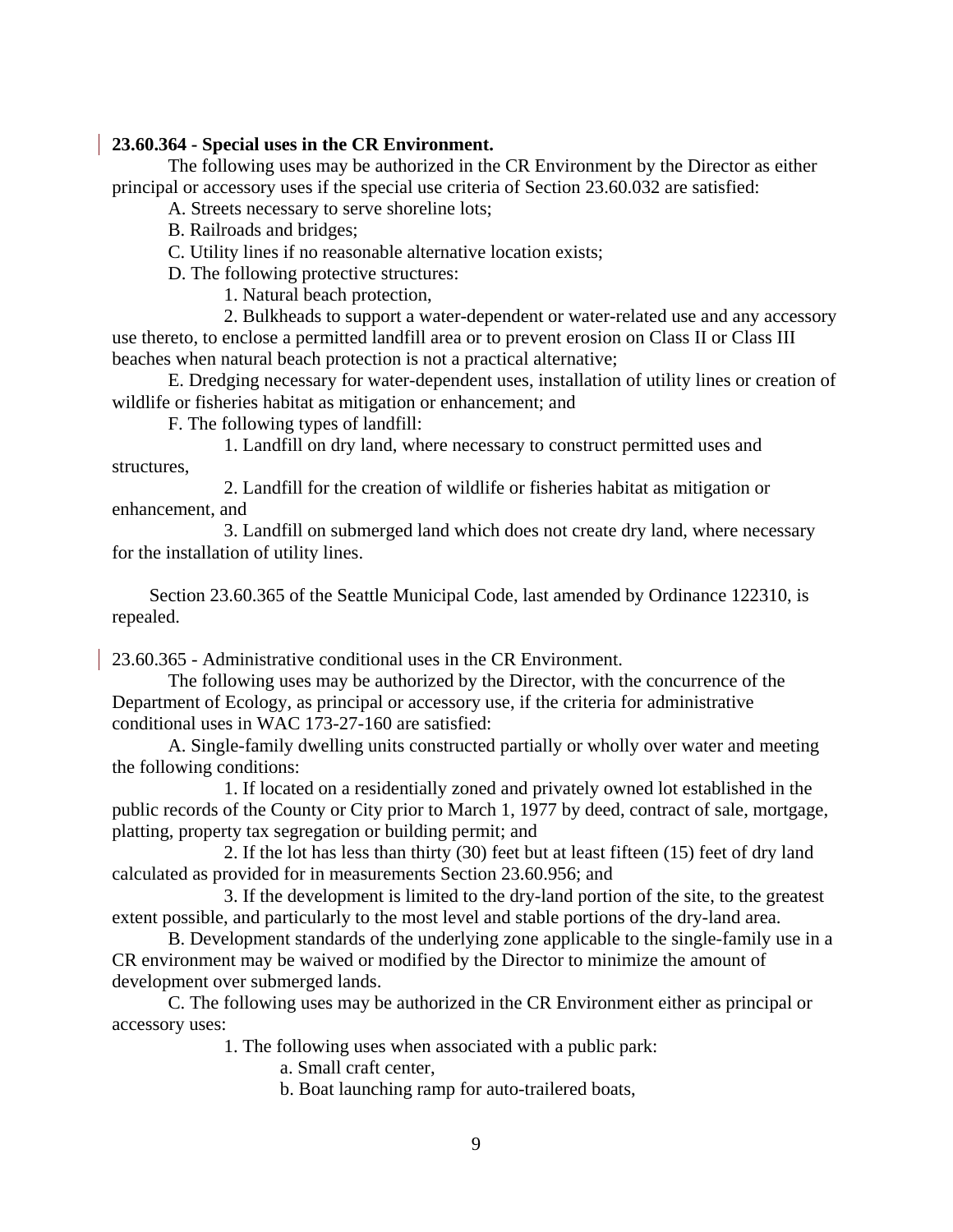**23.60.364 - Special uses in the CR Environment.**

The following uses may be authorized in the CR Environment by the Director as either principal or accessory uses if the special use criteria of Section 23.60.032 are satisfied:

A. Streets necessary to serve shoreline lots;

B. Railroads and bridges;

C. Utility lines if no reasonable alternative location exists;

D. The following protective structures:

1. Natural beach protection,

2. Bulkheads to support a water-dependent or water-related use and any accessory use thereto, to enclose a permitted landfill area or to prevent erosion on Class II or Class III beaches when natural beach protection is not a practical alternative;

E. Dredging necessary for water-dependent uses, installation of utility lines or creation of wildlife or fisheries habitat as mitigation or enhancement; and

F. The following types of landfill:

1. Landfill on dry land, where necessary to construct permitted uses and structures,

2. Landfill for the creation of wildlife or fisheries habitat as mitigation or enhancement, and

3. Landfill on submerged land which does not create dry land, where necessary for the installation of utility lines.

Section 23.60.365 of the Seattle Municipal Code, last amended by Ordinance 122310, is repealed.

23.60.365 - Administrative conditional uses in the CR Environment.

The following uses may be authorized by the Director, with the concurrence of the Department of Ecology, as principal or accessory use, if the criteria for administrative conditional uses in WAC 173-27-160 are satisfied:

A. Single-family dwelling units constructed partially or wholly over water and meeting the following conditions:

1. If located on a residentially zoned and privately owned lot established in the public records of the County or City prior to March 1, 1977 by deed, contract of sale, mortgage, platting, property tax segregation or building permit; and

2. If the lot has less than thirty (30) feet but at least fifteen (15) feet of dry land calculated as provided for in measurements Section 23.60.956; and

3. If the development is limited to the dry-land portion of the site, to the greatest extent possible, and particularly to the most level and stable portions of the dry-land area.

B. Development standards of the underlying zone applicable to the single-family use in a CR environment may be waived or modified by the Director to minimize the amount of development over submerged lands.

C. The following uses may be authorized in the CR Environment either as principal or accessory uses:

1. The following uses when associated with a public park:

a. Small craft center,

b. Boat launching ramp for auto-trailered boats,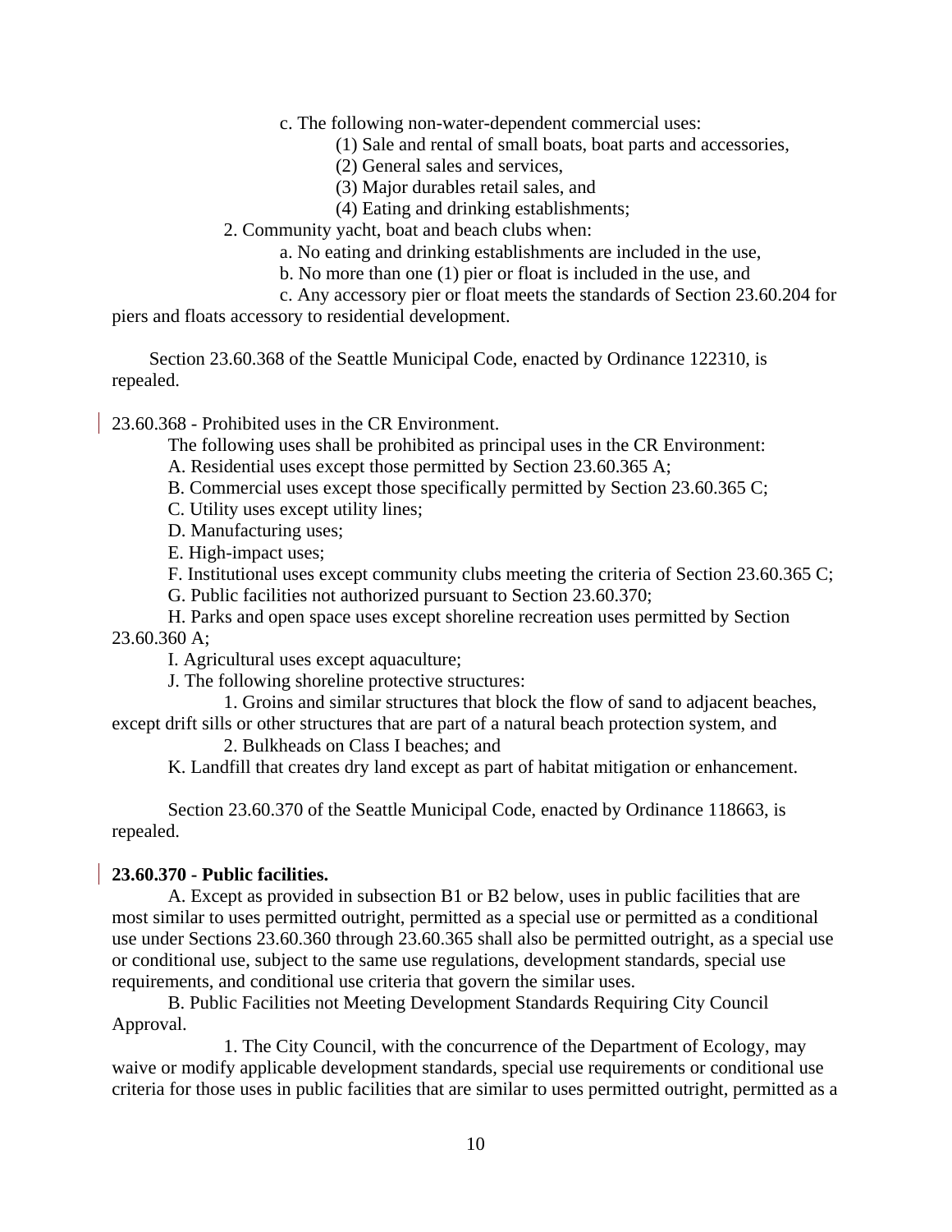c. The following non-water-dependent commercial uses:

(1) Sale and rental of small boats, boat parts and accessories,

(2) General sales and services,

(3) Major durables retail sales, and

(4) Eating and drinking establishments;

2. Community yacht, boat and beach clubs when:

a. No eating and drinking establishments are included in the use,

b. No more than one (1) pier or float is included in the use, and

c. Any accessory pier or float meets the standards of Section 23.60.204 for piers and floats accessory to residential development.

Section 23.60.368 of the Seattle Municipal Code, enacted by Ordinance 122310, is repealed.

23.60.368 - Prohibited uses in the CR Environment.

The following uses shall be prohibited as principal uses in the CR Environment:

A. Residential uses except those permitted by Section 23.60.365 A;

B. Commercial uses except those specifically permitted by Section 23.60.365 C;

C. Utility uses except utility lines;

D. Manufacturing uses;

E. High-impact uses;

F. Institutional uses except community clubs meeting the criteria of Section 23.60.365 C;

G. Public facilities not authorized pursuant to Section 23.60.370;

H. Parks and open space uses except shoreline recreation uses permitted by Section 23.60.360 A;

I. Agricultural uses except aquaculture;

J. The following shoreline protective structures:

1. Groins and similar structures that block the flow of sand to adjacent beaches, except drift sills or other structures that are part of a natural beach protection system, and

2. Bulkheads on Class I beaches; and

K. Landfill that creates dry land except as part of habitat mitigation or enhancement.

Section 23.60.370 of the Seattle Municipal Code, enacted by Ordinance 118663, is repealed.

**23.60.370 - Public facilities.**

A. Except as provided in subsection B1 or B2 below, uses in public facilities that are most similar to uses permitted outright, permitted as a special use or permitted as a conditional use under Sections 23.60.360 through 23.60.365 shall also be permitted outright, as a special use or conditional use, subject to the same use regulations, development standards, special use requirements, and conditional use criteria that govern the similar uses.

B. Public Facilities not Meeting Development Standards Requiring City Council Approval.

1. The City Council, with the concurrence of the Department of Ecology, may waive or modify applicable development standards, special use requirements or conditional use criteria for those uses in public facilities that are similar to uses permitted outright, permitted as a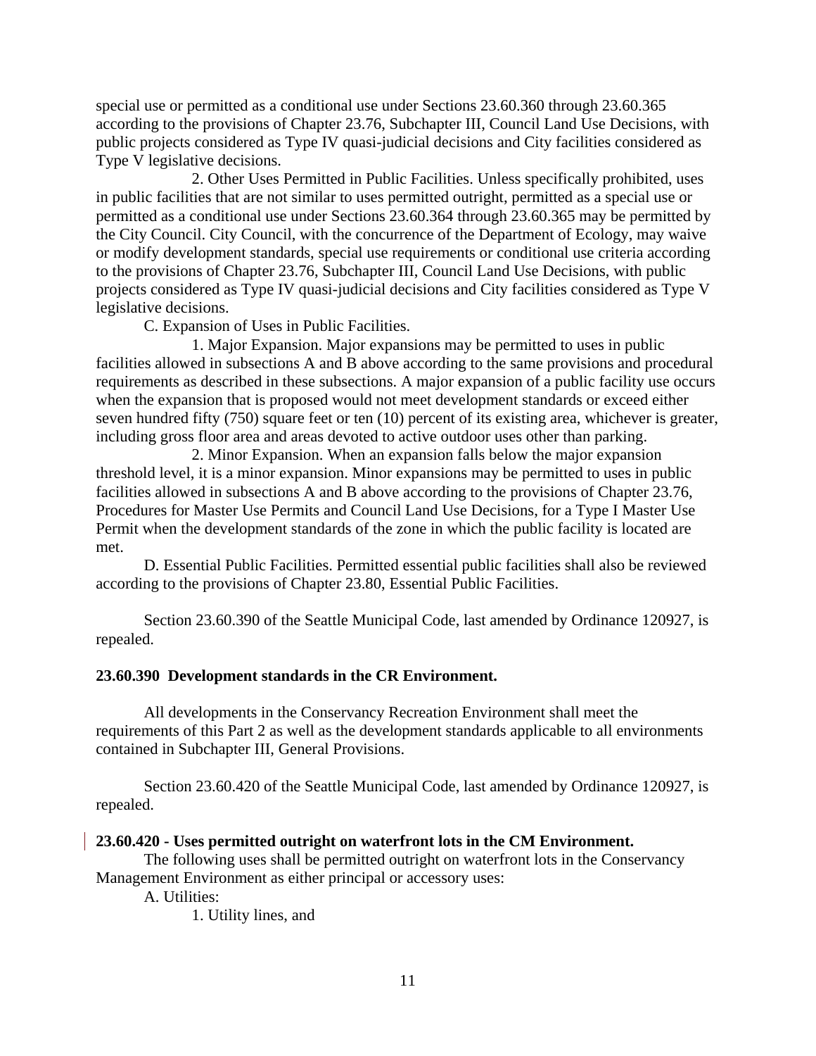special use or permitted as a conditional use under Sections 23.60.360 through 23.60.365 according to the provisions of Chapter 23.76, Subchapter III, Council Land Use Decisions, with public projects considered as Type IV quasi-judicial decisions and City facilities considered as Type V legislative decisions.

2. Other Uses Permitted in Public Facilities. Unless specifically prohibited, uses in public facilities that are not similar to uses permitted outright, permitted as a special use or permitted as a conditional use under Sections 23.60.364 through 23.60.365 may be permitted by the City Council. City Council, with the concurrence of the Department of Ecology, may waive or modify development standards, special use requirements or conditional use criteria according to the provisions of Chapter 23.76, Subchapter III, Council Land Use Decisions, with public projects considered as Type IV quasi-judicial decisions and City facilities considered as Type V legislative decisions.

C. Expansion of Uses in Public Facilities.

1. Major Expansion. Major expansions may be permitted to uses in public facilities allowed in subsections A and B above according to the same provisions and procedural requirements as described in these subsections. A major expansion of a public facility use occurs when the expansion that is proposed would not meet development standards or exceed either seven hundred fifty (750) square feet or ten (10) percent of its existing area, whichever is greater, including gross floor area and areas devoted to active outdoor uses other than parking.

2. Minor Expansion. When an expansion falls below the major expansion threshold level, it is a minor expansion. Minor expansions may be permitted to uses in public facilities allowed in subsections A and B above according to the provisions of Chapter 23.76, Procedures for Master Use Permits and Council Land Use Decisions, for a Type I Master Use Permit when the development standards of the zone in which the public facility is located are met.

D. Essential Public Facilities. Permitted essential public facilities shall also be reviewed according to the provisions of Chapter 23.80, Essential Public Facilities.

Section 23.60.390 of the Seattle Municipal Code, last amended by Ordinance 120927, is repealed.

**23.60.390 Development standards in the CR Environment.**

All developments in the Conservancy Recreation Environment shall meet the requirements of this Part 2 as well as the development standards applicable to all environments contained in Subchapter III, General Provisions.

Section 23.60.420 of the Seattle Municipal Code, last amended by Ordinance 120927, is repealed.

**23.60.420 - Uses permitted outright on waterfront lots in the CM Environment.**

The following uses shall be permitted outright on waterfront lots in the Conservancy Management Environment as either principal or accessory uses:

A. Utilities:

1. Utility lines, and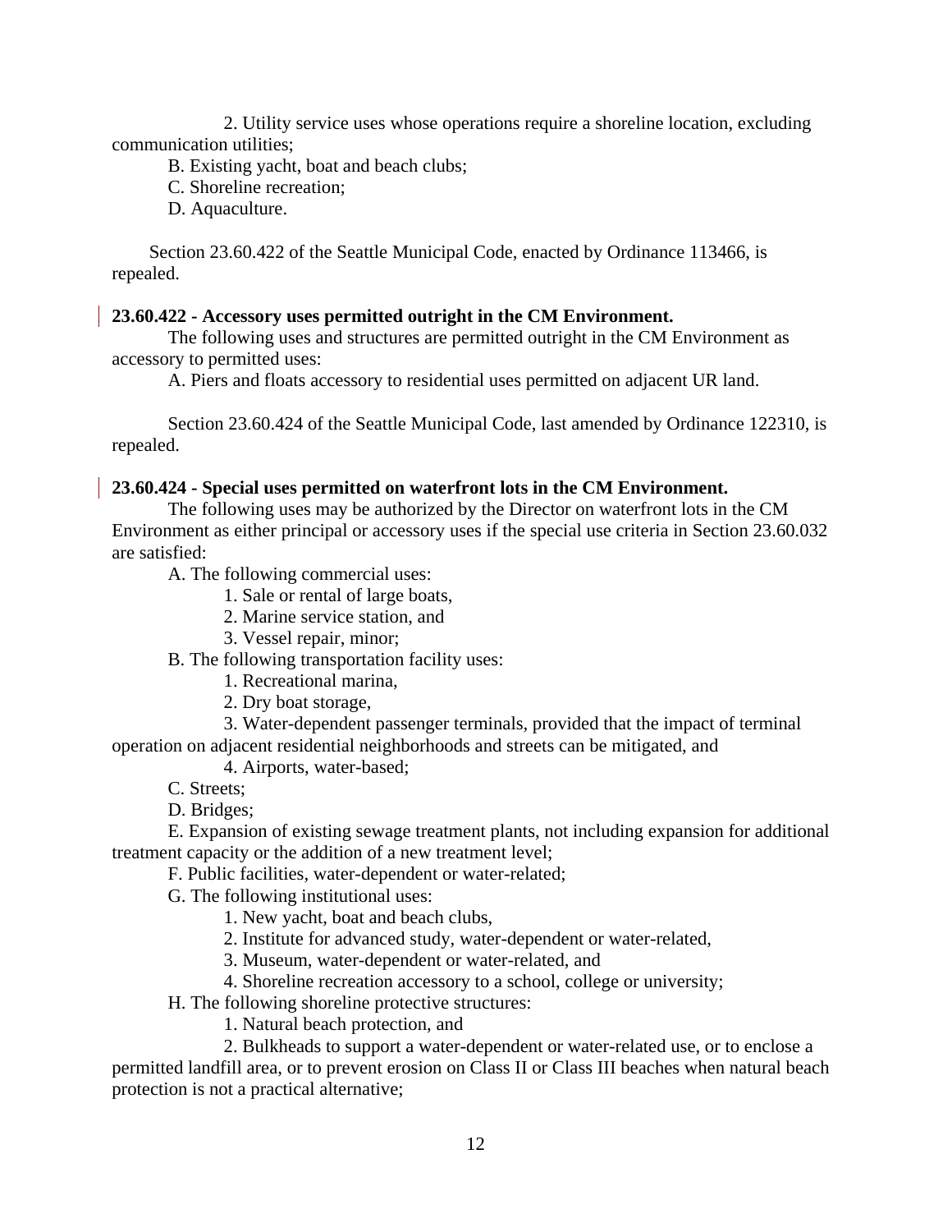2. Utility service uses whose operations require a shoreline location, excluding communication utilities;

B. Existing yacht, boat and beach clubs;

C. Shoreline recreation;

D. Aquaculture.

Section 23.60.422 of the Seattle Municipal Code, enacted by Ordinance 113466, is repealed.

**23.60.422 - Accessory uses permitted outright in the CM Environment.**

The following uses and structures are permitted outright in the CM Environment as accessory to permitted uses:

A. Piers and floats accessory to residential uses permitted on adjacent UR land.

Section 23.60.424 of the Seattle Municipal Code, last amended by Ordinance 122310, is repealed.

**23.60.424 - Special uses permitted on waterfront lots in the CM Environment.**

The following uses may be authorized by the Director on waterfront lots in the CM Environment as either principal or accessory uses if the special use criteria in Section 23.60.032 are satisfied:

A. The following commercial uses:

1. Sale or rental of large boats,

2. Marine service station, and

3. Vessel repair, minor;

B. The following transportation facility uses:

1. Recreational marina,

2. Dry boat storage,

3. Water-dependent passenger terminals, provided that the impact of terminal operation on adjacent residential neighborhoods and streets can be mitigated, and

4. Airports, water-based;

C. Streets;

D. Bridges;

E. Expansion of existing sewage treatment plants, not including expansion for additional treatment capacity or the addition of a new treatment level;

F. Public facilities, water-dependent or water-related;

G. The following institutional uses:

1. New yacht, boat and beach clubs,

2. Institute for advanced study, water-dependent or water-related,

3. Museum, water-dependent or water-related, and

4. Shoreline recreation accessory to a school, college or university;

H. The following shoreline protective structures:

1. Natural beach protection, and

2. Bulkheads to support a water-dependent or water-related use, or to enclose a permitted landfill area, or to prevent erosion on Class II or Class III beaches when natural beach protection is not a practical alternative;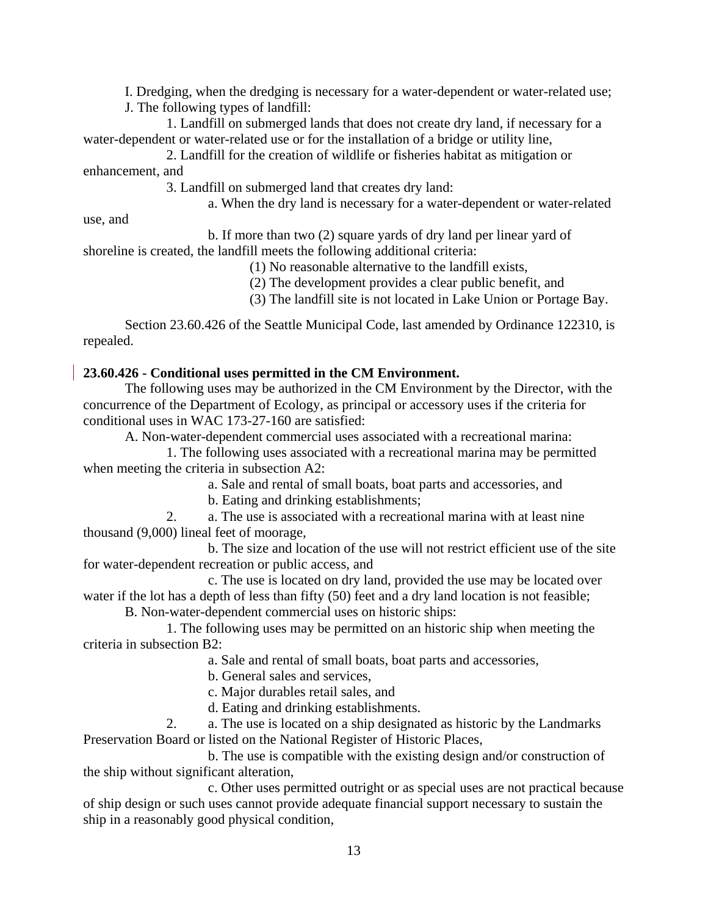I. Dredging, when the dredging is necessary for a water-dependent or water-related use;

J. The following types of landfill:

1. Landfill on submerged lands that does not create dry land, if necessary for a water-dependent or water-related use or for the installation of a bridge or utility line,

2. Landfill for the creation of wildlife or fisheries habitat as mitigation or enhancement, and

3. Landfill on submerged land that creates dry land:

a. When the dry land is necessary for a water-dependent or water-related use, and

b. If more than two (2) square yards of dry land per linear yard of shoreline is created, the landfill meets the following additional criteria:

(1) No reasonable alternative to the landfill exists,

(2) The development provides a clear public benefit, and

(3) The landfill site is not located in Lake Union or Portage Bay.

Section 23.60.426 of the Seattle Municipal Code, last amended by Ordinance 122310, is repealed.

**23.60.426 - Conditional uses permitted in the CM Environment.**

The following uses may be authorized in the CM Environment by the Director, with the concurrence of the Department of Ecology, as principal or accessory uses if the criteria for conditional uses in WAC 173-27-160 are satisfied:

A. Non-water-dependent commercial uses associated with a recreational marina:

1. The following uses associated with a recreational marina may be permitted when meeting the criteria in subsection A2:

a. Sale and rental of small boats, boat parts and accessories, and

b. Eating and drinking establishments;

2. a. The use is associated with a recreational marina with at least nine thousand (9,000) lineal feet of moorage,

b. The size and location of the use will not restrict efficient use of the site for water-dependent recreation or public access, and

c. The use is located on dry land, provided the use may be located over water if the lot has a depth of less than fifty (50) feet and a dry land location is not feasible;

B. Non-water-dependent commercial uses on historic ships:

1. The following uses may be permitted on an historic ship when meeting the criteria in subsection B2:

a. Sale and rental of small boats, boat parts and accessories,

b. General sales and services,

c. Major durables retail sales, and

d. Eating and drinking establishments.

2. a. The use is located on a ship designated as historic by the Landmarks Preservation Board or listed on the National Register of Historic Places,

b. The use is compatible with the existing design and/or construction of the ship without significant alteration,

c. Other uses permitted outright or as special uses are not practical because of ship design or such uses cannot provide adequate financial support necessary to sustain the ship in a reasonably good physical condition,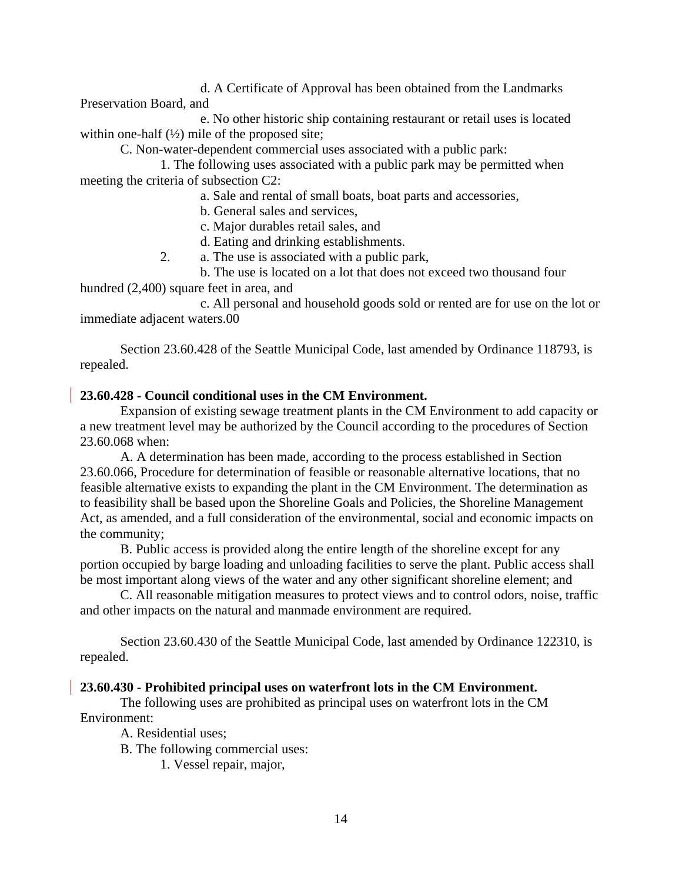d. A Certificate of Approval has been obtained from the Landmarks Preservation Board, and

e. No other historic ship containing restaurant or retail uses is located within one-half (½) mile of the proposed site;

C. Non-water-dependent commercial uses associated with a public park:

1. The following uses associated with a public park may be permitted when meeting the criteria of subsection C2:

a. Sale and rental of small boats, boat parts and accessories,

b. General sales and services,

c. Major durables retail sales, and

d. Eating and drinking establishments.

2. a. The use is associated with a public park,

b. The use is located on a lot that does not exceed two thousand four hundred (2,400) square feet in area, and

c. All personal and household goods sold or rented are for use on the lot or immediate adjacent waters.00

Section 23.60.428 of the Seattle Municipal Code, last amended by Ordinance 118793, is repealed.

**23.60.428 - Council conditional uses in the CM Environment.**

Expansion of existing sewage treatment plants in the CM Environment to add capacity or a new treatment level may be authorized by the Council according to the procedures of Section 23.60.068 when:

A. A determination has been made, according to the process established in Section 23.60.066, Procedure for determination of feasible or reasonable alternative locations, that no feasible alternative exists to expanding the plant in the CM Environment. The determination as to feasibility shall be based upon the Shoreline Goals and Policies, the Shoreline Management Act, as amended, and a full consideration of the environmental, social and economic impacts on the community;

B. Public access is provided along the entire length of the shoreline except for any portion occupied by barge loading and unloading facilities to serve the plant. Public access shall be most important along views of the water and any other significant shoreline element; and

C. All reasonable mitigation measures to protect views and to control odors, noise, traffic and other impacts on the natural and manmade environment are required.

Section 23.60.430 of the Seattle Municipal Code, last amended by Ordinance 122310, is repealed.

**23.60.430 - Prohibited principal uses on waterfront lots in the CM Environment.**

The following uses are prohibited as principal uses on waterfront lots in the CM Environment:

A. Residential uses;

B. The following commercial uses:

1. Vessel repair, major,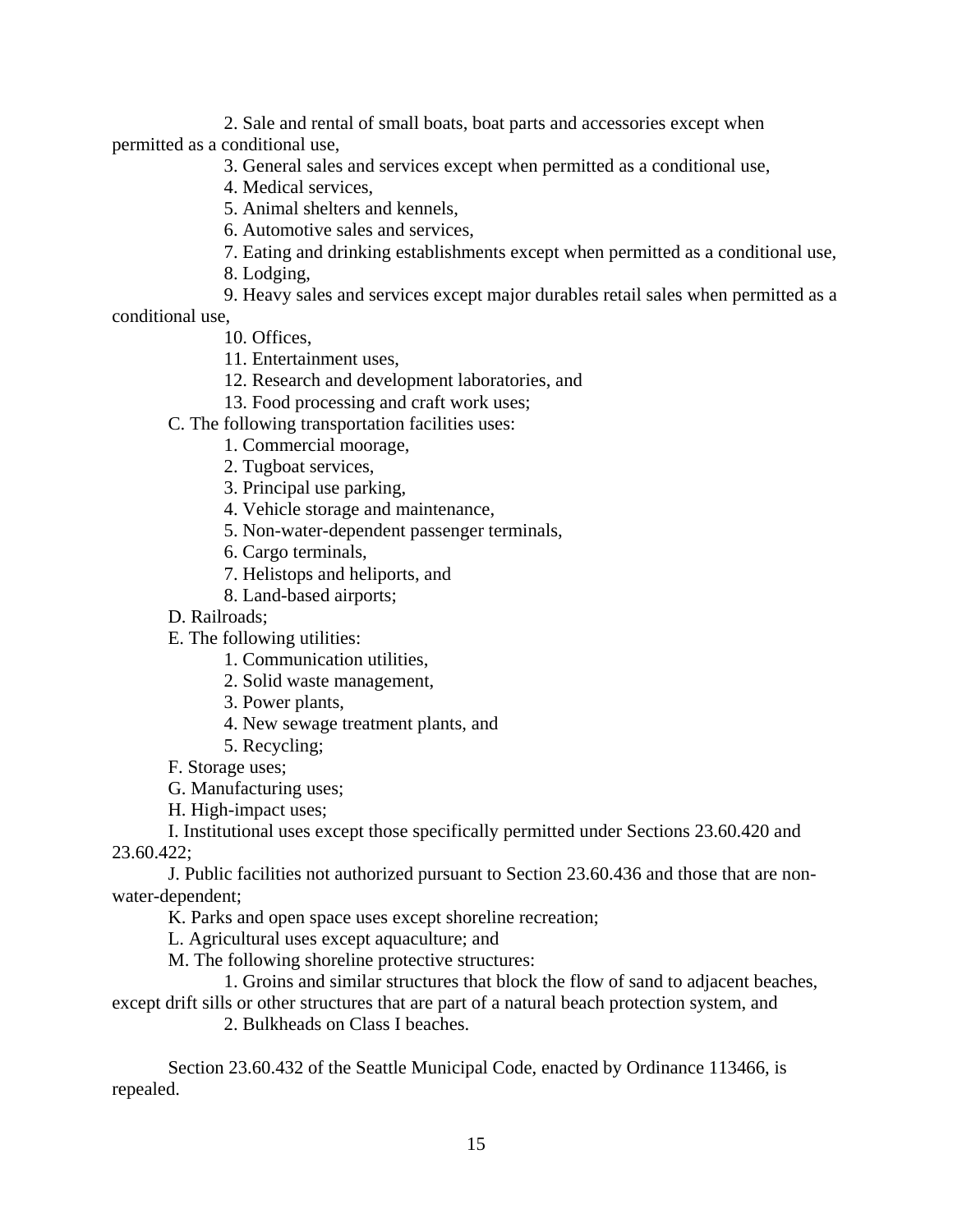2. Sale and rental of small boats, boat parts and accessories except when permitted as a conditional use,

3. General sales and services except when permitted as a conditional use,

4. Medical services,

5. Animal shelters and kennels,

6. Automotive sales and services,

7. Eating and drinking establishments except when permitted as a conditional use,

8. Lodging,

9. Heavy sales and services except major durables retail sales when permitted as a conditional use,

10. Offices,

11. Entertainment uses,

12. Research and development laboratories, and

13. Food processing and craft work uses;

C. The following transportation facilities uses:

1. Commercial moorage,

2. Tugboat services,

3. Principal use parking,

4. Vehicle storage and maintenance,

5. Non-water-dependent passenger terminals,

6. Cargo terminals,

7. Helistops and heliports, and

8. Land-based airports;

D. Railroads;

E. The following utilities:

1. Communication utilities,

2. Solid waste management,

3. Power plants,

4. New sewage treatment plants, and

5. Recycling;

F. Storage uses;

G. Manufacturing uses;

H. High-impact uses;

I. Institutional uses except those specifically permitted under Sections 23.60.420 and 23.60.422;

J. Public facilities not authorized pursuant to Section 23.60.436 and those that are non-water-dependent;

K. Parks and open space uses except shoreline recreation;

L. Agricultural uses except aquaculture; and

M. The following shoreline protective structures:

1. Groins and similar structures that block the flow of sand to adjacent beaches, except drift sills or other structures that are part of a natural beach protection system, and

2. Bulkheads on Class I beaches.

Section 23.60.432 of the Seattle Municipal Code, enacted by Ordinance 113466, is repealed.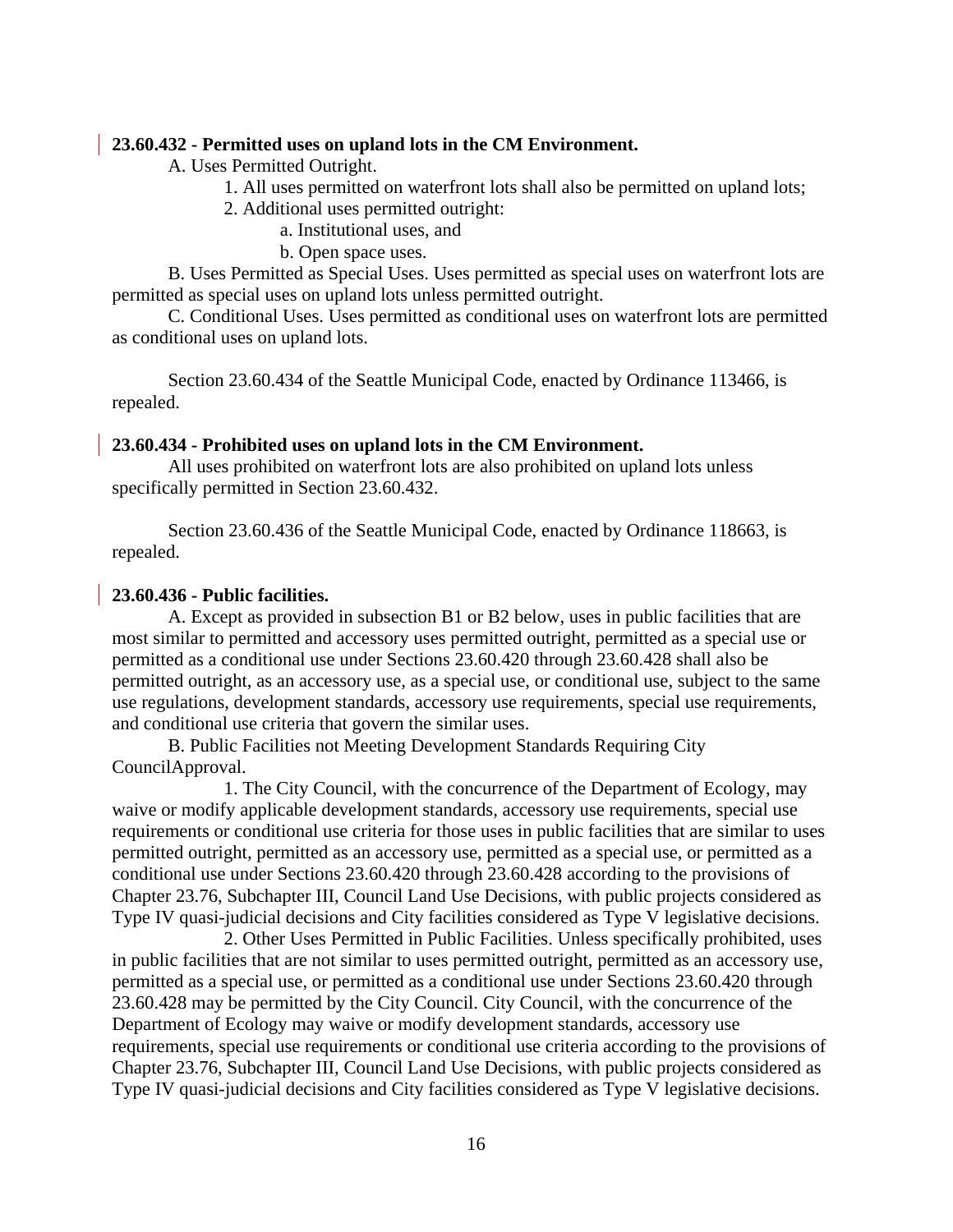**23.60.432 - Permitted uses on upland lots in the CM Environment.**

A. Uses Permitted Outright.

1. All uses permitted on waterfront lots shall also be permitted on upland lots;

2. Additional uses permitted outright:

a. Institutional uses, and

b. Open space uses.

B. Uses Permitted as Special Uses. Uses permitted as special uses on waterfront lots are permitted as special uses on upland lots unless permitted outright.

C. Conditional Uses. Uses permitted as conditional uses on waterfront lots are permitted as conditional uses on upland lots.

Section 23.60.434 of the Seattle Municipal Code, enacted by Ordinance 113466, is repealed.

**23.60.434 - Prohibited uses on upland lots in the CM Environment.**

All uses prohibited on waterfront lots are also prohibited on upland lots unless specifically permitted in Section 23.60.432.

Section 23.60.436 of the Seattle Municipal Code, enacted by Ordinance 118663, is repealed.

**23.60.436 - Public facilities.**

A. Except as provided in subsection B1 or B2 below, uses in public facilities that are most similar to permitted and accessory uses permitted outright, permitted as a special use or permitted as a conditional use under Sections 23.60.420 through 23.60.428 shall also be permitted outright, as an accessory use, as a special use, or conditional use, subject to the same use regulations, development standards, accessory use requirements, special use requirements, and conditional use criteria that govern the similar uses.

B. Public Facilities not Meeting Development Standards Requiring City CouncilApproval.

1. The City Council, with the concurrence of the Department of Ecology, may waive or modify applicable development standards, accessory use requirements, special use requirements or conditional use criteria for those uses in public facilities that are similar to uses permitted outright, permitted as an accessory use, permitted as a special use, or permitted as a conditional use under Sections 23.60.420 through 23.60.428 according to the provisions of Chapter 23.76, Subchapter III, Council Land Use Decisions, with public projects considered as Type IV quasi-judicial decisions and City facilities considered as Type V legislative decisions.

2. Other Uses Permitted in Public Facilities. Unless specifically prohibited, uses in public facilities that are not similar to uses permitted outright, permitted as an accessory use, permitted as a special use, or permitted as a conditional use under Sections 23.60.420 through 23.60.428 may be permitted by the City Council. City Council, with the concurrence of the Department of Ecology may waive or modify development standards, accessory use requirements, special use requirements or conditional use criteria according to the provisions of Chapter 23.76, Subchapter III, Council Land Use Decisions, with public projects considered as Type IV quasi-judicial decisions and City facilities considered as Type V legislative decisions.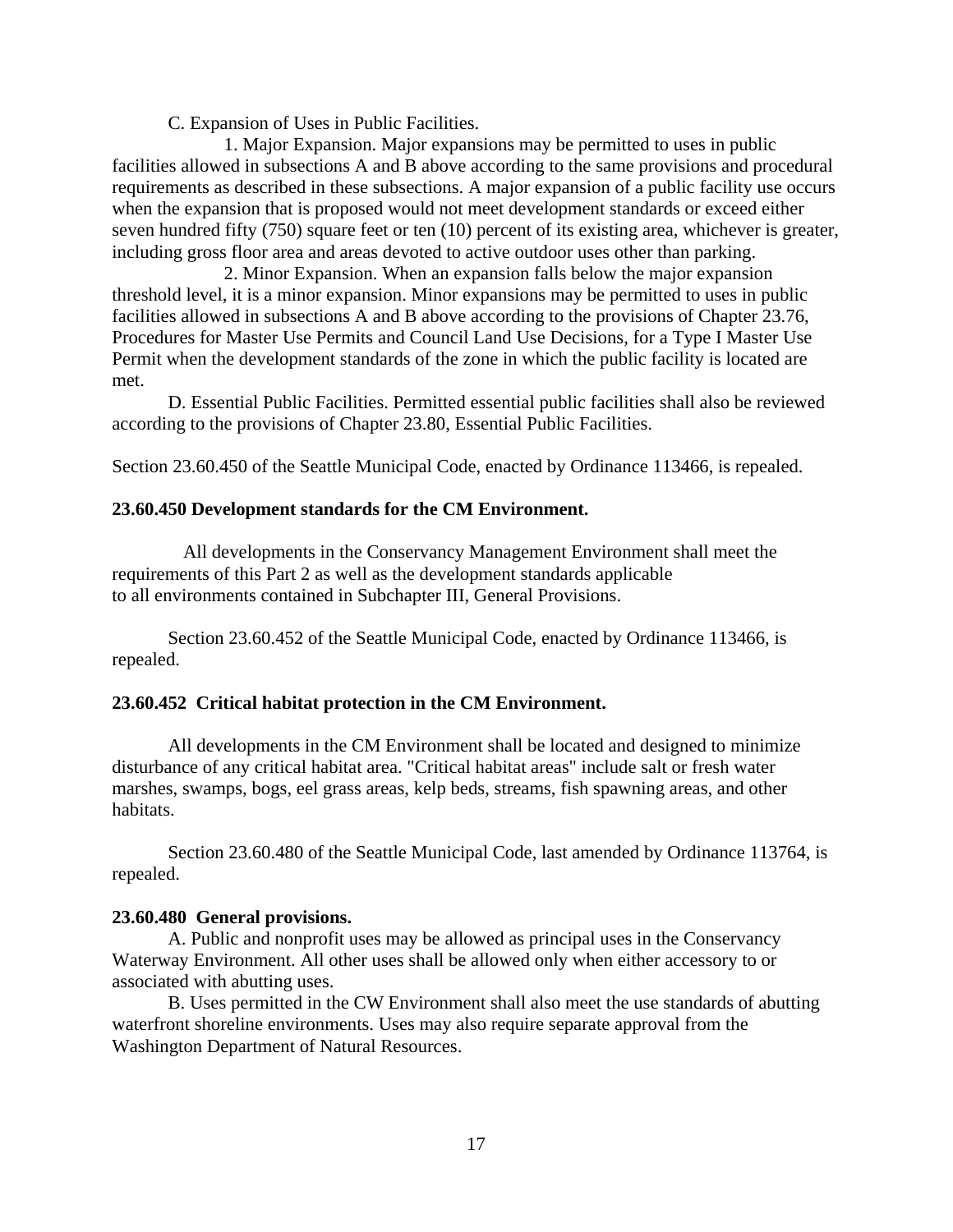C. Expansion of Uses in Public Facilities.

1. Major Expansion. Major expansions may be permitted to uses in public facilities allowed in subsections A and B above according to the same provisions and procedural requirements as described in these subsections. A major expansion of a public facility use occurs when the expansion that is proposed would not meet development standards or exceed either seven hundred fifty (750) square feet or ten (10) percent of its existing area, whichever is greater, including gross floor area and areas devoted to active outdoor uses other than parking.

2. Minor Expansion. When an expansion falls below the major expansion threshold level, it is a minor expansion. Minor expansions may be permitted to uses in public facilities allowed in subsections A and B above according to the provisions of Chapter 23.76, Procedures for Master Use Permits and Council Land Use Decisions, for a Type I Master Use Permit when the development standards of the zone in which the public facility is located are met.

D. Essential Public Facilities. Permitted essential public facilities shall also be reviewed according to the provisions of Chapter 23.80, Essential Public Facilities.

Section 23.60.450 of the Seattle Municipal Code, enacted by Ordinance 113466, is repealed.

**23.60.450 Development standards for the CM Environment.**

All developments in the Conservancy Management Environment shall meet the requirements of this Part 2 as well as the development standards applicable to all environments contained in Subchapter III, General Provisions.

Section 23.60.452 of the Seattle Municipal Code, enacted by Ordinance 113466, is repealed.

**23.60.452 Critical habitat protection in the CM Environment.**

All developments in the CM Environment shall be located and designed to minimize disturbance of any critical habitat area. "Critical habitat areas" include salt or fresh water marshes, swamps, bogs, eel grass areas, kelp beds, streams, fish spawning areas, and other habitats.

Section 23.60.480 of the Seattle Municipal Code, last amended by Ordinance 113764, is repealed.

**23.60.480 General provisions.**

A. Public and nonprofit uses may be allowed as principal uses in the Conservancy Waterway Environment. All other uses shall be allowed only when either accessory to or associated with abutting uses.

B. Uses permitted in the CW Environment shall also meet the use standards of abutting waterfront shoreline environments. Uses may also require separate approval from the Washington Department of Natural Resources.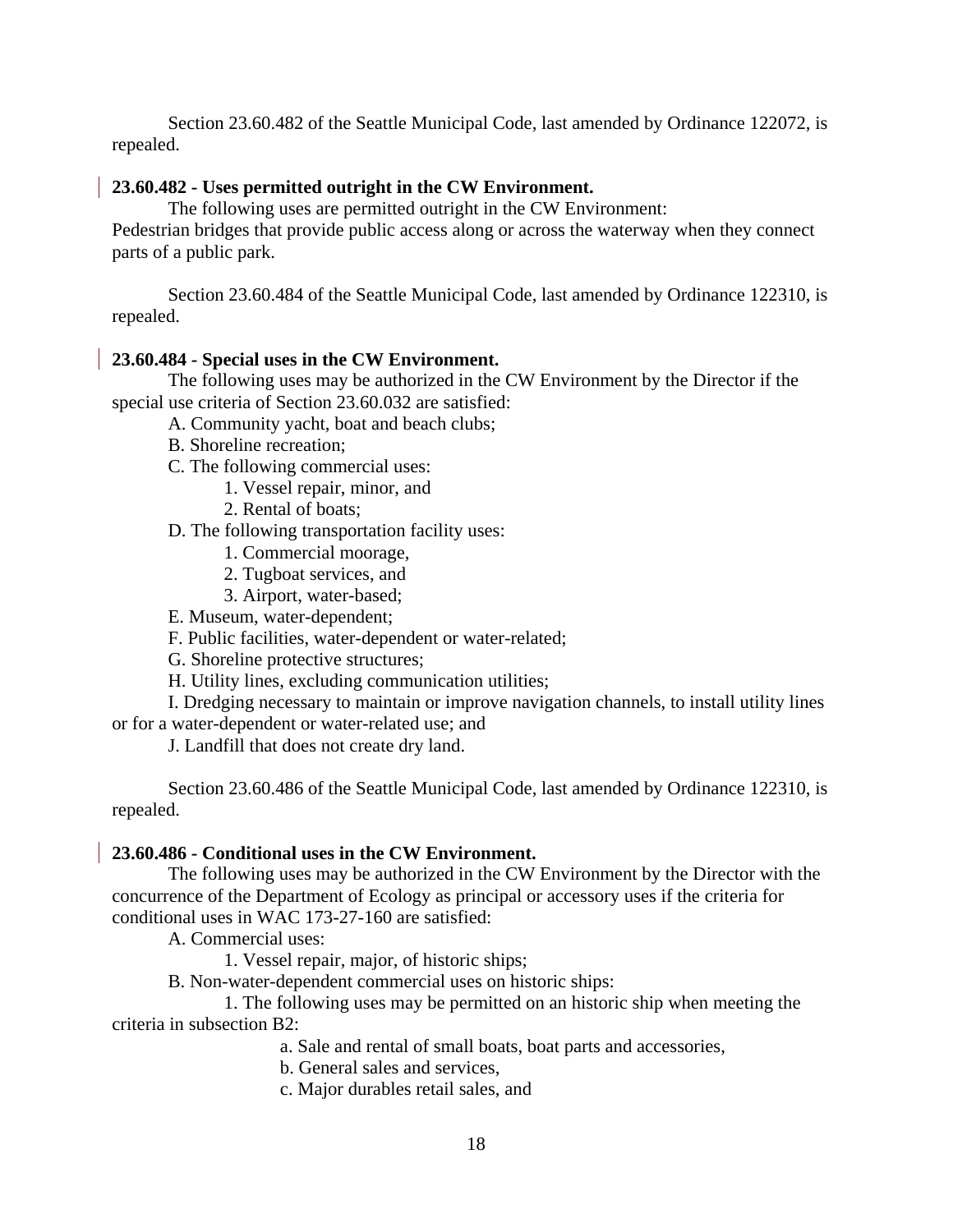Section 23.60.482 of the Seattle Municipal Code, last amended by Ordinance 122072, is repealed.

**23.60.482 - Uses permitted outright in the CW Environment.**

The following uses are permitted outright in the CW Environment:

Pedestrian bridges that provide public access along or across the waterway when they connect parts of a public park.

Section 23.60.484 of the Seattle Municipal Code, last amended by Ordinance 122310, is repealed.

**23.60.484 - Special uses in the CW Environment.**

The following uses may be authorized in the CW Environment by the Director if the special use criteria of Section 23.60.032 are satisfied:

A. Community yacht, boat and beach clubs;

B. Shoreline recreation;

C. The following commercial uses:

1. Vessel repair, minor, and
2. Rental of boats;

D. The following transportation facility uses:

1. Commercial moorage,
2. Tugboat services, and
3. Airport, water-based;

E. Museum, water-dependent;

F. Public facilities, water-dependent or water-related;

G. Shoreline protective structures;

H. Utility lines, excluding communication utilities;

I. Dredging necessary to maintain or improve navigation channels, to install utility lines or for a water-dependent or water-related use; and

J. Landfill that does not create dry land.

Section 23.60.486 of the Seattle Municipal Code, last amended by Ordinance 122310, is repealed.

**23.60.486 - Conditional uses in the CW Environment.**

The following uses may be authorized in the CW Environment by the Director with the concurrence of the Department of Ecology as principal or accessory uses if the criteria for conditional uses in WAC 173-27-160 are satisfied:

A. Commercial uses:

1. Vessel repair, major, of historic ships;

B. Non-water-dependent commercial uses on historic ships:

1. The following uses may be permitted on an historic ship when meeting the criteria in subsection B2:

a. Sale and rental of small boats, boat parts and accessories,

b. General sales and services,

c. Major durables retail sales, and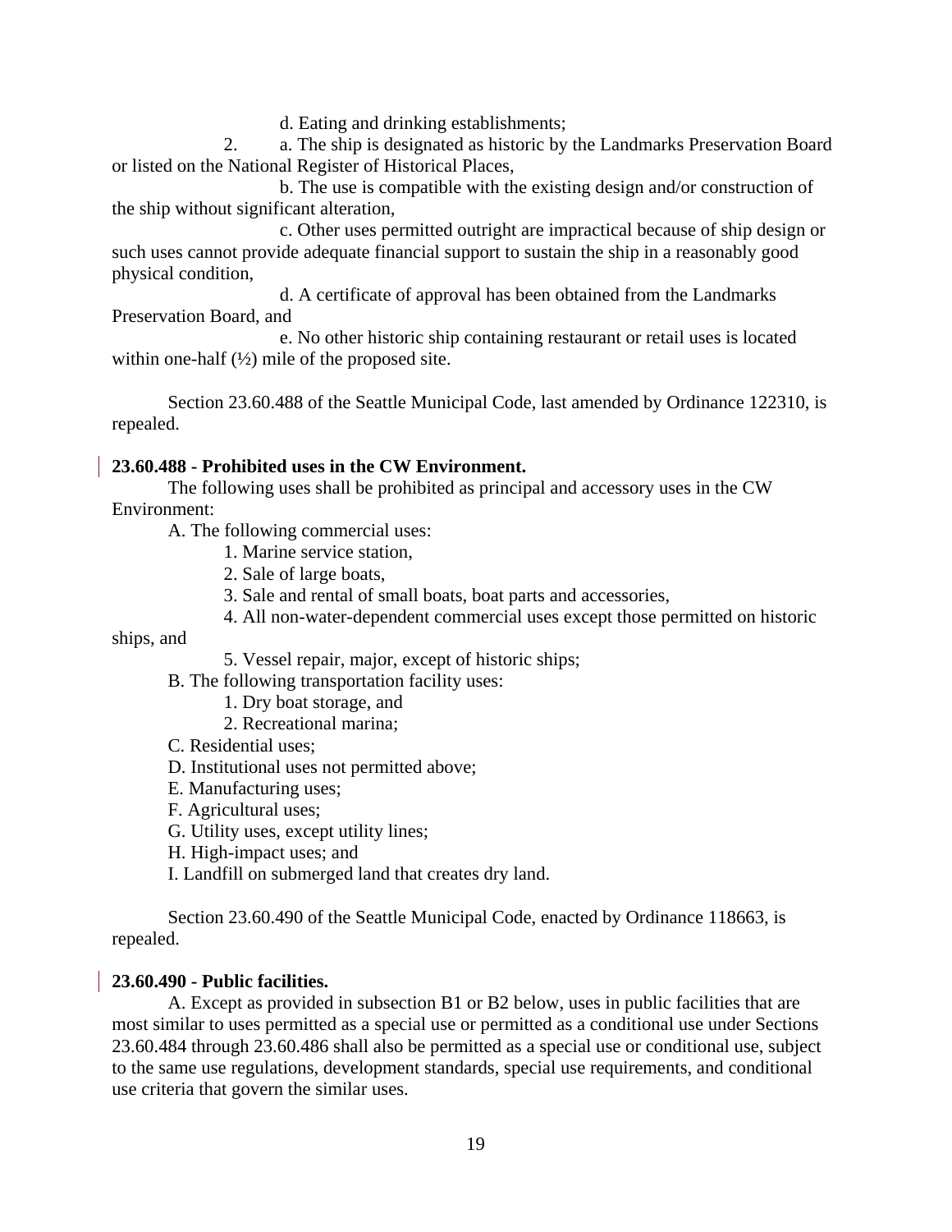d. Eating and drinking establishments;

2. a. The ship is designated as historic by the Landmarks Preservation Board or listed on the National Register of Historical Places,

b. The use is compatible with the existing design and/or construction of the ship without significant alteration,

c. Other uses permitted outright are impractical because of ship design or such uses cannot provide adequate financial support to sustain the ship in a reasonably good physical condition,

d. A certificate of approval has been obtained from the Landmarks Preservation Board, and

e. No other historic ship containing restaurant or retail uses is located within one-half (½) mile of the proposed site.

Section 23.60.488 of the Seattle Municipal Code, last amended by Ordinance 122310, is repealed.

**23.60.488 - Prohibited uses in the CW Environment.**

The following uses shall be prohibited as principal and accessory uses in the CW Environment:

A. The following commercial uses:

1. Marine service station,
2. Sale of large boats,
3. Sale and rental of small boats, boat parts and accessories,
4. All non-water-dependent commercial uses except those permitted on historic ships, and
5. Vessel repair, major, except of historic ships;

B. The following transportation facility uses:

1. Dry boat storage, and
2. Recreational marina;

C. Residential uses;

D. Institutional uses not permitted above;

E. Manufacturing uses;

F. Agricultural uses;

G. Utility uses, except utility lines;

H. High-impact uses; and

I. Landfill on submerged land that creates dry land.

Section 23.60.490 of the Seattle Municipal Code, enacted by Ordinance 118663, is repealed.

**23.60.490 - Public facilities.**

A. Except as provided in subsection B1 or B2 below, uses in public facilities that are most similar to uses permitted as a special use or permitted as a conditional use under Sections 23.60.484 through 23.60.486 shall also be permitted as a special use or conditional use, subject to the same use regulations, development standards, special use requirements, and conditional use criteria that govern the similar uses.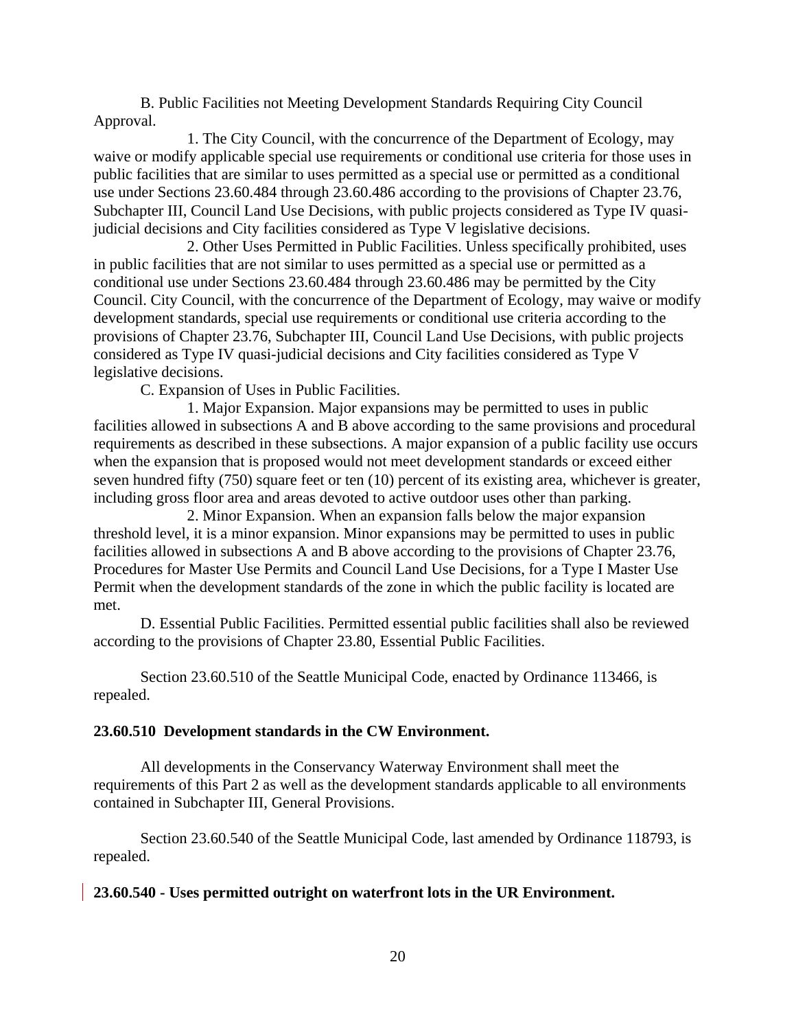B. Public Facilities not Meeting Development Standards Requiring City Council Approval.

1. The City Council, with the concurrence of the Department of Ecology, may waive or modify applicable special use requirements or conditional use criteria for those uses in public facilities that are similar to uses permitted as a special use or permitted as a conditional use under Sections 23.60.484 through 23.60.486 according to the provisions of Chapter 23.76, Subchapter III, Council Land Use Decisions, with public projects considered as Type IV quasi-judicial decisions and City facilities considered as Type V legislative decisions.

2. Other Uses Permitted in Public Facilities. Unless specifically prohibited, uses in public facilities that are not similar to uses permitted as a special use or permitted as a conditional use under Sections 23.60.484 through 23.60.486 may be permitted by the City Council. City Council, with the concurrence of the Department of Ecology, may waive or modify development standards, special use requirements or conditional use criteria according to the provisions of Chapter 23.76, Subchapter III, Council Land Use Decisions, with public projects considered as Type IV quasi-judicial decisions and City facilities considered as Type V legislative decisions.

C. Expansion of Uses in Public Facilities.

1. Major Expansion. Major expansions may be permitted to uses in public facilities allowed in subsections A and B above according to the same provisions and procedural requirements as described in these subsections. A major expansion of a public facility use occurs when the expansion that is proposed would not meet development standards or exceed either seven hundred fifty (750) square feet or ten (10) percent of its existing area, whichever is greater, including gross floor area and areas devoted to active outdoor uses other than parking.

2. Minor Expansion. When an expansion falls below the major expansion threshold level, it is a minor expansion. Minor expansions may be permitted to uses in public facilities allowed in subsections A and B above according to the provisions of Chapter 23.76, Procedures for Master Use Permits and Council Land Use Decisions, for a Type I Master Use Permit when the development standards of the zone in which the public facility is located are met.

D. Essential Public Facilities. Permitted essential public facilities shall also be reviewed according to the provisions of Chapter 23.80, Essential Public Facilities.

Section 23.60.510 of the Seattle Municipal Code, enacted by Ordinance 113466, is repealed.

**23.60.510 Development standards in the CW Environment.**

All developments in the Conservancy Waterway Environment shall meet the requirements of this Part 2 as well as the development standards applicable to all environments contained in Subchapter III, General Provisions.

Section 23.60.540 of the Seattle Municipal Code, last amended by Ordinance 118793, is repealed.

**23.60.540 - Uses permitted outright on waterfront lots in the UR Environment.**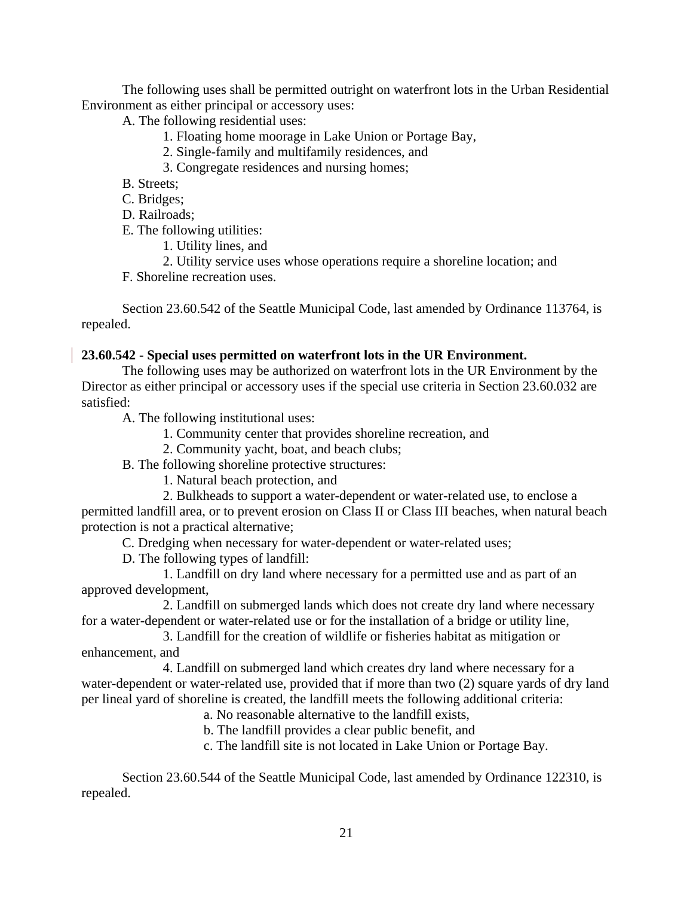The following uses shall be permitted outright on waterfront lots in the Urban Residential Environment as either principal or accessory uses:

A. The following residential uses:

1. Floating home moorage in Lake Union or Portage Bay,
2. Single-family and multifamily residences, and
3. Congregate residences and nursing homes;

B. Streets;

C. Bridges;

D. Railroads;

E. The following utilities:

1. Utility lines, and
2. Utility service uses whose operations require a shoreline location; and

F. Shoreline recreation uses.

Section 23.60.542 of the Seattle Municipal Code, last amended by Ordinance 113764, is repealed.

**23.60.542 - Special uses permitted on waterfront lots in the UR Environment.**

The following uses may be authorized on waterfront lots in the UR Environment by the Director as either principal or accessory uses if the special use criteria in Section 23.60.032 are satisfied:

A. The following institutional uses:

1. Community center that provides shoreline recreation, and
2. Community yacht, boat, and beach clubs;

B. The following shoreline protective structures:

1. Natural beach protection, and
2. Bulkheads to support a water-dependent or water-related use, to enclose a permitted landfill area, or to prevent erosion on Class II or Class III beaches, when natural beach protection is not a practical alternative;

C. Dredging when necessary for water-dependent or water-related uses;

D. The following types of landfill:

1. Landfill on dry land where necessary for a permitted use and as part of an approved development,
2. Landfill on submerged lands which does not create dry land where necessary for a water-dependent or water-related use or for the installation of a bridge or utility line,
3. Landfill for the creation of wildlife or fisheries habitat as mitigation or enhancement, and
4. Landfill on submerged land which creates dry land where necessary for a water-dependent or water-related use, provided that if more than two (2) square yards of dry land per lineal yard of shoreline is created, the landfill meets the following additional criteria:
   a. No reasonable alternative to the landfill exists,
   b. The landfill provides a clear public benefit, and
   c. The landfill site is not located in Lake Union or Portage Bay.

Section 23.60.544 of the Seattle Municipal Code, last amended by Ordinance 122310, is repealed.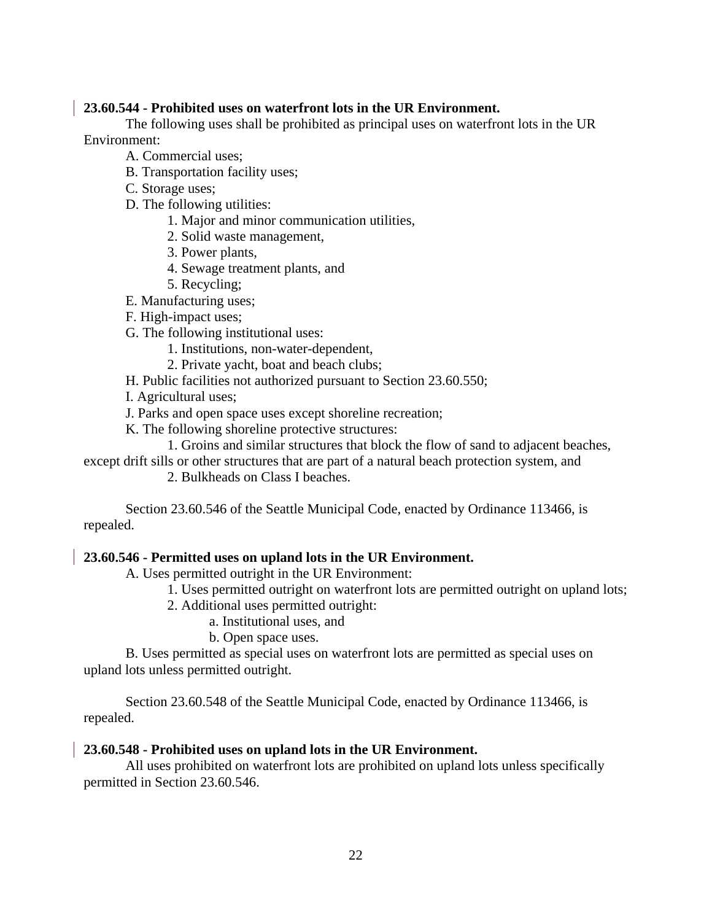**23.60.544 - Prohibited uses on waterfront lots in the UR Environment.**

The following uses shall be prohibited as principal uses on waterfront lots in the UR Environment:

A. Commercial uses;

B. Transportation facility uses;

C. Storage uses;

D. The following utilities:

1. Major and minor communication utilities,
2. Solid waste management,
3. Power plants,
4. Sewage treatment plants, and
5. Recycling;

E. Manufacturing uses;

F. High-impact uses;

G. The following institutional uses:

1. Institutions, non-water-dependent,
2. Private yacht, boat and beach clubs;

H. Public facilities not authorized pursuant to Section 23.60.550;

I. Agricultural uses;

J. Parks and open space uses except shoreline recreation;

K. The following shoreline protective structures:

1. Groins and similar structures that block the flow of sand to adjacent beaches, except drift sills or other structures that are part of a natural beach protection system, and
2. Bulkheads on Class I beaches.

Section 23.60.546 of the Seattle Municipal Code, enacted by Ordinance 113466, is repealed.

**23.60.546 - Permitted uses on upland lots in the UR Environment.**

A. Uses permitted outright in the UR Environment:

1. Uses permitted outright on waterfront lots are permitted outright on upland lots;
2. Additional uses permitted outright:
   a. Institutional uses, and
   b. Open space uses.

B. Uses permitted as special uses on waterfront lots are permitted as special uses on upland lots unless permitted outright.

Section 23.60.548 of the Seattle Municipal Code, enacted by Ordinance 113466, is repealed.

**23.60.548 - Prohibited uses on upland lots in the UR Environment.**

All uses prohibited on waterfront lots are prohibited on upland lots unless specifically permitted in Section 23.60.546.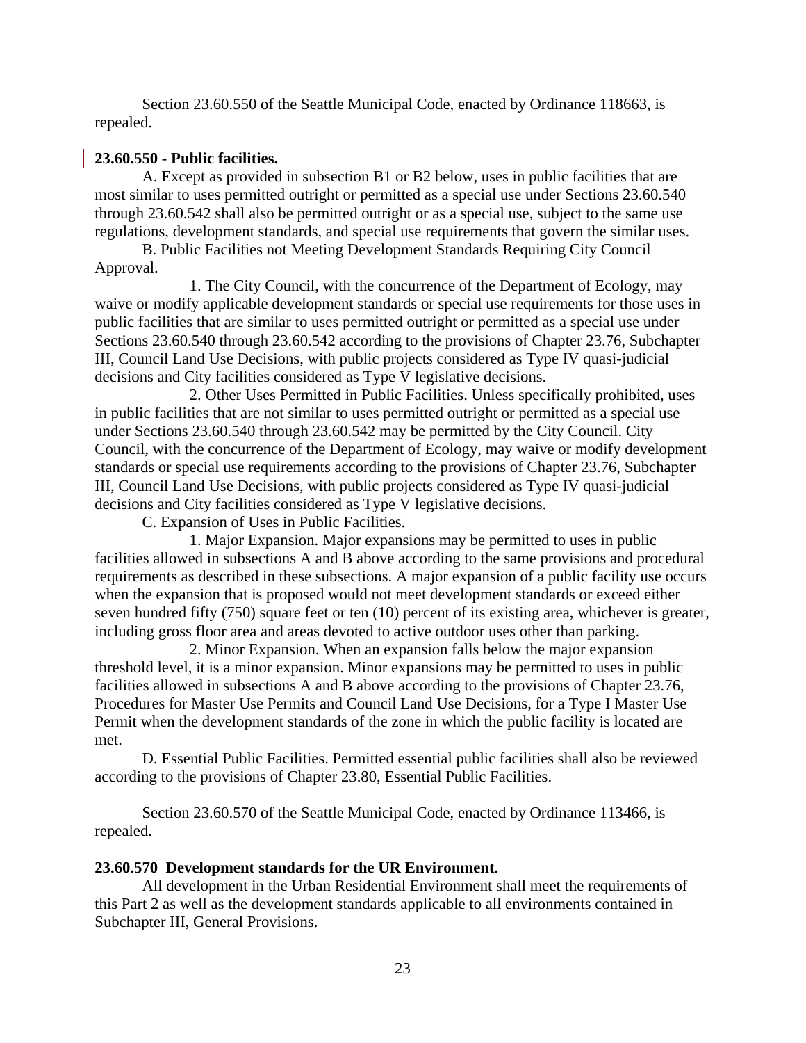Section 23.60.550 of the Seattle Municipal Code, enacted by Ordinance 118663, is repealed.

**23.60.550 - Public facilities.**

A. Except as provided in subsection B1 or B2 below, uses in public facilities that are most similar to uses permitted outright or permitted as a special use under Sections 23.60.540 through 23.60.542 shall also be permitted outright or as a special use, subject to the same use regulations, development standards, and special use requirements that govern the similar uses.

B. Public Facilities not Meeting Development Standards Requiring City Council Approval.

1. The City Council, with the concurrence of the Department of Ecology, may waive or modify applicable development standards or special use requirements for those uses in public facilities that are similar to uses permitted outright or permitted as a special use under Sections 23.60.540 through 23.60.542 according to the provisions of Chapter 23.76, Subchapter III, Council Land Use Decisions, with public projects considered as Type IV quasi-judicial decisions and City facilities considered as Type V legislative decisions.

2. Other Uses Permitted in Public Facilities. Unless specifically prohibited, uses in public facilities that are not similar to uses permitted outright or permitted as a special use under Sections 23.60.540 through 23.60.542 may be permitted by the City Council. City Council, with the concurrence of the Department of Ecology, may waive or modify development standards or special use requirements according to the provisions of Chapter 23.76, Subchapter III, Council Land Use Decisions, with public projects considered as Type IV quasi-judicial decisions and City facilities considered as Type V legislative decisions.

C. Expansion of Uses in Public Facilities.

1. Major Expansion. Major expansions may be permitted to uses in public facilities allowed in subsections A and B above according to the same provisions and procedural requirements as described in these subsections. A major expansion of a public facility use occurs when the expansion that is proposed would not meet development standards or exceed either seven hundred fifty (750) square feet or ten (10) percent of its existing area, whichever is greater, including gross floor area and areas devoted to active outdoor uses other than parking.

2. Minor Expansion. When an expansion falls below the major expansion threshold level, it is a minor expansion. Minor expansions may be permitted to uses in public facilities allowed in subsections A and B above according to the provisions of Chapter 23.76, Procedures for Master Use Permits and Council Land Use Decisions, for a Type I Master Use Permit when the development standards of the zone in which the public facility is located are met.

D. Essential Public Facilities. Permitted essential public facilities shall also be reviewed according to the provisions of Chapter 23.80, Essential Public Facilities.

Section 23.60.570 of the Seattle Municipal Code, enacted by Ordinance 113466, is repealed.

**23.60.570 Development standards for the UR Environment.**

All development in the Urban Residential Environment shall meet the requirements of this Part 2 as well as the development standards applicable to all environments contained in Subchapter III, General Provisions.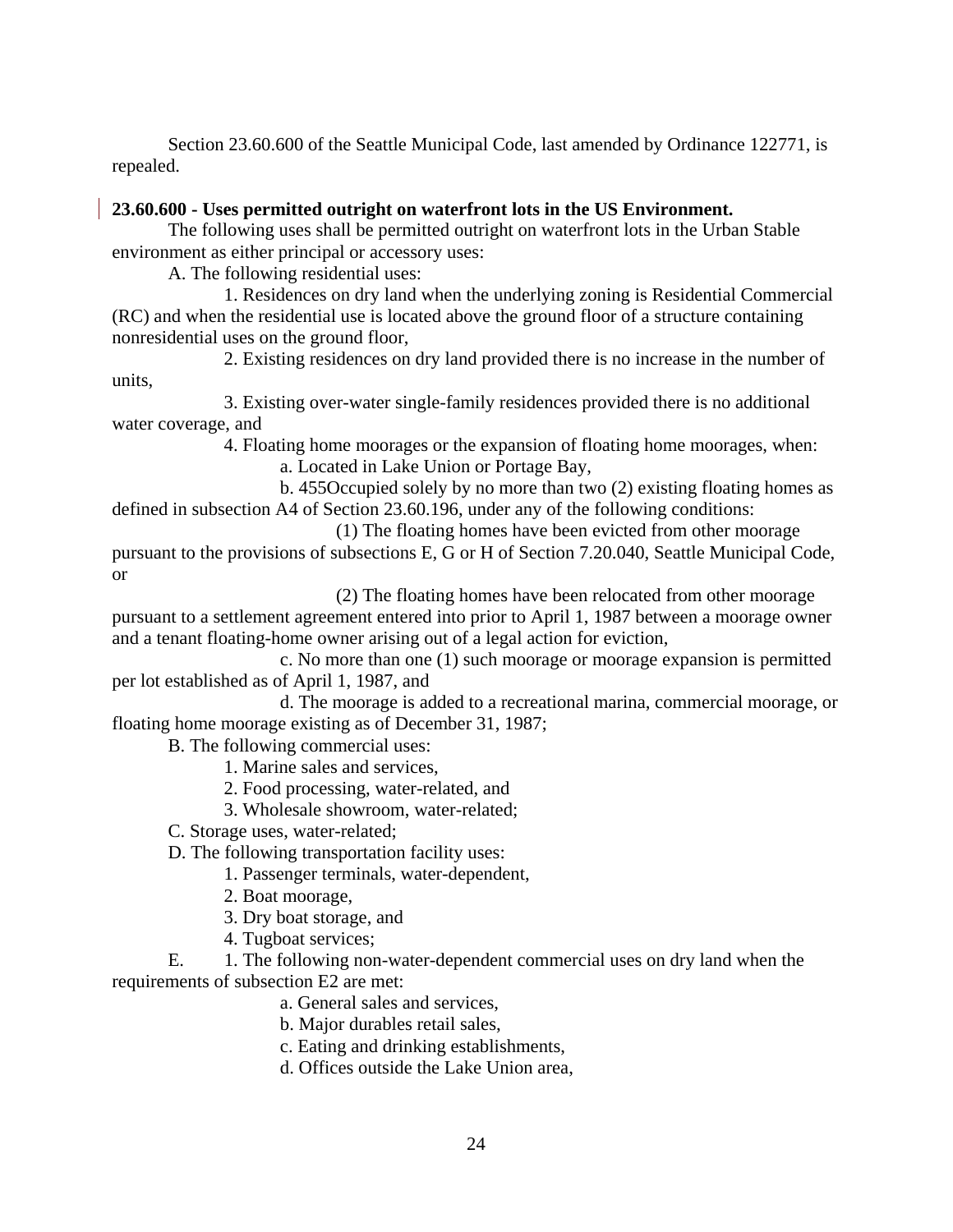Section 23.60.600 of the Seattle Municipal Code, last amended by Ordinance 122771, is repealed.

**23.60.600 - Uses permitted outright on waterfront lots in the US Environment.**

The following uses shall be permitted outright on waterfront lots in the Urban Stable environment as either principal or accessory uses:

A. The following residential uses:

1. Residences on dry land when the underlying zoning is Residential Commercial (RC) and when the residential use is located above the ground floor of a structure containing nonresidential uses on the ground floor,

2. Existing residences on dry land provided there is no increase in the number of units,

3. Existing over-water single-family residences provided there is no additional water coverage, and

4. Floating home moorages or the expansion of floating home moorages, when:

a. Located in Lake Union or Portage Bay,

b. 455Occupied solely by no more than two (2) existing floating homes as defined in subsection A4 of Section 23.60.196, under any of the following conditions:

(1) The floating homes have been evicted from other moorage pursuant to the provisions of subsections E, G or H of Section 7.20.040, Seattle Municipal Code, or

(2) The floating homes have been relocated from other moorage pursuant to a settlement agreement entered into prior to April 1, 1987 between a moorage owner and a tenant floating-home owner arising out of a legal action for eviction,

c. No more than one (1) such moorage or moorage expansion is permitted per lot established as of April 1, 1987, and

d. The moorage is added to a recreational marina, commercial moorage, or floating home moorage existing as of December 31, 1987;

B. The following commercial uses:

1. Marine sales and services,

2. Food processing, water-related, and

3. Wholesale showroom, water-related;

C. Storage uses, water-related;

D. The following transportation facility uses:

1. Passenger terminals, water-dependent,

2. Boat moorage,

3. Dry boat storage, and

4. Tugboat services;

E. 1. The following non-water-dependent commercial uses on dry land when the requirements of subsection E2 are met:

a. General sales and services,

b. Major durables retail sales,

c. Eating and drinking establishments,

d. Offices outside the Lake Union area,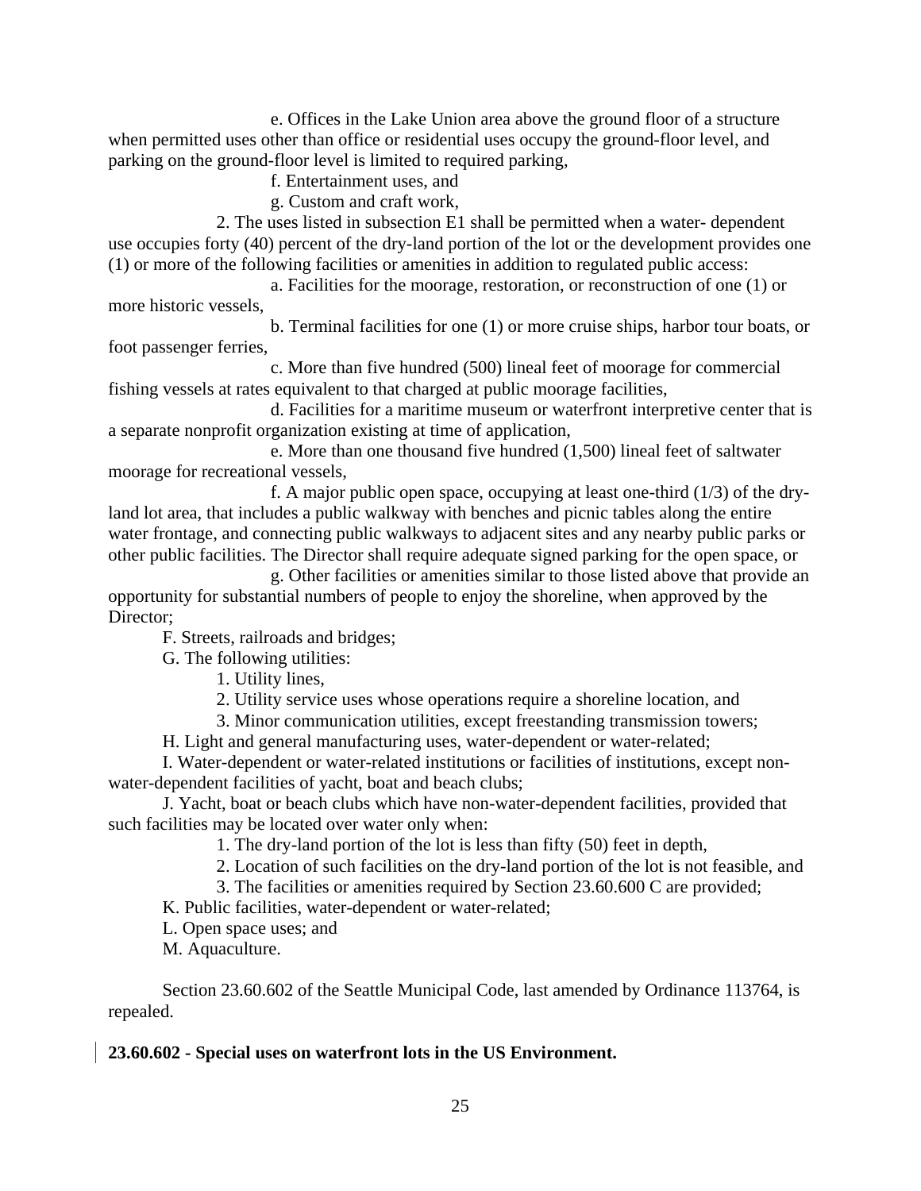e. Offices in the Lake Union area above the ground floor of a structure when permitted uses other than office or residential uses occupy the ground-floor level, and parking on the ground-floor level is limited to required parking,

f. Entertainment uses, and

g. Custom and craft work,

2. The uses listed in subsection E1 shall be permitted when a water- dependent use occupies forty (40) percent of the dry-land portion of the lot or the development provides one (1) or more of the following facilities or amenities in addition to regulated public access:

a. Facilities for the moorage, restoration, or reconstruction of one (1) or more historic vessels,

b. Terminal facilities for one (1) or more cruise ships, harbor tour boats, or foot passenger ferries,

c. More than five hundred (500) lineal feet of moorage for commercial fishing vessels at rates equivalent to that charged at public moorage facilities,

d. Facilities for a maritime museum or waterfront interpretive center that is a separate nonprofit organization existing at time of application,

e. More than one thousand five hundred (1,500) lineal feet of saltwater moorage for recreational vessels,

f. A major public open space, occupying at least one-third (1/3) of the dry-land lot area, that includes a public walkway with benches and picnic tables along the entire water frontage, and connecting public walkways to adjacent sites and any nearby public parks or other public facilities. The Director shall require adequate signed parking for the open space, or

g. Other facilities or amenities similar to those listed above that provide an opportunity for substantial numbers of people to enjoy the shoreline, when approved by the Director;

F. Streets, railroads and bridges;

G. The following utilities:

1. Utility lines,

2. Utility service uses whose operations require a shoreline location, and

3. Minor communication utilities, except freestanding transmission towers;

H. Light and general manufacturing uses, water-dependent or water-related;

I. Water-dependent or water-related institutions or facilities of institutions, except non-water-dependent facilities of yacht, boat and beach clubs;

J. Yacht, boat or beach clubs which have non-water-dependent facilities, provided that such facilities may be located over water only when:

1. The dry-land portion of the lot is less than fifty (50) feet in depth,

2. Location of such facilities on the dry-land portion of the lot is not feasible, and

3. The facilities or amenities required by Section 23.60.600 C are provided;

K. Public facilities, water-dependent or water-related;

L. Open space uses; and

M. Aquaculture.

Section 23.60.602 of the Seattle Municipal Code, last amended by Ordinance 113764, is repealed.

**23.60.602 - Special uses on waterfront lots in the US Environment.**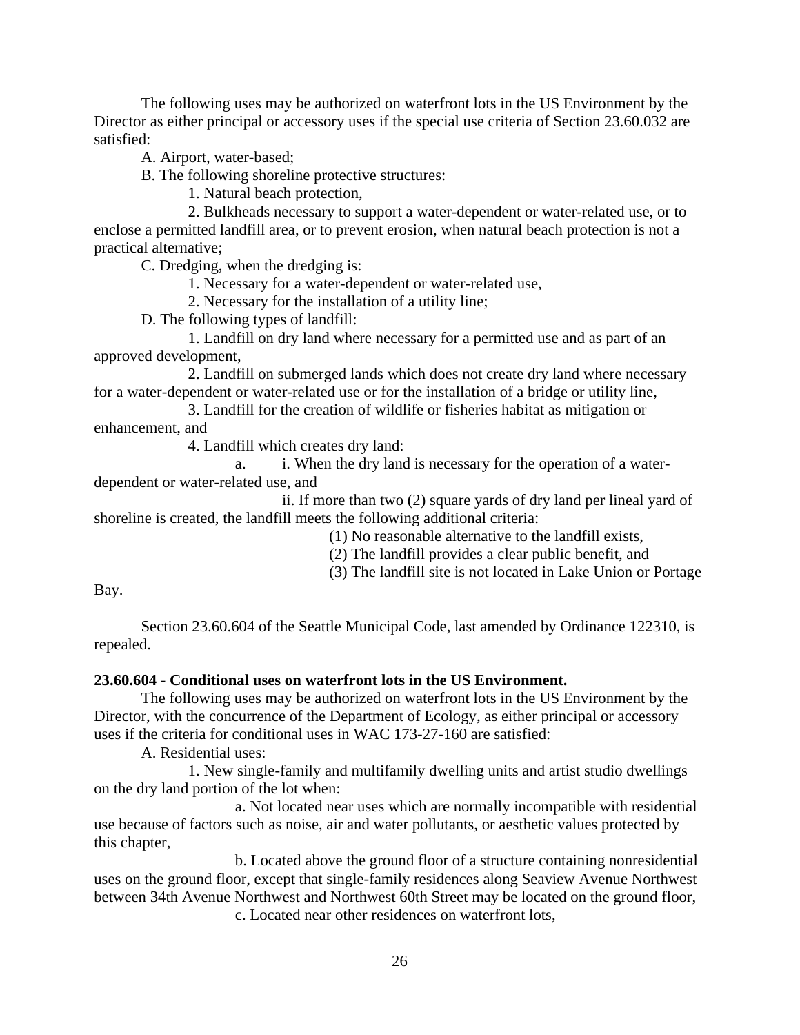The following uses may be authorized on waterfront lots in the US Environment by the Director as either principal or accessory uses if the special use criteria of Section 23.60.032 are satisfied:

A. Airport, water-based;

B. The following shoreline protective structures:

1. Natural beach protection,

2. Bulkheads necessary to support a water-dependent or water-related use, or to enclose a permitted landfill area, or to prevent erosion, when natural beach protection is not a practical alternative;

C. Dredging, when the dredging is:

1. Necessary for a water-dependent or water-related use,

2. Necessary for the installation of a utility line;

D. The following types of landfill:

1. Landfill on dry land where necessary for a permitted use and as part of an approved development,

2. Landfill on submerged lands which does not create dry land where necessary for a water-dependent or water-related use or for the installation of a bridge or utility line,

3. Landfill for the creation of wildlife or fisheries habitat as mitigation or enhancement, and

4. Landfill which creates dry land:

a. i. When the dry land is necessary for the operation of a water-dependent or water-related use, and

ii. If more than two (2) square yards of dry land per lineal yard of shoreline is created, the landfill meets the following additional criteria:

(1) No reasonable alternative to the landfill exists,

(2) The landfill provides a clear public benefit, and

(3) The landfill site is not located in Lake Union or Portage Bay.

Section 23.60.604 of the Seattle Municipal Code, last amended by Ordinance 122310, is repealed.

**23.60.604 - Conditional uses on waterfront lots in the US Environment.**

The following uses may be authorized on waterfront lots in the US Environment by the Director, with the concurrence of the Department of Ecology, as either principal or accessory uses if the criteria for conditional uses in WAC 173-27-160 are satisfied:

A. Residential uses:

1. New single-family and multifamily dwelling units and artist studio dwellings on the dry land portion of the lot when:

a. Not located near uses which are normally incompatible with residential use because of factors such as noise, air and water pollutants, or aesthetic values protected by this chapter,

b. Located above the ground floor of a structure containing nonresidential uses on the ground floor, except that single-family residences along Seaview Avenue Northwest between 34th Avenue Northwest and Northwest 60th Street may be located on the ground floor,

c. Located near other residences on waterfront lots,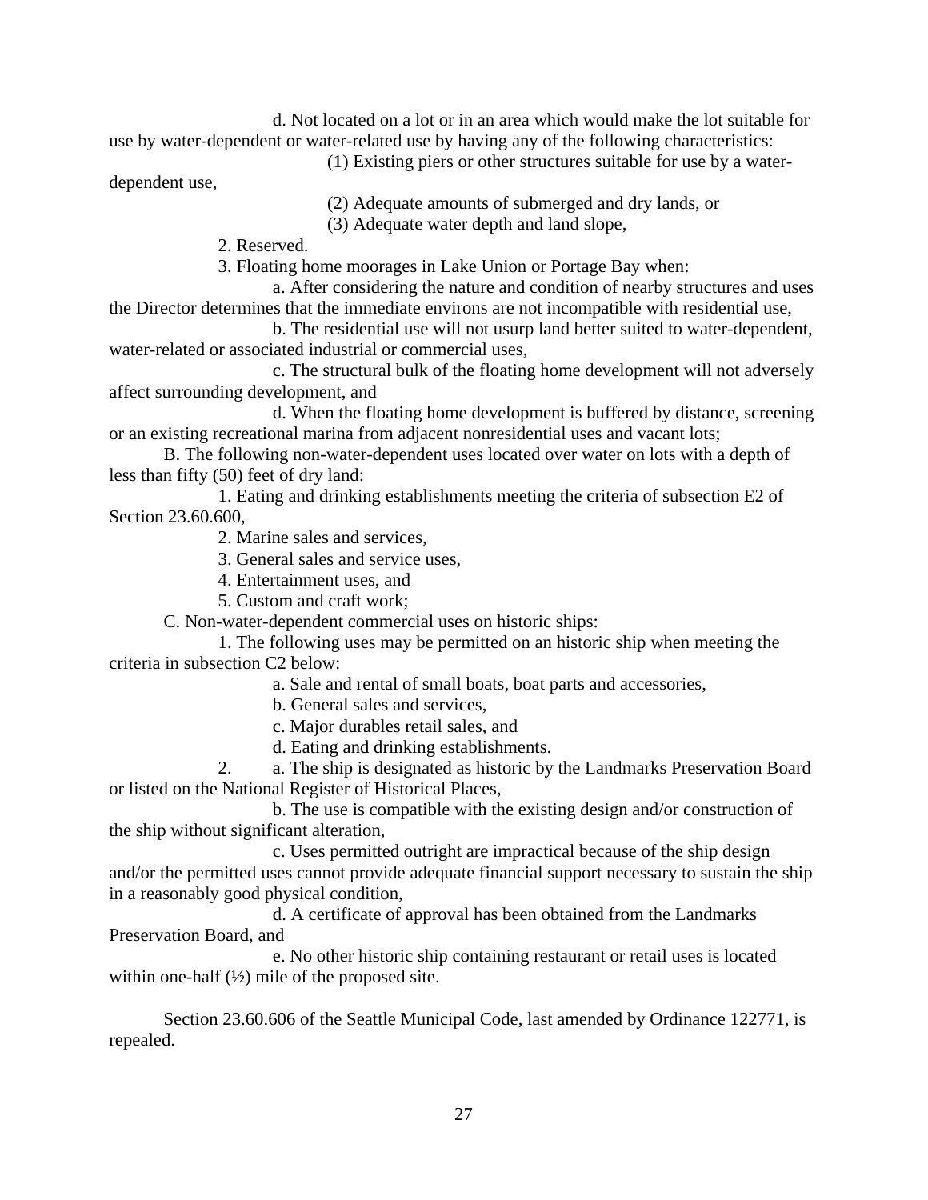d. Not located on a lot or in an area which would make the lot suitable for use by water-dependent or water-related use by having any of the following characteristics:

(1) Existing piers or other structures suitable for use by a water-dependent use,

(2) Adequate amounts of submerged and dry lands, or

(3) Adequate water depth and land slope,

2. Reserved.

3. Floating home moorages in Lake Union or Portage Bay when:

a. After considering the nature and condition of nearby structures and uses the Director determines that the immediate environs are not incompatible with residential use,

b. The residential use will not usurp land better suited to water-dependent, water-related or associated industrial or commercial uses,

c. The structural bulk of the floating home development will not adversely affect surrounding development, and

d. When the floating home development is buffered by distance, screening or an existing recreational marina from adjacent nonresidential uses and vacant lots;

B. The following non-water-dependent uses located over water on lots with a depth of less than fifty (50) feet of dry land:

1. Eating and drinking establishments meeting the criteria of subsection E2 of Section 23.60.600,

2. Marine sales and services,

3. General sales and service uses,

4. Entertainment uses, and

5. Custom and craft work;

C. Non-water-dependent commercial uses on historic ships:

1. The following uses may be permitted on an historic ship when meeting the criteria in subsection C2 below:

a. Sale and rental of small boats, boat parts and accessories,

b. General sales and services,

c. Major durables retail sales, and

d. Eating and drinking establishments.

2. a. The ship is designated as historic by the Landmarks Preservation Board or listed on the National Register of Historical Places,

b. The use is compatible with the existing design and/or construction of the ship without significant alteration,

c. Uses permitted outright are impractical because of the ship design and/or the permitted uses cannot provide adequate financial support necessary to sustain the ship in a reasonably good physical condition,

d. A certificate of approval has been obtained from the Landmarks Preservation Board, and

e. No other historic ship containing restaurant or retail uses is located within one-half (½) mile of the proposed site.

Section 23.60.606 of the Seattle Municipal Code, last amended by Ordinance 122771, is repealed.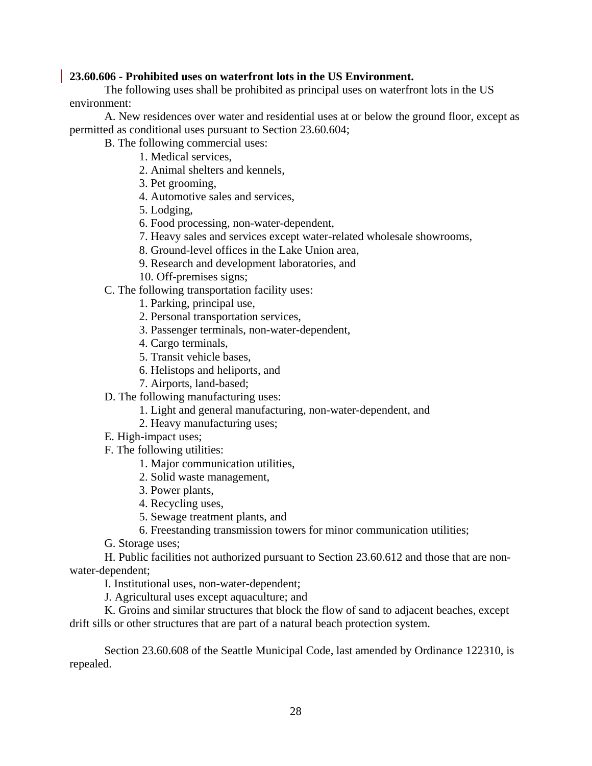**23.60.606 - Prohibited uses on waterfront lots in the US Environment.**

The following uses shall be prohibited as principal uses on waterfront lots in the US environment:

A. New residences over water and residential uses at or below the ground floor, except as permitted as conditional uses pursuant to Section 23.60.604;

B. The following commercial uses:

1. Medical services,
2. Animal shelters and kennels,
3. Pet grooming,
4. Automotive sales and services,
5. Lodging,
6. Food processing, non-water-dependent,
7. Heavy sales and services except water-related wholesale showrooms,
8. Ground-level offices in the Lake Union area,
9. Research and development laboratories, and
10. Off-premises signs;

C. The following transportation facility uses:

1. Parking, principal use,
2. Personal transportation services,
3. Passenger terminals, non-water-dependent,
4. Cargo terminals,
5. Transit vehicle bases,
6. Helistops and heliports, and
7. Airports, land-based;

D. The following manufacturing uses:

1. Light and general manufacturing, non-water-dependent, and
2. Heavy manufacturing uses;

E. High-impact uses;

F. The following utilities:

1. Major communication utilities,
2. Solid waste management,
3. Power plants,
4. Recycling uses,
5. Sewage treatment plants, and
6. Freestanding transmission towers for minor communication utilities;

G. Storage uses;

H. Public facilities not authorized pursuant to Section 23.60.612 and those that are non-water-dependent;

I. Institutional uses, non-water-dependent;

J. Agricultural uses except aquaculture; and

K. Groins and similar structures that block the flow of sand to adjacent beaches, except drift sills or other structures that are part of a natural beach protection system.

Section 23.60.608 of the Seattle Municipal Code, last amended by Ordinance 122310, is repealed.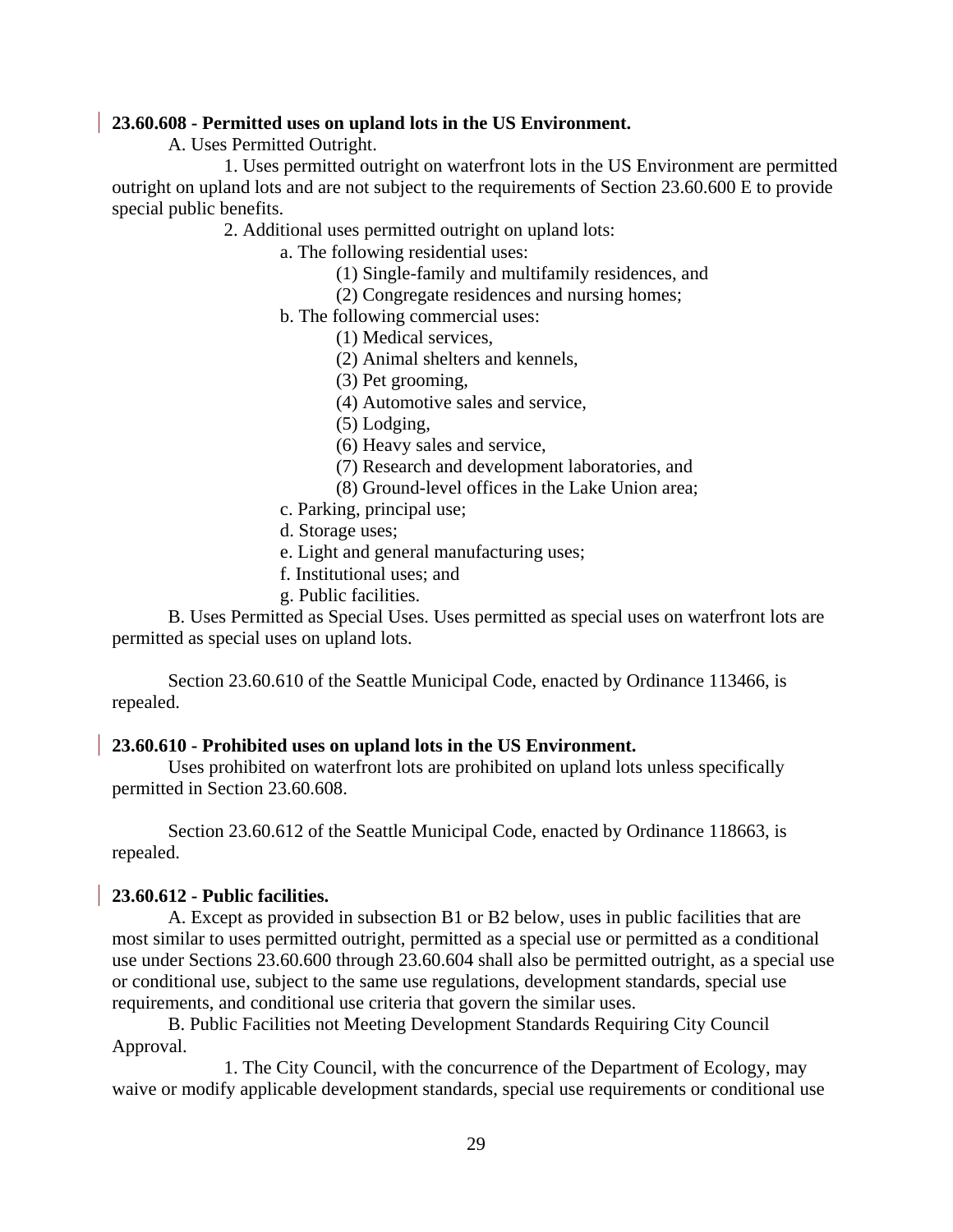**23.60.608 - Permitted uses on upland lots in the US Environment.**

A. Uses Permitted Outright.

1. Uses permitted outright on waterfront lots in the US Environment are permitted outright on upland lots and are not subject to the requirements of Section 23.60.600 E to provide special public benefits.

2. Additional uses permitted outright on upland lots:

a. The following residential uses:

(1) Single-family and multifamily residences, and

(2) Congregate residences and nursing homes;

b. The following commercial uses:

(1) Medical services,

(2) Animal shelters and kennels,

(3) Pet grooming,

(4) Automotive sales and service,

(5) Lodging,

(6) Heavy sales and service,

(7) Research and development laboratories, and

(8) Ground-level offices in the Lake Union area;

c. Parking, principal use;

d. Storage uses;

e. Light and general manufacturing uses;

f. Institutional uses; and

g. Public facilities.

B. Uses Permitted as Special Uses. Uses permitted as special uses on waterfront lots are permitted as special uses on upland lots.

Section 23.60.610 of the Seattle Municipal Code, enacted by Ordinance 113466, is repealed.

**23.60.610 - Prohibited uses on upland lots in the US Environment.**

Uses prohibited on waterfront lots are prohibited on upland lots unless specifically permitted in Section 23.60.608.

Section 23.60.612 of the Seattle Municipal Code, enacted by Ordinance 118663, is repealed.

**23.60.612 - Public facilities.**

A. Except as provided in subsection B1 or B2 below, uses in public facilities that are most similar to uses permitted outright, permitted as a special use or permitted as a conditional use under Sections 23.60.600 through 23.60.604 shall also be permitted outright, as a special use or conditional use, subject to the same use regulations, development standards, special use requirements, and conditional use criteria that govern the similar uses.

B. Public Facilities not Meeting Development Standards Requiring City Council Approval.

1. The City Council, with the concurrence of the Department of Ecology, may waive or modify applicable development standards, special use requirements or conditional use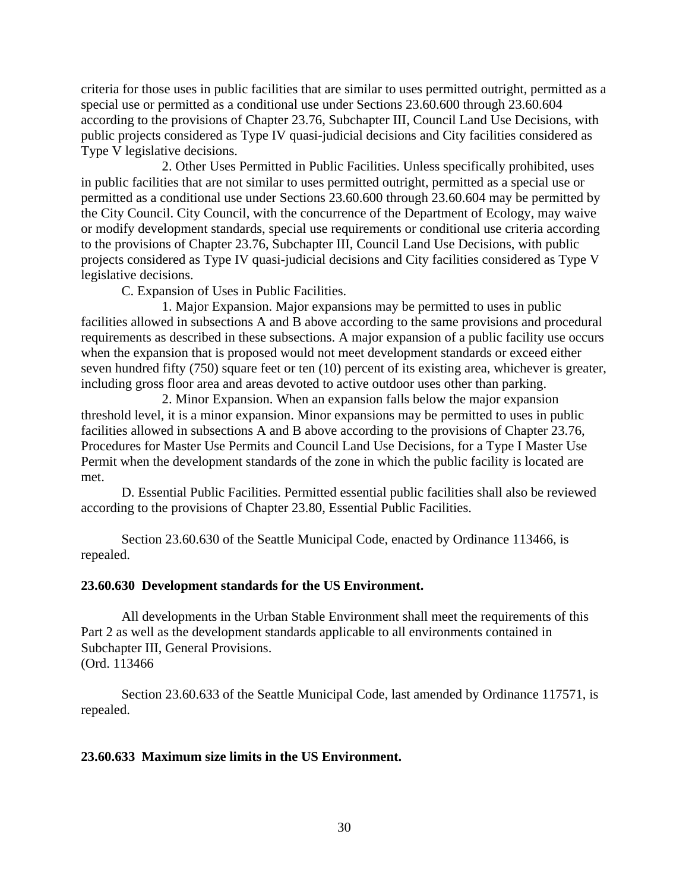criteria for those uses in public facilities that are similar to uses permitted outright, permitted as a special use or permitted as a conditional use under Sections 23.60.600 through 23.60.604 according to the provisions of Chapter 23.76, Subchapter III, Council Land Use Decisions, with public projects considered as Type IV quasi-judicial decisions and City facilities considered as Type V legislative decisions.

2. Other Uses Permitted in Public Facilities. Unless specifically prohibited, uses in public facilities that are not similar to uses permitted outright, permitted as a special use or permitted as a conditional use under Sections 23.60.600 through 23.60.604 may be permitted by the City Council. City Council, with the concurrence of the Department of Ecology, may waive or modify development standards, special use requirements or conditional use criteria according to the provisions of Chapter 23.76, Subchapter III, Council Land Use Decisions, with public projects considered as Type IV quasi-judicial decisions and City facilities considered as Type V legislative decisions.

C. Expansion of Uses in Public Facilities.

1. Major Expansion. Major expansions may be permitted to uses in public facilities allowed in subsections A and B above according to the same provisions and procedural requirements as described in these subsections. A major expansion of a public facility use occurs when the expansion that is proposed would not meet development standards or exceed either seven hundred fifty (750) square feet or ten (10) percent of its existing area, whichever is greater, including gross floor area and areas devoted to active outdoor uses other than parking.

2. Minor Expansion. When an expansion falls below the major expansion threshold level, it is a minor expansion. Minor expansions may be permitted to uses in public facilities allowed in subsections A and B above according to the provisions of Chapter 23.76, Procedures for Master Use Permits and Council Land Use Decisions, for a Type I Master Use Permit when the development standards of the zone in which the public facility is located are met.

D. Essential Public Facilities. Permitted essential public facilities shall also be reviewed according to the provisions of Chapter 23.80, Essential Public Facilities.

Section 23.60.630 of the Seattle Municipal Code, enacted by Ordinance 113466, is repealed.

**23.60.630 Development standards for the US Environment.**

All developments in the Urban Stable Environment shall meet the requirements of this Part 2 as well as the development standards applicable to all environments contained in Subchapter III, General Provisions.
(Ord. 113466

Section 23.60.633 of the Seattle Municipal Code, last amended by Ordinance 117571, is repealed.

**23.60.633 Maximum size limits in the US Environment.**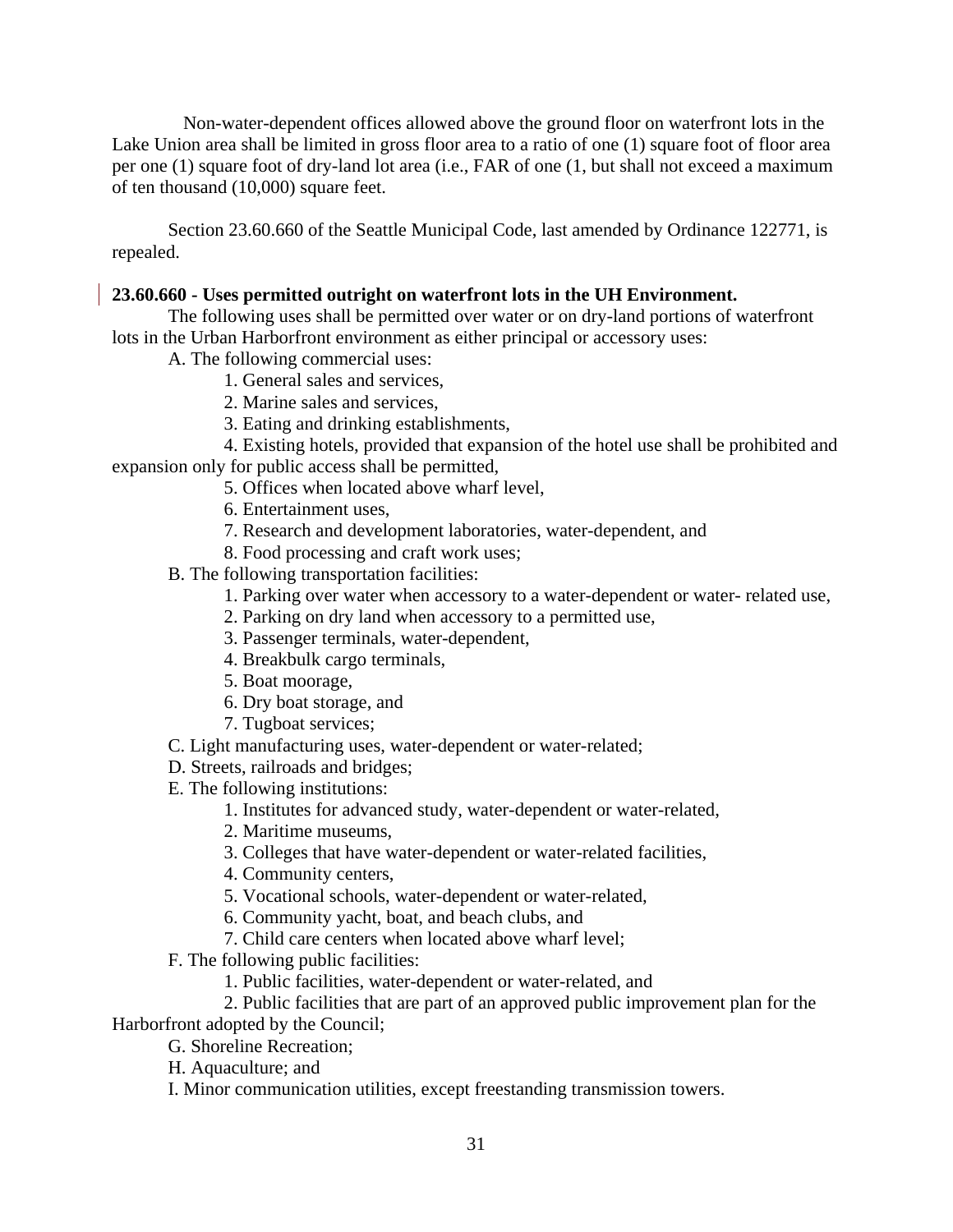Non-water-dependent offices allowed above the ground floor on waterfront lots in the Lake Union area shall be limited in gross floor area to a ratio of one (1) square foot of floor area per one (1) square foot of dry-land lot area (i.e., FAR of one (1, but shall not exceed a maximum of ten thousand (10,000) square feet.

Section 23.60.660 of the Seattle Municipal Code, last amended by Ordinance 122771, is repealed.

**23.60.660 - Uses permitted outright on waterfront lots in the UH Environment.**

The following uses shall be permitted over water or on dry-land portions of waterfront lots in the Urban Harborfront environment as either principal or accessory uses:

A. The following commercial uses:

1. General sales and services,
2. Marine sales and services,
3. Eating and drinking establishments,
4. Existing hotels, provided that expansion of the hotel use shall be prohibited and expansion only for public access shall be permitted,
5. Offices when located above wharf level,
6. Entertainment uses,
7. Research and development laboratories, water-dependent, and
8. Food processing and craft work uses;

B. The following transportation facilities:

1. Parking over water when accessory to a water-dependent or water- related use,
2. Parking on dry land when accessory to a permitted use,
3. Passenger terminals, water-dependent,
4. Breakbulk cargo terminals,
5. Boat moorage,
6. Dry boat storage, and
7. Tugboat services;

C. Light manufacturing uses, water-dependent or water-related;

D. Streets, railroads and bridges;

E. The following institutions:

1. Institutes for advanced study, water-dependent or water-related,
2. Maritime museums,
3. Colleges that have water-dependent or water-related facilities,
4. Community centers,
5. Vocational schools, water-dependent or water-related,
6. Community yacht, boat, and beach clubs, and
7. Child care centers when located above wharf level;

F. The following public facilities:

1. Public facilities, water-dependent or water-related, and
2. Public facilities that are part of an approved public improvement plan for the Harborfront adopted by the Council;

G. Shoreline Recreation;

H. Aquaculture; and

I. Minor communication utilities, except freestanding transmission towers.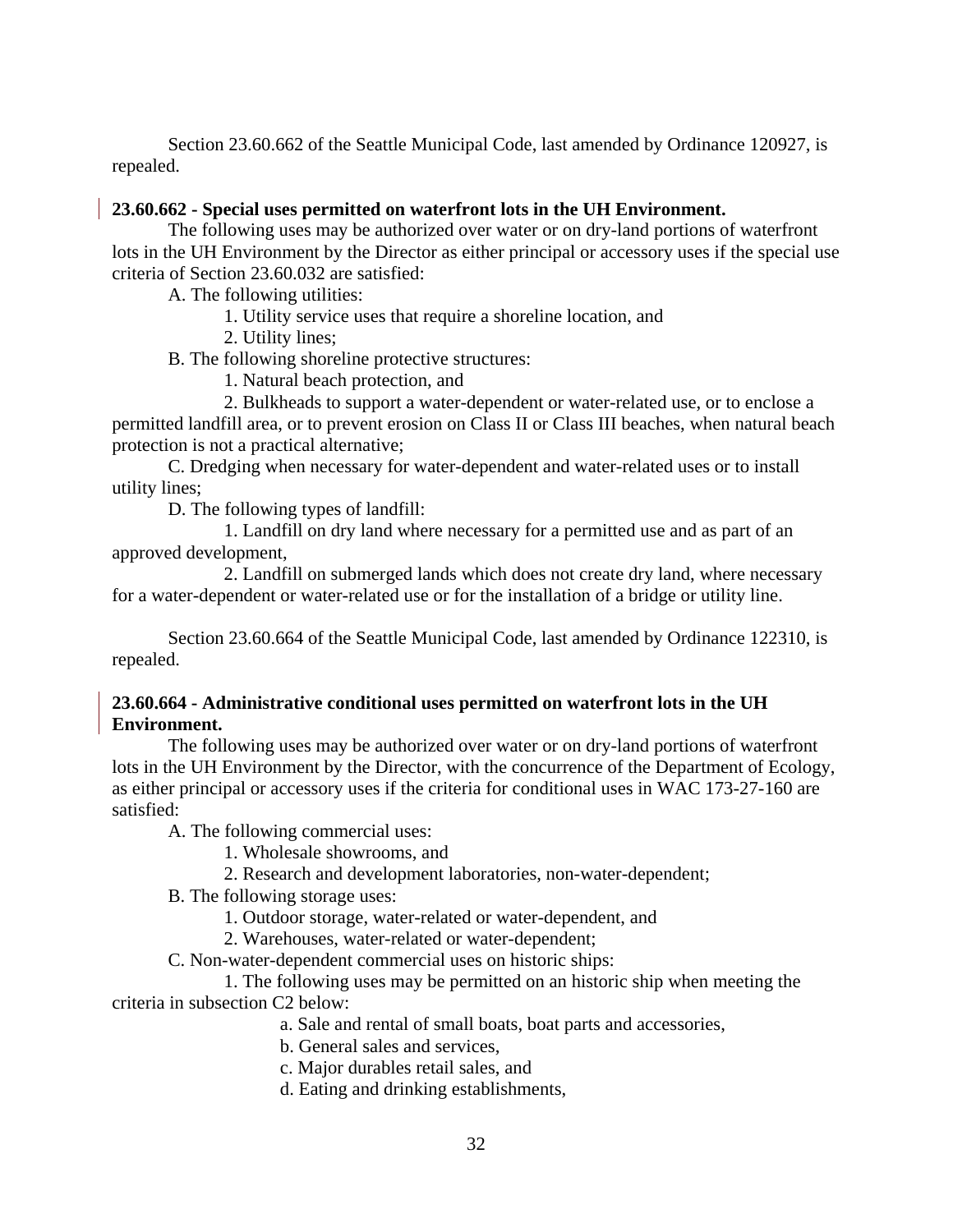Section 23.60.662 of the Seattle Municipal Code, last amended by Ordinance 120927, is repealed.

**23.60.662 - Special uses permitted on waterfront lots in the UH Environment.**

The following uses may be authorized over water or on dry-land portions of waterfront lots in the UH Environment by the Director as either principal or accessory uses if the special use criteria of Section 23.60.032 are satisfied:

A. The following utilities:

1. Utility service uses that require a shoreline location, and

2. Utility lines;

B. The following shoreline protective structures:

1. Natural beach protection, and

2. Bulkheads to support a water-dependent or water-related use, or to enclose a permitted landfill area, or to prevent erosion on Class II or Class III beaches, when natural beach protection is not a practical alternative;

C. Dredging when necessary for water-dependent and water-related uses or to install utility lines;

D. The following types of landfill:

1. Landfill on dry land where necessary for a permitted use and as part of an approved development,

2. Landfill on submerged lands which does not create dry land, where necessary for a water-dependent or water-related use or for the installation of a bridge or utility line.

Section 23.60.664 of the Seattle Municipal Code, last amended by Ordinance 122310, is repealed.

**23.60.664 - Administrative conditional uses permitted on waterfront lots in the UH Environment.**

The following uses may be authorized over water or on dry-land portions of waterfront lots in the UH Environment by the Director, with the concurrence of the Department of Ecology, as either principal or accessory uses if the criteria for conditional uses in WAC 173-27-160 are satisfied:

A. The following commercial uses:

1. Wholesale showrooms, and

2. Research and development laboratories, non-water-dependent;

B. The following storage uses:

1. Outdoor storage, water-related or water-dependent, and

2. Warehouses, water-related or water-dependent;

C. Non-water-dependent commercial uses on historic ships:

1. The following uses may be permitted on an historic ship when meeting the criteria in subsection C2 below:

a. Sale and rental of small boats, boat parts and accessories,

b. General sales and services,

c. Major durables retail sales, and

d. Eating and drinking establishments,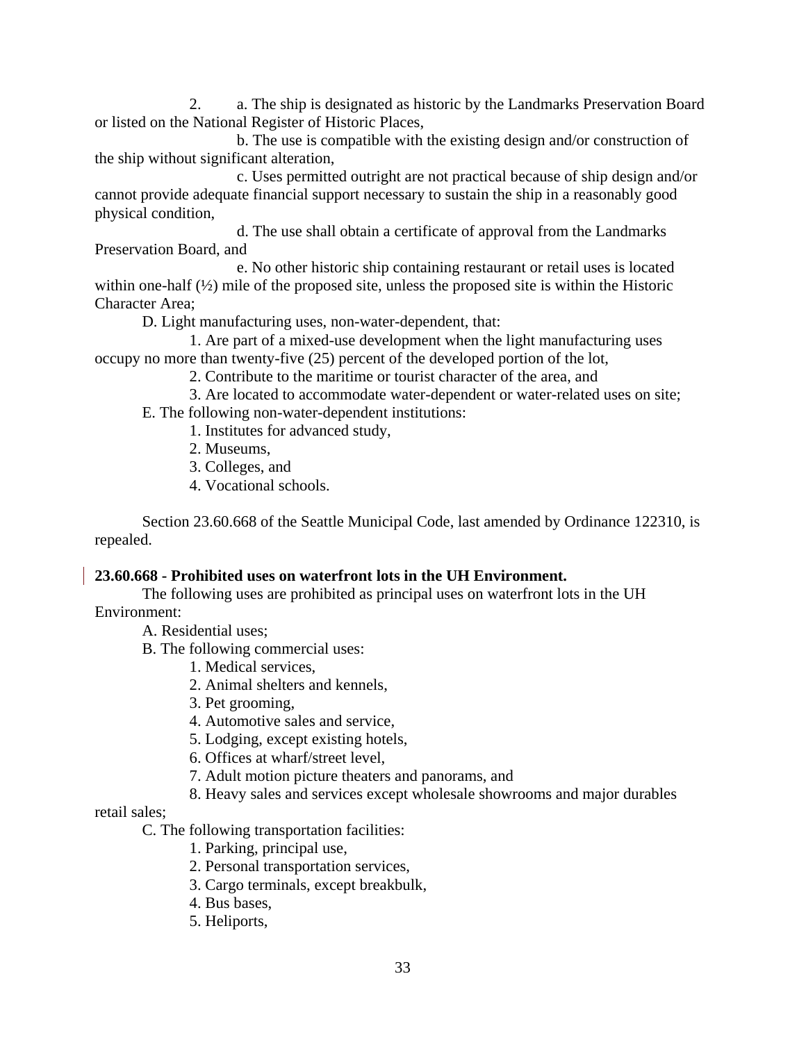2. a. The ship is designated as historic by the Landmarks Preservation Board or listed on the National Register of Historic Places,

b. The use is compatible with the existing design and/or construction of the ship without significant alteration,

c. Uses permitted outright are not practical because of ship design and/or cannot provide adequate financial support necessary to sustain the ship in a reasonably good physical condition,

d. The use shall obtain a certificate of approval from the Landmarks Preservation Board, and

e. No other historic ship containing restaurant or retail uses is located within one-half (½) mile of the proposed site, unless the proposed site is within the Historic Character Area;

D. Light manufacturing uses, non-water-dependent, that:

1. Are part of a mixed-use development when the light manufacturing uses occupy no more than twenty-five (25) percent of the developed portion of the lot,

2. Contribute to the maritime or tourist character of the area, and

3. Are located to accommodate water-dependent or water-related uses on site;

E. The following non-water-dependent institutions:

1. Institutes for advanced study,

2. Museums,

3. Colleges, and

4. Vocational schools.

Section 23.60.668 of the Seattle Municipal Code, last amended by Ordinance 122310, is repealed.

**23.60.668 - Prohibited uses on waterfront lots in the UH Environment.**

The following uses are prohibited as principal uses on waterfront lots in the UH Environment:

A. Residential uses;

B. The following commercial uses:

1. Medical services,

2. Animal shelters and kennels,

3. Pet grooming,

4. Automotive sales and service,

5. Lodging, except existing hotels,

6. Offices at wharf/street level,

7. Adult motion picture theaters and panorams, and

8. Heavy sales and services except wholesale showrooms and major durables retail sales;

C. The following transportation facilities:

1. Parking, principal use,

2. Personal transportation services,

3. Cargo terminals, except breakbulk,

4. Bus bases,

5. Heliports,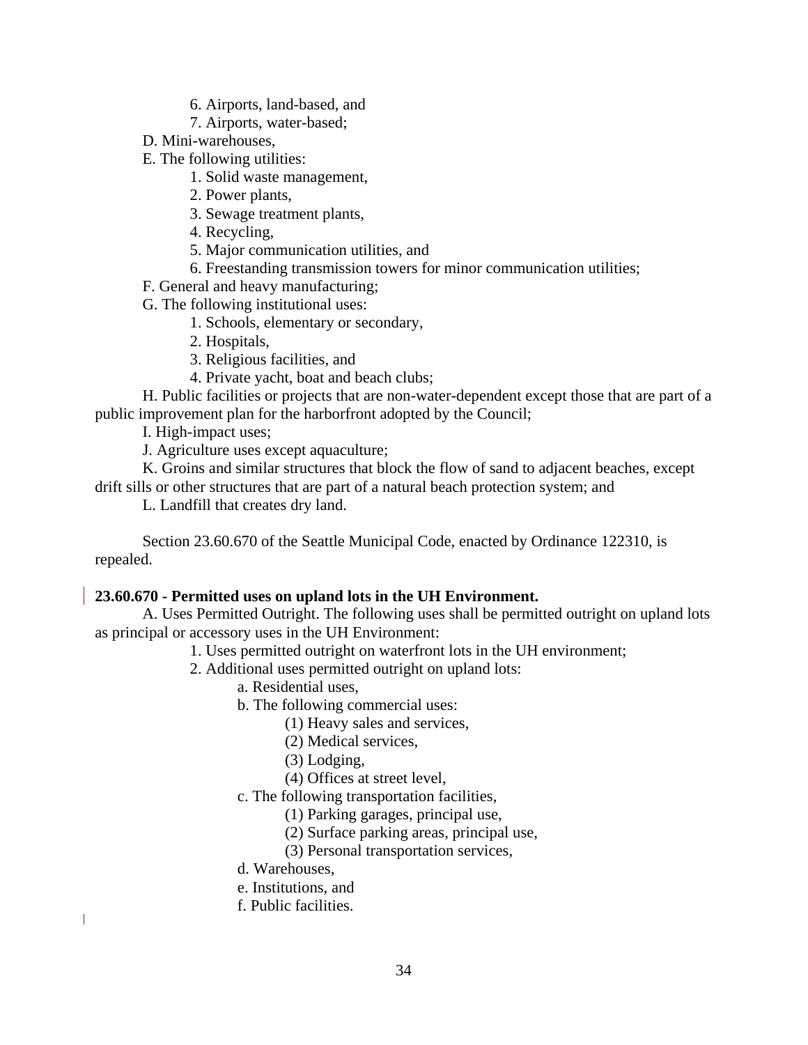6. Airports, land-based, and
7. Airports, water-based;

D. Mini-warehouses,

E. The following utilities:

1. Solid waste management,
2. Power plants,
3. Sewage treatment plants,
4. Recycling,
5. Major communication utilities, and
6. Freestanding transmission towers for minor communication utilities;

F. General and heavy manufacturing;

G. The following institutional uses:

1. Schools, elementary or secondary,
2. Hospitals,
3. Religious facilities, and
4. Private yacht, boat and beach clubs;

H. Public facilities or projects that are non-water-dependent except those that are part of a public improvement plan for the harborfront adopted by the Council;

I. High-impact uses;

J. Agriculture uses except aquaculture;

K. Groins and similar structures that block the flow of sand to adjacent beaches, except drift sills or other structures that are part of a natural beach protection system; and

L. Landfill that creates dry land.

Section 23.60.670 of the Seattle Municipal Code, enacted by Ordinance 122310, is repealed.

**23.60.670 - Permitted uses on upland lots in the UH Environment.**

A. Uses Permitted Outright. The following uses shall be permitted outright on upland lots as principal or accessory uses in the UH Environment:

1. Uses permitted outright on waterfront lots in the UH environment;
2. Additional uses permitted outright on upland lots:
   a. Residential uses,
   b. The following commercial uses:
      (1) Heavy sales and services,
      (2) Medical services,
      (3) Lodging,
      (4) Offices at street level,
   c. The following transportation facilities,
      (1) Parking garages, principal use,
      (2) Surface parking areas, principal use,
      (3) Personal transportation services,
   d. Warehouses,
   e. Institutions, and
   f. Public facilities.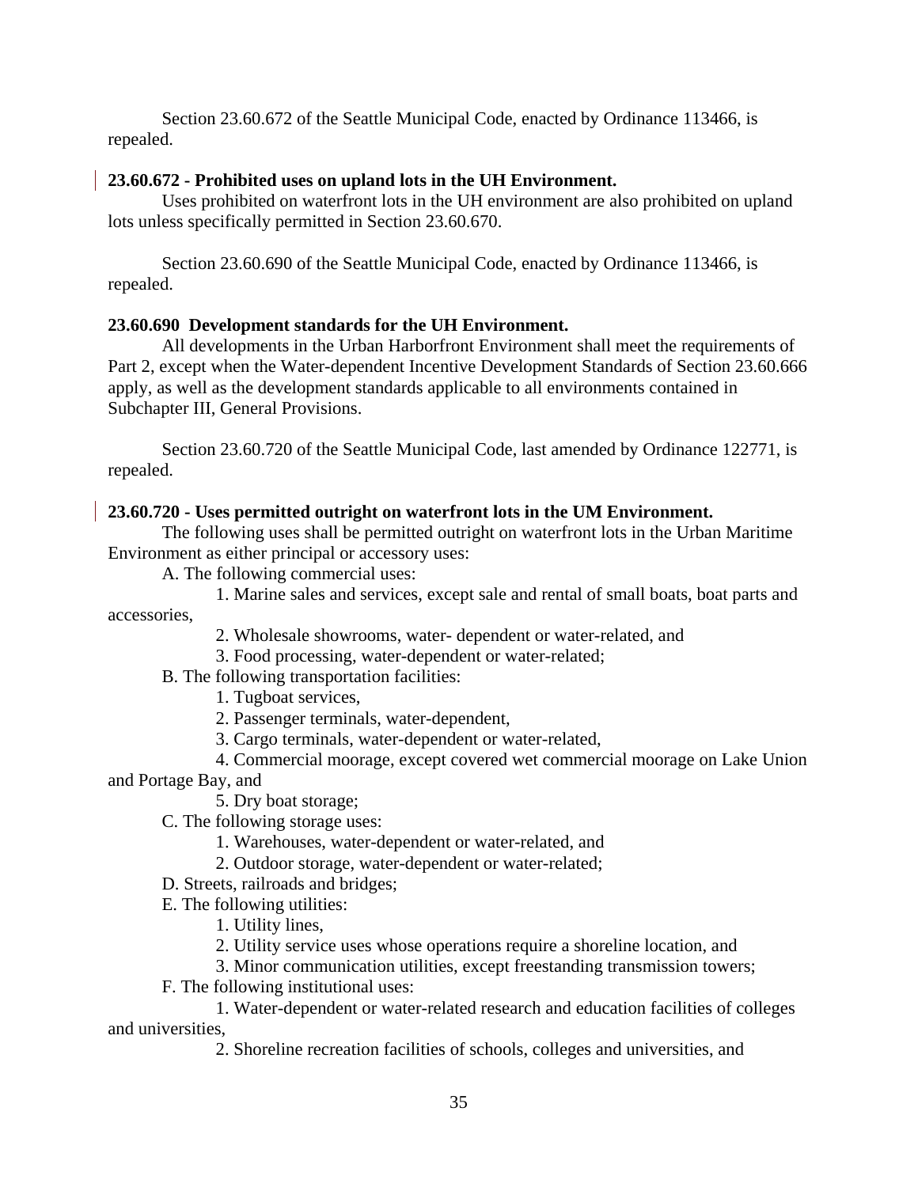Section 23.60.672 of the Seattle Municipal Code, enacted by Ordinance 113466, is repealed.

**23.60.672 - Prohibited uses on upland lots in the UH Environment.**

Uses prohibited on waterfront lots in the UH environment are also prohibited on upland lots unless specifically permitted in Section 23.60.670.

Section 23.60.690 of the Seattle Municipal Code, enacted by Ordinance 113466, is repealed.

**23.60.690 Development standards for the UH Environment.**

All developments in the Urban Harborfront Environment shall meet the requirements of Part 2, except when the Water-dependent Incentive Development Standards of Section 23.60.666 apply, as well as the development standards applicable to all environments contained in Subchapter III, General Provisions.

Section 23.60.720 of the Seattle Municipal Code, last amended by Ordinance 122771, is repealed.

**23.60.720 - Uses permitted outright on waterfront lots in the UM Environment.**

The following uses shall be permitted outright on waterfront lots in the Urban Maritime Environment as either principal or accessory uses:

A. The following commercial uses:

1. Marine sales and services, except sale and rental of small boats, boat parts and accessories,

2. Wholesale showrooms, water- dependent or water-related, and

3. Food processing, water-dependent or water-related;

B. The following transportation facilities:

1. Tugboat services,

2. Passenger terminals, water-dependent,

3. Cargo terminals, water-dependent or water-related,

4. Commercial moorage, except covered wet commercial moorage on Lake Union and Portage Bay, and

5. Dry boat storage;

C. The following storage uses:

1. Warehouses, water-dependent or water-related, and

2. Outdoor storage, water-dependent or water-related;

D. Streets, railroads and bridges;

E. The following utilities:

1. Utility lines,

2. Utility service uses whose operations require a shoreline location, and

3. Minor communication utilities, except freestanding transmission towers;

F. The following institutional uses:

1. Water-dependent or water-related research and education facilities of colleges and universities,

2. Shoreline recreation facilities of schools, colleges and universities, and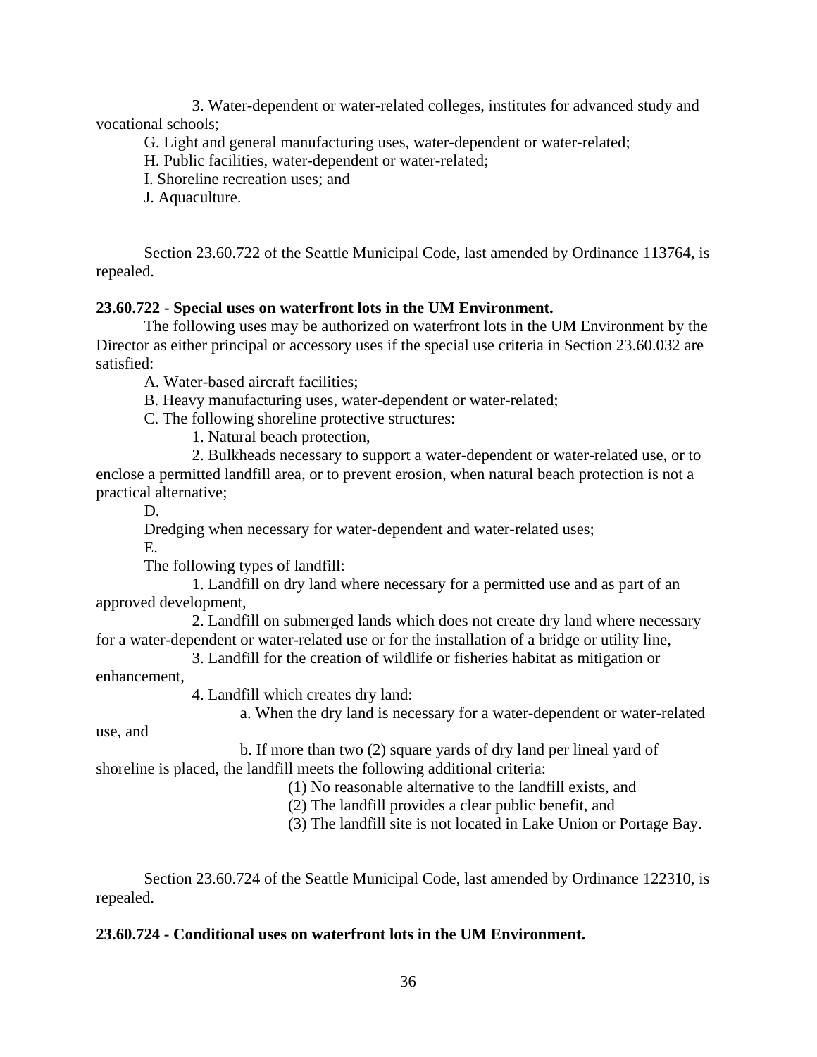3. Water-dependent or water-related colleges, institutes for advanced study and vocational schools;

G. Light and general manufacturing uses, water-dependent or water-related;

H. Public facilities, water-dependent or water-related;

I. Shoreline recreation uses; and

J. Aquaculture.

Section 23.60.722 of the Seattle Municipal Code, last amended by Ordinance 113764, is repealed.

**23.60.722 - Special uses on waterfront lots in the UM Environment.**

The following uses may be authorized on waterfront lots in the UM Environment by the Director as either principal or accessory uses if the special use criteria in Section 23.60.032 are satisfied:

A. Water-based aircraft facilities;

B. Heavy manufacturing uses, water-dependent or water-related;

C. The following shoreline protective structures:

1. Natural beach protection,

2. Bulkheads necessary to support a water-dependent or water-related use, or to enclose a permitted landfill area, or to prevent erosion, when natural beach protection is not a practical alternative;

D.

Dredging when necessary for water-dependent and water-related uses;

E.

The following types of landfill:

1. Landfill on dry land where necessary for a permitted use and as part of an approved development,

2. Landfill on submerged lands which does not create dry land where necessary for a water-dependent or water-related use or for the installation of a bridge or utility line,

3. Landfill for the creation of wildlife or fisheries habitat as mitigation or enhancement,

4. Landfill which creates dry land:

a. When the dry land is necessary for a water-dependent or water-related use, and

b. If more than two (2) square yards of dry land per lineal yard of shoreline is placed, the landfill meets the following additional criteria:

(1) No reasonable alternative to the landfill exists, and

(2) The landfill provides a clear public benefit, and

(3) The landfill site is not located in Lake Union or Portage Bay.

Section 23.60.724 of the Seattle Municipal Code, last amended by Ordinance 122310, is repealed.

**23.60.724 - Conditional uses on waterfront lots in the UM Environment.**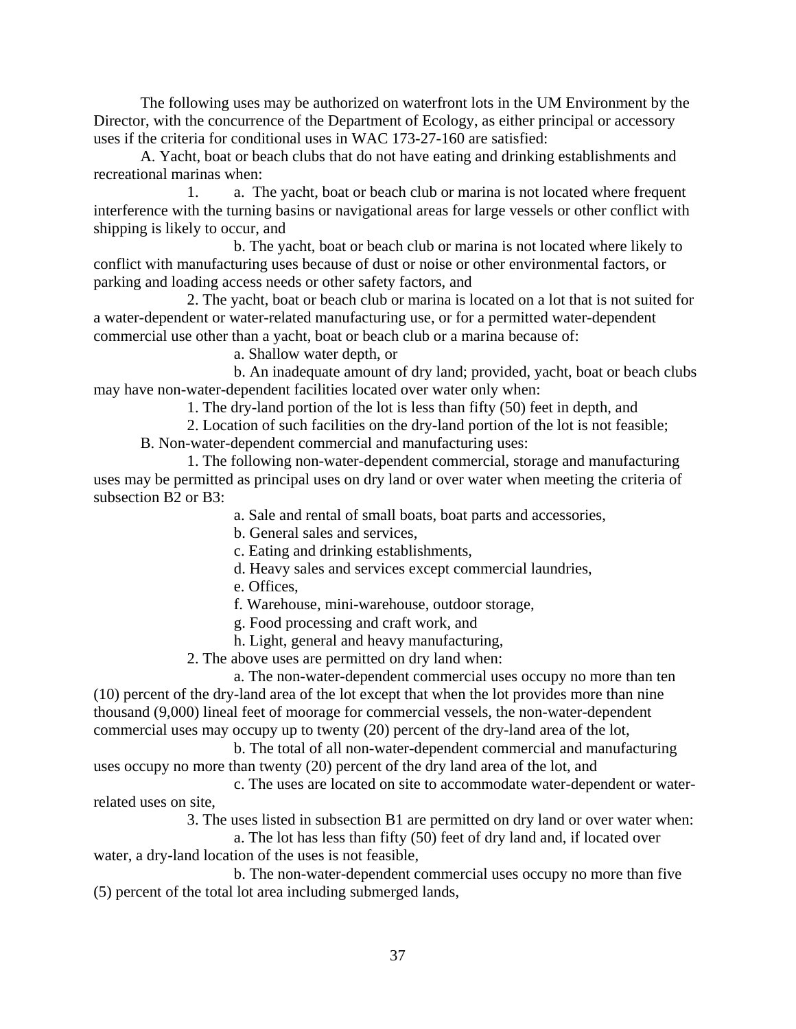The following uses may be authorized on waterfront lots in the UM Environment by the Director, with the concurrence of the Department of Ecology, as either principal or accessory uses if the criteria for conditional uses in WAC 173-27-160 are satisfied:

A. Yacht, boat or beach clubs that do not have eating and drinking establishments and recreational marinas when:

1. a. The yacht, boat or beach club or marina is not located where frequent interference with the turning basins or navigational areas for large vessels or other conflict with shipping is likely to occur, and

b. The yacht, boat or beach club or marina is not located where likely to conflict with manufacturing uses because of dust or noise or other environmental factors, or parking and loading access needs or other safety factors, and

2. The yacht, boat or beach club or marina is located on a lot that is not suited for a water-dependent or water-related manufacturing use, or for a permitted water-dependent commercial use other than a yacht, boat or beach club or a marina because of:

a. Shallow water depth, or

b. An inadequate amount of dry land; provided, yacht, boat or beach clubs may have non-water-dependent facilities located over water only when:

1. The dry-land portion of the lot is less than fifty (50) feet in depth, and

2. Location of such facilities on the dry-land portion of the lot is not feasible;

B. Non-water-dependent commercial and manufacturing uses:

1. The following non-water-dependent commercial, storage and manufacturing uses may be permitted as principal uses on dry land or over water when meeting the criteria of subsection B2 or B3:

a. Sale and rental of small boats, boat parts and accessories,

b. General sales and services,

c. Eating and drinking establishments,

d. Heavy sales and services except commercial laundries,

e. Offices,

f. Warehouse, mini-warehouse, outdoor storage,

g. Food processing and craft work, and

h. Light, general and heavy manufacturing,

2. The above uses are permitted on dry land when:

a. The non-water-dependent commercial uses occupy no more than ten (10) percent of the dry-land area of the lot except that when the lot provides more than nine thousand (9,000) lineal feet of moorage for commercial vessels, the non-water-dependent commercial uses may occupy up to twenty (20) percent of the dry-land area of the lot,

b. The total of all non-water-dependent commercial and manufacturing uses occupy no more than twenty (20) percent of the dry land area of the lot, and

c. The uses are located on site to accommodate water-dependent or water-related uses on site,

3. The uses listed in subsection B1 are permitted on dry land or over water when:

a. The lot has less than fifty (50) feet of dry land and, if located over water, a dry-land location of the uses is not feasible,

b. The non-water-dependent commercial uses occupy no more than five (5) percent of the total lot area including submerged lands,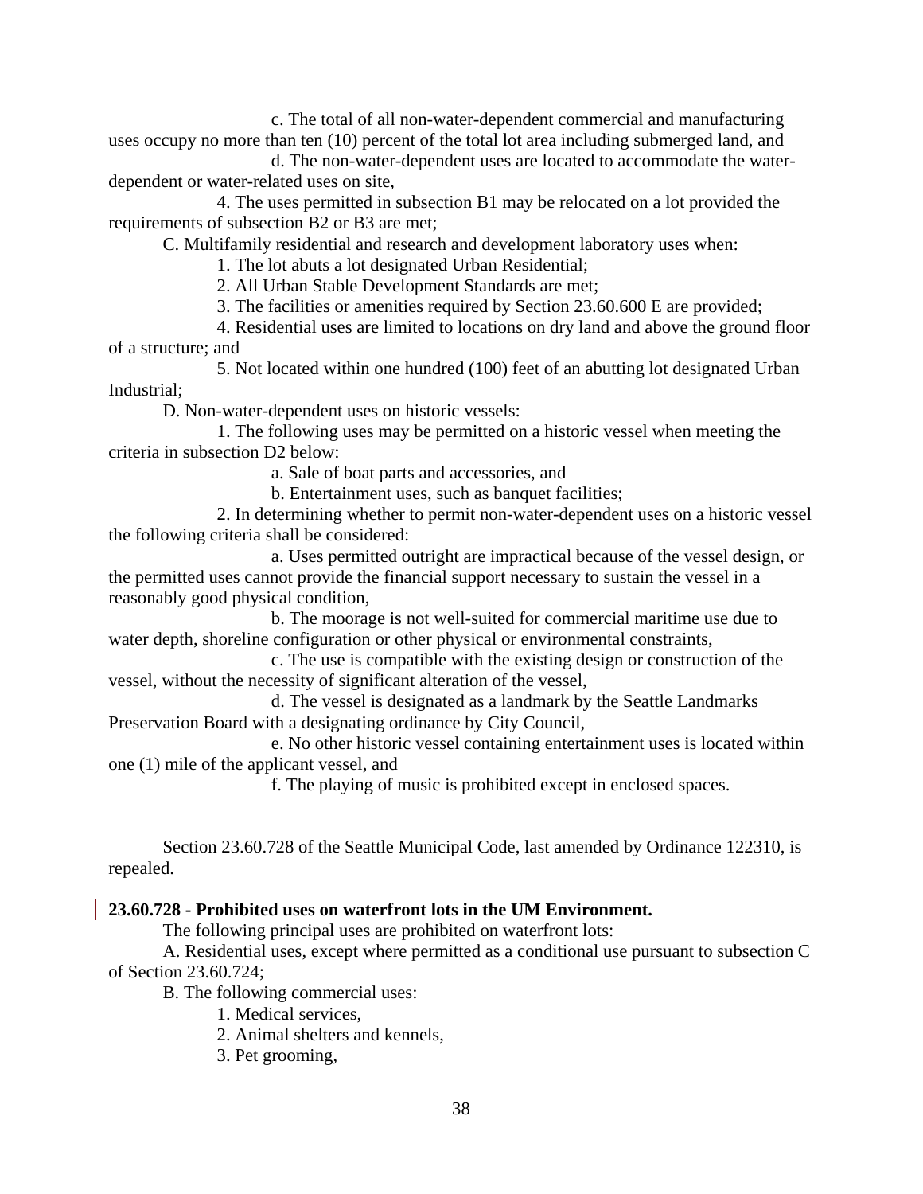c. The total of all non-water-dependent commercial and manufacturing uses occupy no more than ten (10) percent of the total lot area including submerged land, and

d. The non-water-dependent uses are located to accommodate the water-dependent or water-related uses on site,

4. The uses permitted in subsection B1 may be relocated on a lot provided the requirements of subsection B2 or B3 are met;

C. Multifamily residential and research and development laboratory uses when:

1. The lot abuts a lot designated Urban Residential;

2. All Urban Stable Development Standards are met;

3. The facilities or amenities required by Section 23.60.600 E are provided;

4. Residential uses are limited to locations on dry land and above the ground floor of a structure; and

5. Not located within one hundred (100) feet of an abutting lot designated Urban Industrial;

D. Non-water-dependent uses on historic vessels:

1. The following uses may be permitted on a historic vessel when meeting the criteria in subsection D2 below:

a. Sale of boat parts and accessories, and

b. Entertainment uses, such as banquet facilities;

2. In determining whether to permit non-water-dependent uses on a historic vessel the following criteria shall be considered:

a. Uses permitted outright are impractical because of the vessel design, or the permitted uses cannot provide the financial support necessary to sustain the vessel in a reasonably good physical condition,

b. The moorage is not well-suited for commercial maritime use due to water depth, shoreline configuration or other physical or environmental constraints,

c. The use is compatible with the existing design or construction of the vessel, without the necessity of significant alteration of the vessel,

d. The vessel is designated as a landmark by the Seattle Landmarks Preservation Board with a designating ordinance by City Council,

e. No other historic vessel containing entertainment uses is located within one (1) mile of the applicant vessel, and

f. The playing of music is prohibited except in enclosed spaces.

Section 23.60.728 of the Seattle Municipal Code, last amended by Ordinance 122310, is repealed.

**23.60.728 - Prohibited uses on waterfront lots in the UM Environment.**

The following principal uses are prohibited on waterfront lots:

A. Residential uses, except where permitted as a conditional use pursuant to subsection C of Section 23.60.724;

B. The following commercial uses:

1. Medical services,

2. Animal shelters and kennels,

3. Pet grooming,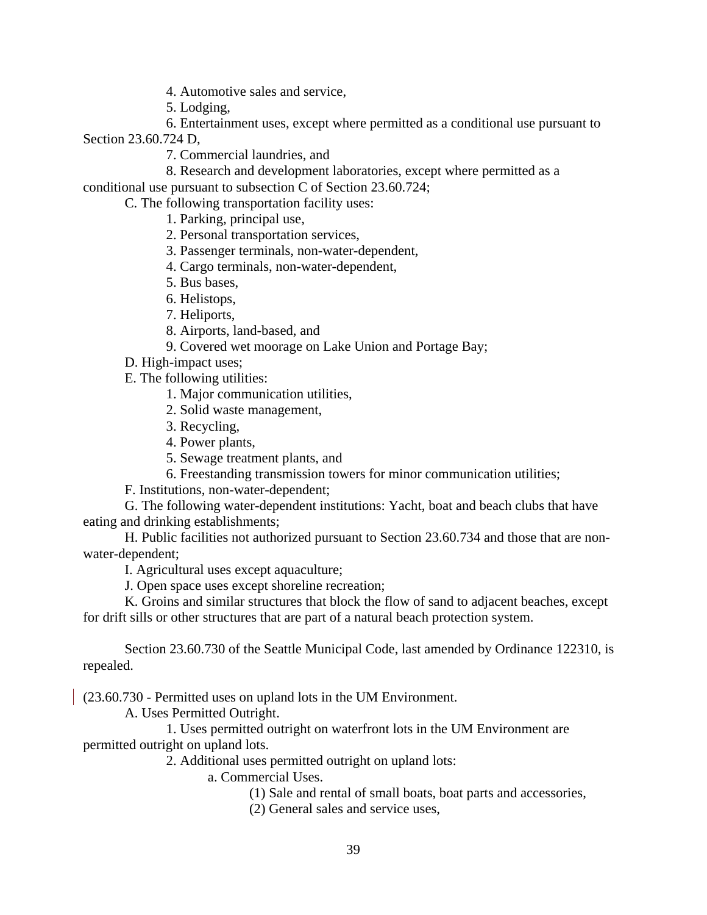4. Automotive sales and service,

5. Lodging,

6. Entertainment uses, except where permitted as a conditional use pursuant to Section 23.60.724 D,

7. Commercial laundries, and

8. Research and development laboratories, except where permitted as a conditional use pursuant to subsection C of Section 23.60.724;

C. The following transportation facility uses:

1. Parking, principal use,

2. Personal transportation services,

3. Passenger terminals, non-water-dependent,

4. Cargo terminals, non-water-dependent,

5. Bus bases,

6. Helistops,

7. Heliports,

8. Airports, land-based, and

9. Covered wet moorage on Lake Union and Portage Bay;

D. High-impact uses;

E. The following utilities:

1. Major communication utilities,

2. Solid waste management,

3. Recycling,

4. Power plants,

5. Sewage treatment plants, and

6. Freestanding transmission towers for minor communication utilities;

F. Institutions, non-water-dependent;

G. The following water-dependent institutions: Yacht, boat and beach clubs that have eating and drinking establishments;

H. Public facilities not authorized pursuant to Section 23.60.734 and those that are non-water-dependent;

I. Agricultural uses except aquaculture;

J. Open space uses except shoreline recreation;

K. Groins and similar structures that block the flow of sand to adjacent beaches, except for drift sills or other structures that are part of a natural beach protection system.

Section 23.60.730 of the Seattle Municipal Code, last amended by Ordinance 122310, is repealed.

(23.60.730 - Permitted uses on upland lots in the UM Environment.

A. Uses Permitted Outright.

1. Uses permitted outright on waterfront lots in the UM Environment are permitted outright on upland lots.

2. Additional uses permitted outright on upland lots:

a. Commercial Uses.

(1) Sale and rental of small boats, boat parts and accessories,

(2) General sales and service uses,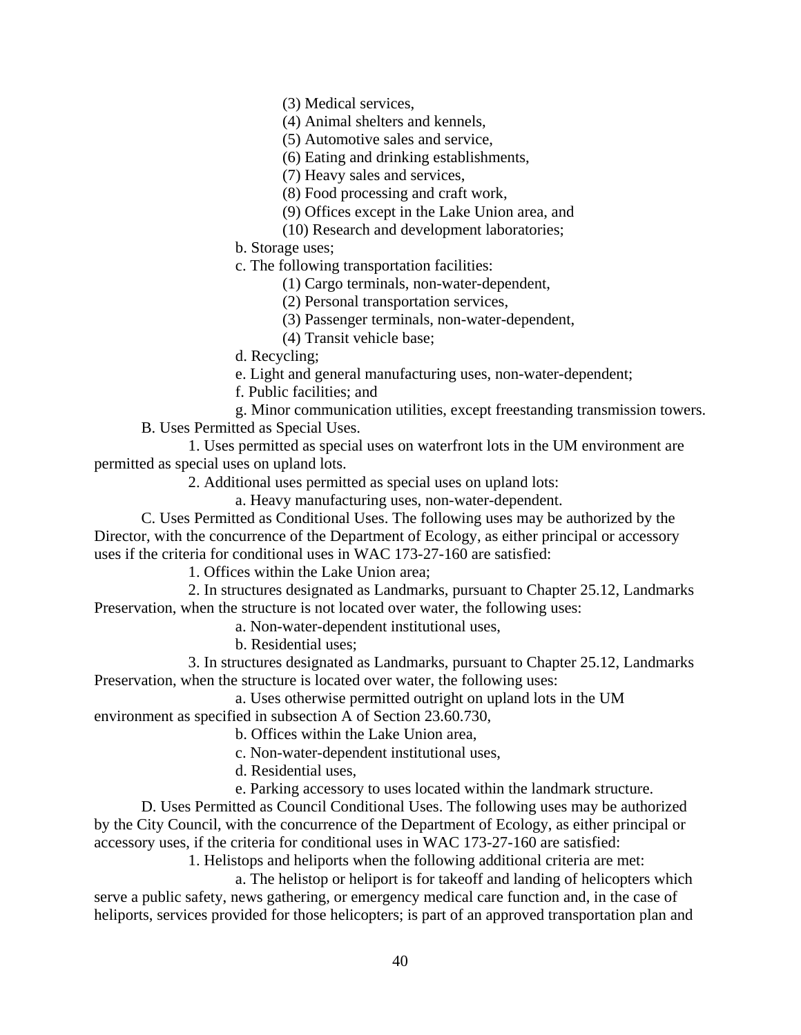(3) Medical services,

(4) Animal shelters and kennels,

(5) Automotive sales and service,

(6) Eating and drinking establishments,

(7) Heavy sales and services,

(8) Food processing and craft work,

(9) Offices except in the Lake Union area, and

(10) Research and development laboratories;

b. Storage uses;

c. The following transportation facilities:

(1) Cargo terminals, non-water-dependent,

(2) Personal transportation services,

(3) Passenger terminals, non-water-dependent,

(4) Transit vehicle base;

d. Recycling;

e. Light and general manufacturing uses, non-water-dependent;

f. Public facilities; and

g. Minor communication utilities, except freestanding transmission towers.

B. Uses Permitted as Special Uses.

1. Uses permitted as special uses on waterfront lots in the UM environment are permitted as special uses on upland lots.

2. Additional uses permitted as special uses on upland lots:

a. Heavy manufacturing uses, non-water-dependent.

C. Uses Permitted as Conditional Uses. The following uses may be authorized by the Director, with the concurrence of the Department of Ecology, as either principal or accessory uses if the criteria for conditional uses in WAC 173-27-160 are satisfied:

1. Offices within the Lake Union area;

2. In structures designated as Landmarks, pursuant to Chapter 25.12, Landmarks Preservation, when the structure is not located over water, the following uses:

a. Non-water-dependent institutional uses,

b. Residential uses;

3. In structures designated as Landmarks, pursuant to Chapter 25.12, Landmarks Preservation, when the structure is located over water, the following uses:

a. Uses otherwise permitted outright on upland lots in the UM environment as specified in subsection A of Section 23.60.730,

b. Offices within the Lake Union area,

c. Non-water-dependent institutional uses,

d. Residential uses,

e. Parking accessory to uses located within the landmark structure.

D. Uses Permitted as Council Conditional Uses. The following uses may be authorized by the City Council, with the concurrence of the Department of Ecology, as either principal or accessory uses, if the criteria for conditional uses in WAC 173-27-160 are satisfied:

1. Helistops and heliports when the following additional criteria are met:

a. The helistop or heliport is for takeoff and landing of helicopters which serve a public safety, news gathering, or emergency medical care function and, in the case of heliports, services provided for those helicopters; is part of an approved transportation plan and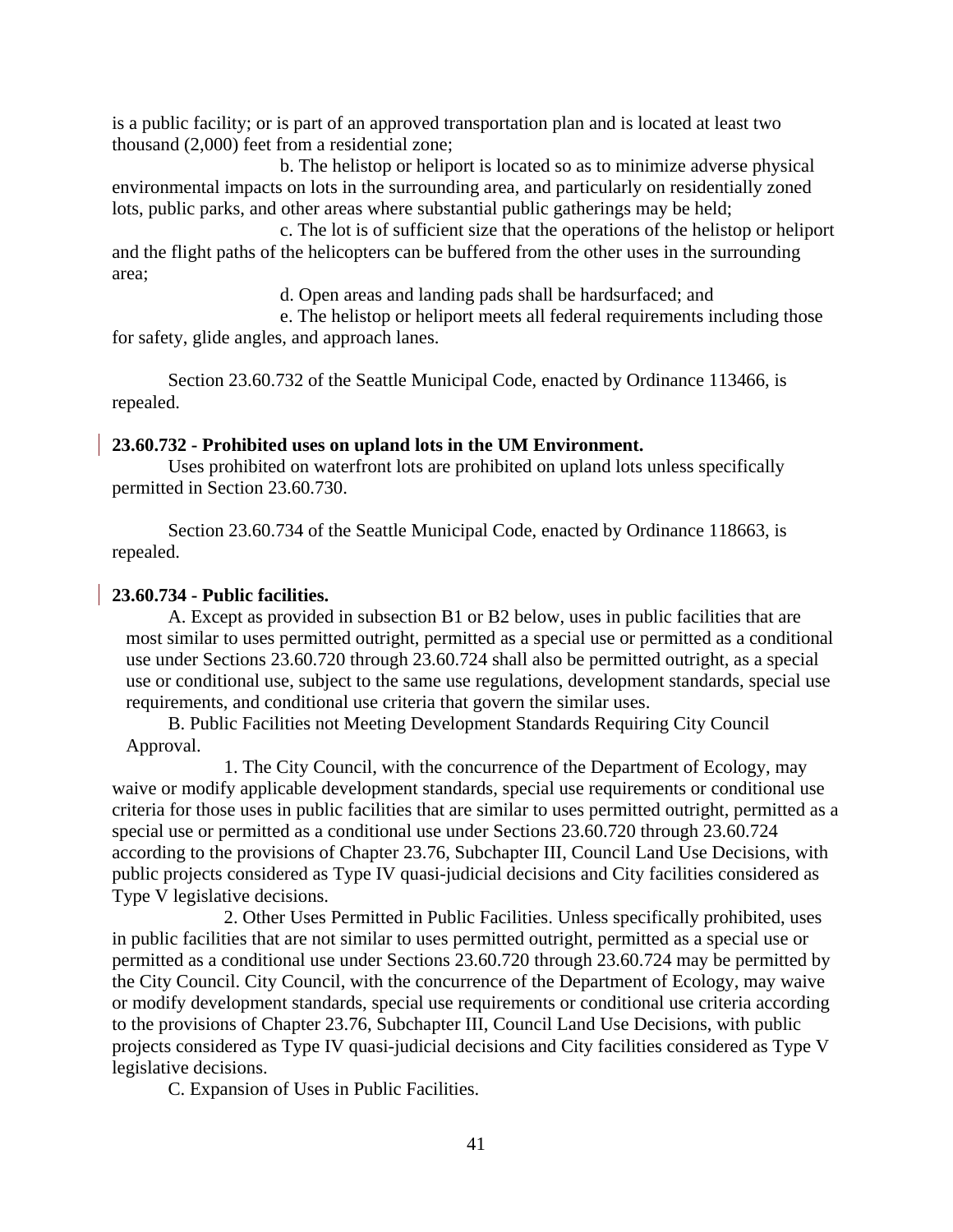is a public facility; or is part of an approved transportation plan and is located at least two thousand (2,000) feet from a residential zone;

b. The helistop or heliport is located so as to minimize adverse physical environmental impacts on lots in the surrounding area, and particularly on residentially zoned lots, public parks, and other areas where substantial public gatherings may be held;

c. The lot is of sufficient size that the operations of the helistop or heliport and the flight paths of the helicopters can be buffered from the other uses in the surrounding area;

d. Open areas and landing pads shall be hardsurfaced; and

e. The helistop or heliport meets all federal requirements including those for safety, glide angles, and approach lanes.

Section 23.60.732 of the Seattle Municipal Code, enacted by Ordinance 113466, is repealed.

**23.60.732 - Prohibited uses on upland lots in the UM Environment.**

Uses prohibited on waterfront lots are prohibited on upland lots unless specifically permitted in Section 23.60.730.

Section 23.60.734 of the Seattle Municipal Code, enacted by Ordinance 118663, is repealed.

**23.60.734 - Public facilities.**

A. Except as provided in subsection B1 or B2 below, uses in public facilities that are most similar to uses permitted outright, permitted as a special use or permitted as a conditional use under Sections 23.60.720 through 23.60.724 shall also be permitted outright, as a special use or conditional use, subject to the same use regulations, development standards, special use requirements, and conditional use criteria that govern the similar uses.

B. Public Facilities not Meeting Development Standards Requiring City Council Approval.

1. The City Council, with the concurrence of the Department of Ecology, may waive or modify applicable development standards, special use requirements or conditional use criteria for those uses in public facilities that are similar to uses permitted outright, permitted as a special use or permitted as a conditional use under Sections 23.60.720 through 23.60.724 according to the provisions of Chapter 23.76, Subchapter III, Council Land Use Decisions, with public projects considered as Type IV quasi-judicial decisions and City facilities considered as Type V legislative decisions.

2. Other Uses Permitted in Public Facilities. Unless specifically prohibited, uses in public facilities that are not similar to uses permitted outright, permitted as a special use or permitted as a conditional use under Sections 23.60.720 through 23.60.724 may be permitted by the City Council. City Council, with the concurrence of the Department of Ecology, may waive or modify development standards, special use requirements or conditional use criteria according to the provisions of Chapter 23.76, Subchapter III, Council Land Use Decisions, with public projects considered as Type IV quasi-judicial decisions and City facilities considered as Type V legislative decisions.

C. Expansion of Uses in Public Facilities.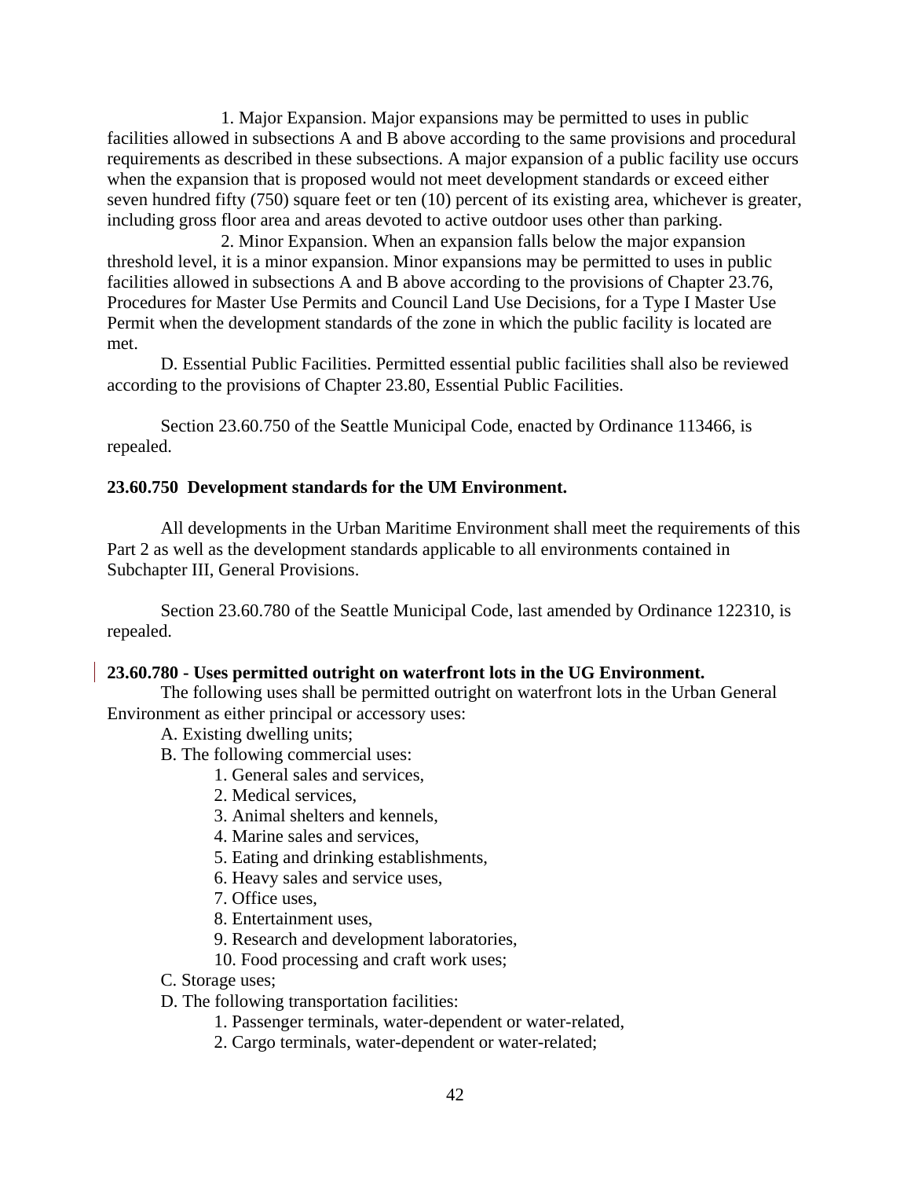1. Major Expansion. Major expansions may be permitted to uses in public facilities allowed in subsections A and B above according to the same provisions and procedural requirements as described in these subsections. A major expansion of a public facility use occurs when the expansion that is proposed would not meet development standards or exceed either seven hundred fifty (750) square feet or ten (10) percent of its existing area, whichever is greater, including gross floor area and areas devoted to active outdoor uses other than parking.

2. Minor Expansion. When an expansion falls below the major expansion threshold level, it is a minor expansion. Minor expansions may be permitted to uses in public facilities allowed in subsections A and B above according to the provisions of Chapter 23.76, Procedures for Master Use Permits and Council Land Use Decisions, for a Type I Master Use Permit when the development standards of the zone in which the public facility is located are met.

D. Essential Public Facilities. Permitted essential public facilities shall also be reviewed according to the provisions of Chapter 23.80, Essential Public Facilities.

Section 23.60.750 of the Seattle Municipal Code, enacted by Ordinance 113466, is repealed.

**23.60.750 Development standards for the UM Environment.**

All developments in the Urban Maritime Environment shall meet the requirements of this Part 2 as well as the development standards applicable to all environments contained in Subchapter III, General Provisions.

Section 23.60.780 of the Seattle Municipal Code, last amended by Ordinance 122310, is repealed.

**23.60.780 - Uses permitted outright on waterfront lots in the UG Environment.**

The following uses shall be permitted outright on waterfront lots in the Urban General Environment as either principal or accessory uses:

A. Existing dwelling units;

B. The following commercial uses:

1. General sales and services,
2. Medical services,
3. Animal shelters and kennels,
4. Marine sales and services,
5. Eating and drinking establishments,
6. Heavy sales and service uses,
7. Office uses,
8. Entertainment uses,
9. Research and development laboratories,
10. Food processing and craft work uses;

C. Storage uses;

D. The following transportation facilities:

1. Passenger terminals, water-dependent or water-related,
2. Cargo terminals, water-dependent or water-related;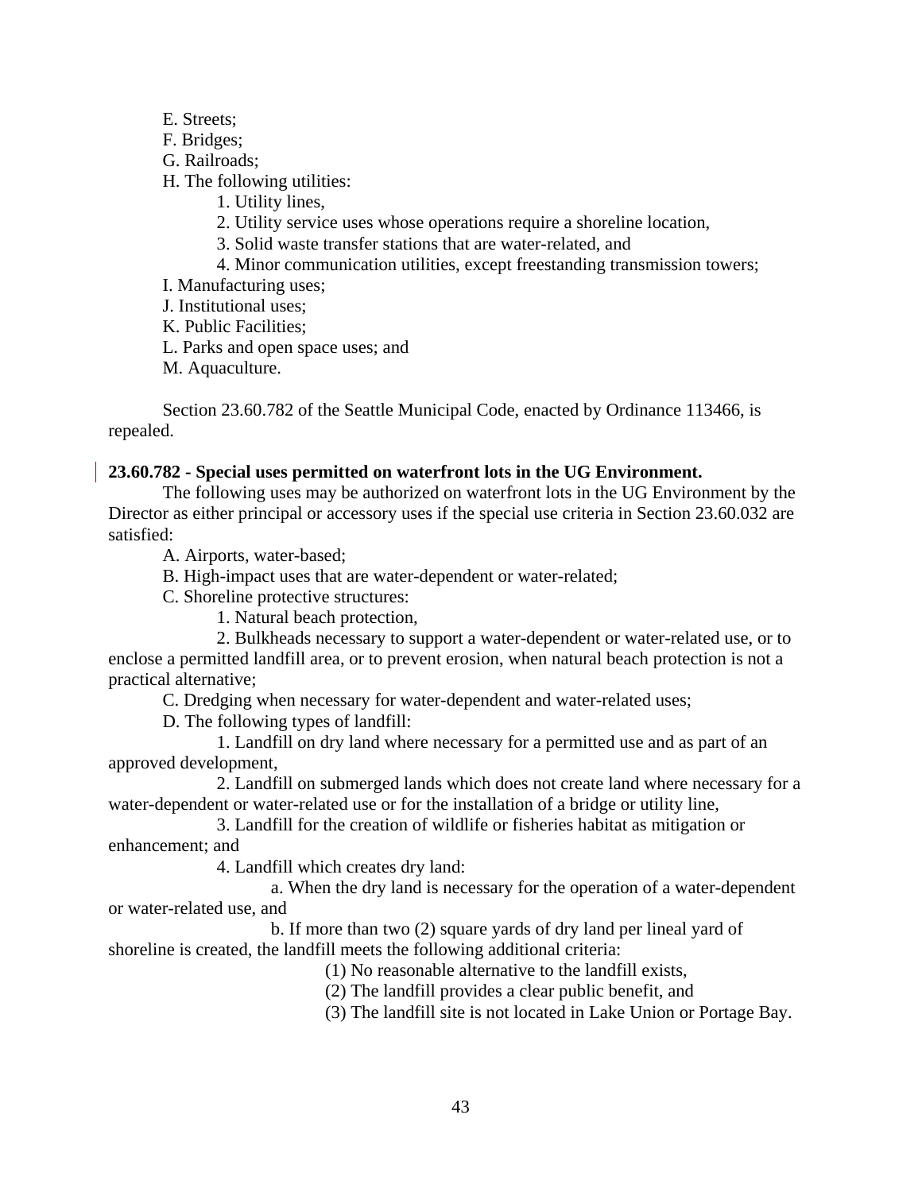E. Streets;

F. Bridges;

G. Railroads;

H. The following utilities:

1. Utility lines,
2. Utility service uses whose operations require a shoreline location,
3. Solid waste transfer stations that are water-related, and
4. Minor communication utilities, except freestanding transmission towers;

I. Manufacturing uses;

J. Institutional uses;

K. Public Facilities;

L. Parks and open space uses; and

M. Aquaculture.

Section 23.60.782 of the Seattle Municipal Code, enacted by Ordinance 113466, is repealed.

**23.60.782 - Special uses permitted on waterfront lots in the UG Environment.**

The following uses may be authorized on waterfront lots in the UG Environment by the Director as either principal or accessory uses if the special use criteria in Section 23.60.032 are satisfied:

A. Airports, water-based;

B. High-impact uses that are water-dependent or water-related;

C. Shoreline protective structures:

1. Natural beach protection,
2. Bulkheads necessary to support a water-dependent or water-related use, or to enclose a permitted landfill area, or to prevent erosion, when natural beach protection is not a practical alternative;

C. Dredging when necessary for water-dependent and water-related uses;

D. The following types of landfill:

1. Landfill on dry land where necessary for a permitted use and as part of an approved development,
2. Landfill on submerged lands which does not create land where necessary for a water-dependent or water-related use or for the installation of a bridge or utility line,
3. Landfill for the creation of wildlife or fisheries habitat as mitigation or enhancement; and
4. Landfill which creates dry land:
   a. When the dry land is necessary for the operation of a water-dependent or water-related use, and
   b. If more than two (2) square yards of dry land per lineal yard of shoreline is created, the landfill meets the following additional criteria:
      (1) No reasonable alternative to the landfill exists,
      (2) The landfill provides a clear public benefit, and
      (3) The landfill site is not located in Lake Union or Portage Bay.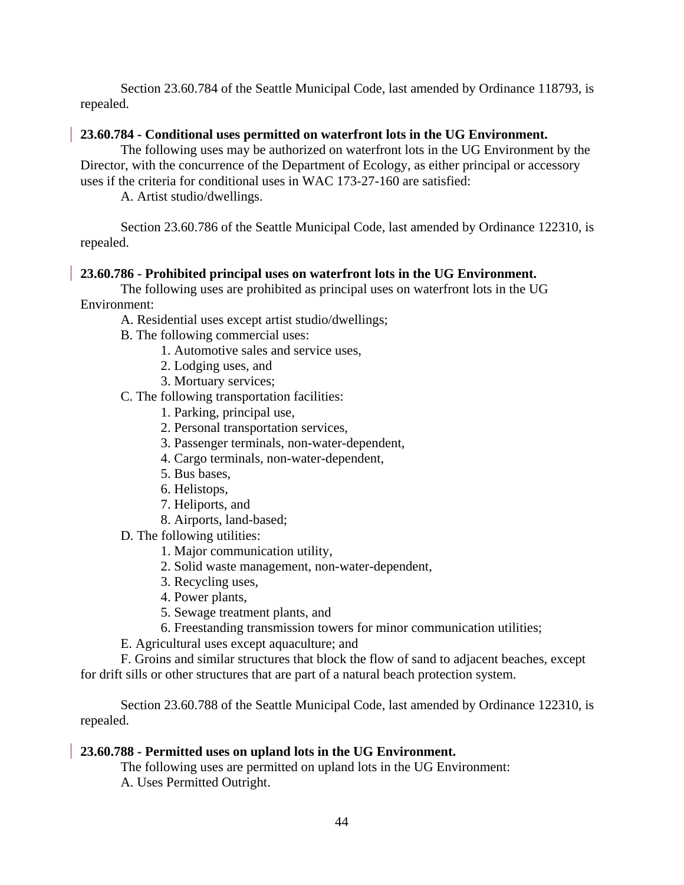Section 23.60.784 of the Seattle Municipal Code, last amended by Ordinance 118793, is repealed.

**23.60.784 - Conditional uses permitted on waterfront lots in the UG Environment.**

The following uses may be authorized on waterfront lots in the UG Environment by the Director, with the concurrence of the Department of Ecology, as either principal or accessory uses if the criteria for conditional uses in WAC 173-27-160 are satisfied:

A. Artist studio/dwellings.

Section 23.60.786 of the Seattle Municipal Code, last amended by Ordinance 122310, is repealed.

**23.60.786 - Prohibited principal uses on waterfront lots in the UG Environment.**

The following uses are prohibited as principal uses on waterfront lots in the UG Environment:

A. Residential uses except artist studio/dwellings;

B. The following commercial uses:

1. Automotive sales and service uses,
2. Lodging uses, and
3. Mortuary services;

C. The following transportation facilities:

1. Parking, principal use,
2. Personal transportation services,
3. Passenger terminals, non-water-dependent,
4. Cargo terminals, non-water-dependent,
5. Bus bases,
6. Helistops,
7. Heliports, and
8. Airports, land-based;

D. The following utilities:

1. Major communication utility,
2. Solid waste management, non-water-dependent,
3. Recycling uses,
4. Power plants,
5. Sewage treatment plants, and
6. Freestanding transmission towers for minor communication utilities;

E. Agricultural uses except aquaculture; and

F. Groins and similar structures that block the flow of sand to adjacent beaches, except for drift sills or other structures that are part of a natural beach protection system.

Section 23.60.788 of the Seattle Municipal Code, last amended by Ordinance 122310, is repealed.

**23.60.788 - Permitted uses on upland lots in the UG Environment.**

The following uses are permitted on upland lots in the UG Environment:

A. Uses Permitted Outright.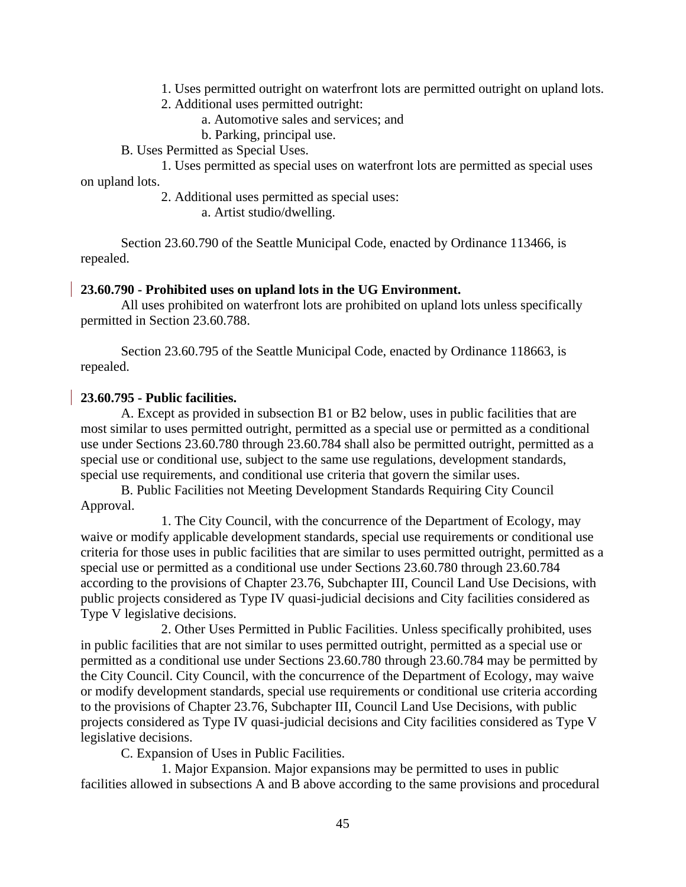1. Uses permitted outright on waterfront lots are permitted outright on upland lots.

2. Additional uses permitted outright:

a. Automotive sales and services; and

b. Parking, principal use.

B. Uses Permitted as Special Uses.

1. Uses permitted as special uses on waterfront lots are permitted as special uses on upland lots.

2. Additional uses permitted as special uses:

a. Artist studio/dwelling.

Section 23.60.790 of the Seattle Municipal Code, enacted by Ordinance 113466, is repealed.

**23.60.790 - Prohibited uses on upland lots in the UG Environment.**

All uses prohibited on waterfront lots are prohibited on upland lots unless specifically permitted in Section 23.60.788.

Section 23.60.795 of the Seattle Municipal Code, enacted by Ordinance 118663, is repealed.

**23.60.795 - Public facilities.**

A. Except as provided in subsection B1 or B2 below, uses in public facilities that are most similar to uses permitted outright, permitted as a special use or permitted as a conditional use under Sections 23.60.780 through 23.60.784 shall also be permitted outright, permitted as a special use or conditional use, subject to the same use regulations, development standards, special use requirements, and conditional use criteria that govern the similar uses.

B. Public Facilities not Meeting Development Standards Requiring City Council Approval.

1. The City Council, with the concurrence of the Department of Ecology, may waive or modify applicable development standards, special use requirements or conditional use criteria for those uses in public facilities that are similar to uses permitted outright, permitted as a special use or permitted as a conditional use under Sections 23.60.780 through 23.60.784 according to the provisions of Chapter 23.76, Subchapter III, Council Land Use Decisions, with public projects considered as Type IV quasi-judicial decisions and City facilities considered as Type V legislative decisions.

2. Other Uses Permitted in Public Facilities. Unless specifically prohibited, uses in public facilities that are not similar to uses permitted outright, permitted as a special use or permitted as a conditional use under Sections 23.60.780 through 23.60.784 may be permitted by the City Council. City Council, with the concurrence of the Department of Ecology, may waive or modify development standards, special use requirements or conditional use criteria according to the provisions of Chapter 23.76, Subchapter III, Council Land Use Decisions, with public projects considered as Type IV quasi-judicial decisions and City facilities considered as Type V legislative decisions.

C. Expansion of Uses in Public Facilities.

1. Major Expansion. Major expansions may be permitted to uses in public facilities allowed in subsections A and B above according to the same provisions and procedural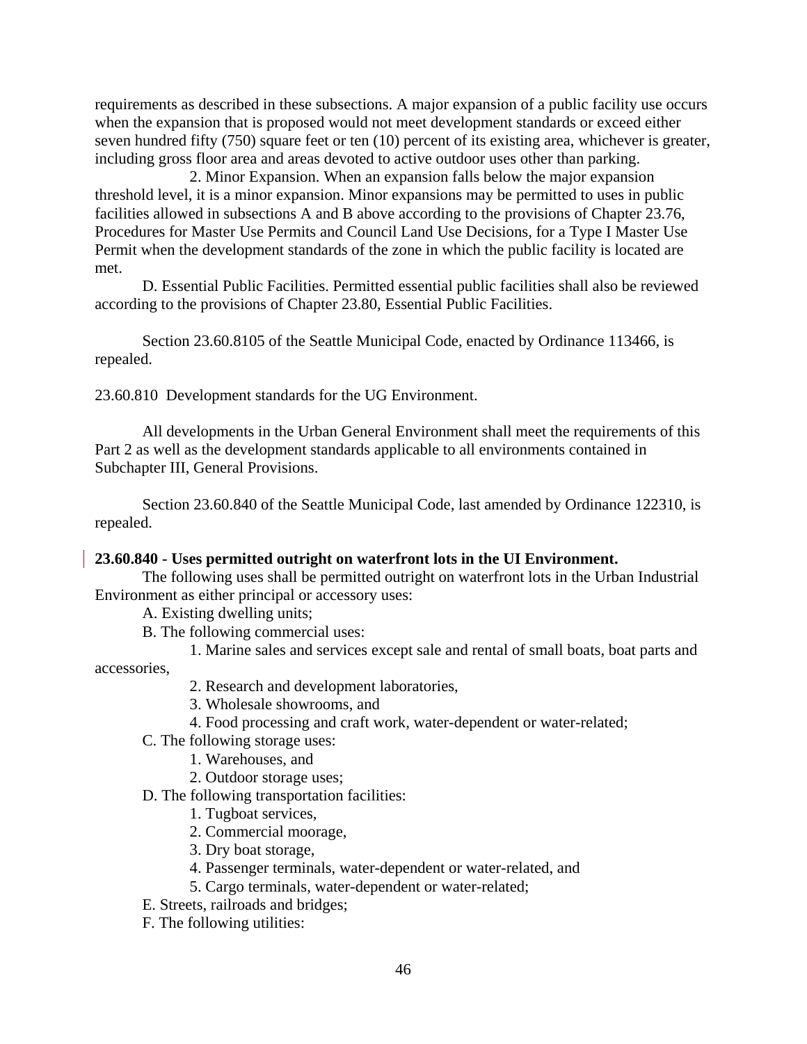requirements as described in these subsections. A major expansion of a public facility use occurs when the expansion that is proposed would not meet development standards or exceed either seven hundred fifty (750) square feet or ten (10) percent of its existing area, whichever is greater, including gross floor area and areas devoted to active outdoor uses other than parking.

2. Minor Expansion. When an expansion falls below the major expansion threshold level, it is a minor expansion. Minor expansions may be permitted to uses in public facilities allowed in subsections A and B above according to the provisions of Chapter 23.76, Procedures for Master Use Permits and Council Land Use Decisions, for a Type I Master Use Permit when the development standards of the zone in which the public facility is located are met.

D. Essential Public Facilities. Permitted essential public facilities shall also be reviewed according to the provisions of Chapter 23.80, Essential Public Facilities.

Section 23.60.8105 of the Seattle Municipal Code, enacted by Ordinance 113466, is repealed.

23.60.810 Development standards for the UG Environment.

All developments in the Urban General Environment shall meet the requirements of this Part 2 as well as the development standards applicable to all environments contained in Subchapter III, General Provisions.

Section 23.60.840 of the Seattle Municipal Code, last amended by Ordinance 122310, is repealed.

**23.60.840 - Uses permitted outright on waterfront lots in the UI Environment.**

The following uses shall be permitted outright on waterfront lots in the Urban Industrial Environment as either principal or accessory uses:

A. Existing dwelling units;

B. The following commercial uses:

1. Marine sales and services except sale and rental of small boats, boat parts and accessories,

2. Research and development laboratories,

3. Wholesale showrooms, and

4. Food processing and craft work, water-dependent or water-related;

C. The following storage uses:

1. Warehouses, and

2. Outdoor storage uses;

D. The following transportation facilities:

1. Tugboat services,

2. Commercial moorage,

3. Dry boat storage,

4. Passenger terminals, water-dependent or water-related, and

5. Cargo terminals, water-dependent or water-related;

E. Streets, railroads and bridges;

F. The following utilities: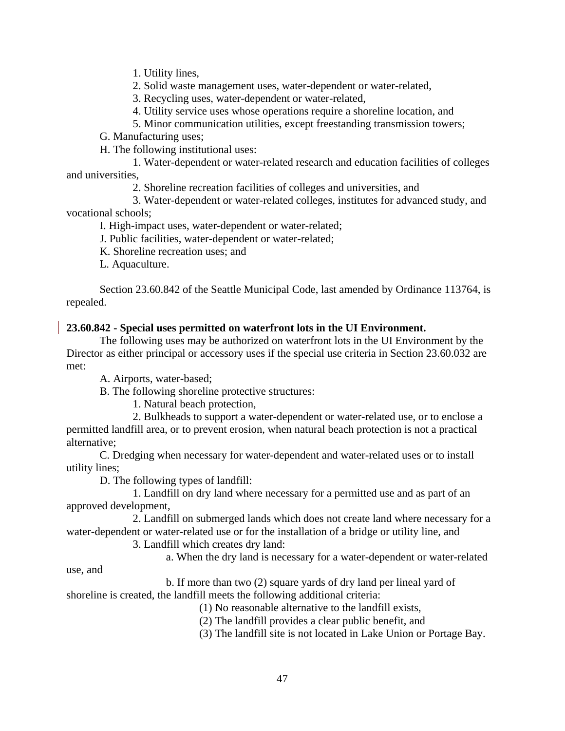1. Utility lines,

2. Solid waste management uses, water-dependent or water-related,

3. Recycling uses, water-dependent or water-related,

4. Utility service uses whose operations require a shoreline location, and

5. Minor communication utilities, except freestanding transmission towers;

G. Manufacturing uses;

H. The following institutional uses:

1. Water-dependent or water-related research and education facilities of colleges and universities,

2. Shoreline recreation facilities of colleges and universities, and

3. Water-dependent or water-related colleges, institutes for advanced study, and vocational schools;

I. High-impact uses, water-dependent or water-related;

J. Public facilities, water-dependent or water-related;

K. Shoreline recreation uses; and

L. Aquaculture.

Section 23.60.842 of the Seattle Municipal Code, last amended by Ordinance 113764, is repealed.

**23.60.842 - Special uses permitted on waterfront lots in the UI Environment.**

The following uses may be authorized on waterfront lots in the UI Environment by the Director as either principal or accessory uses if the special use criteria in Section 23.60.032 are met:

A. Airports, water-based;

B. The following shoreline protective structures:

1. Natural beach protection,

2. Bulkheads to support a water-dependent or water-related use, or to enclose a permitted landfill area, or to prevent erosion, when natural beach protection is not a practical alternative;

C. Dredging when necessary for water-dependent and water-related uses or to install utility lines;

D. The following types of landfill:

1. Landfill on dry land where necessary for a permitted use and as part of an approved development,

2. Landfill on submerged lands which does not create land where necessary for a water-dependent or water-related use or for the installation of a bridge or utility line, and

3. Landfill which creates dry land:

a. When the dry land is necessary for a water-dependent or water-related use, and

b. If more than two (2) square yards of dry land per lineal yard of shoreline is created, the landfill meets the following additional criteria:

(1) No reasonable alternative to the landfill exists,

(2) The landfill provides a clear public benefit, and

(3) The landfill site is not located in Lake Union or Portage Bay.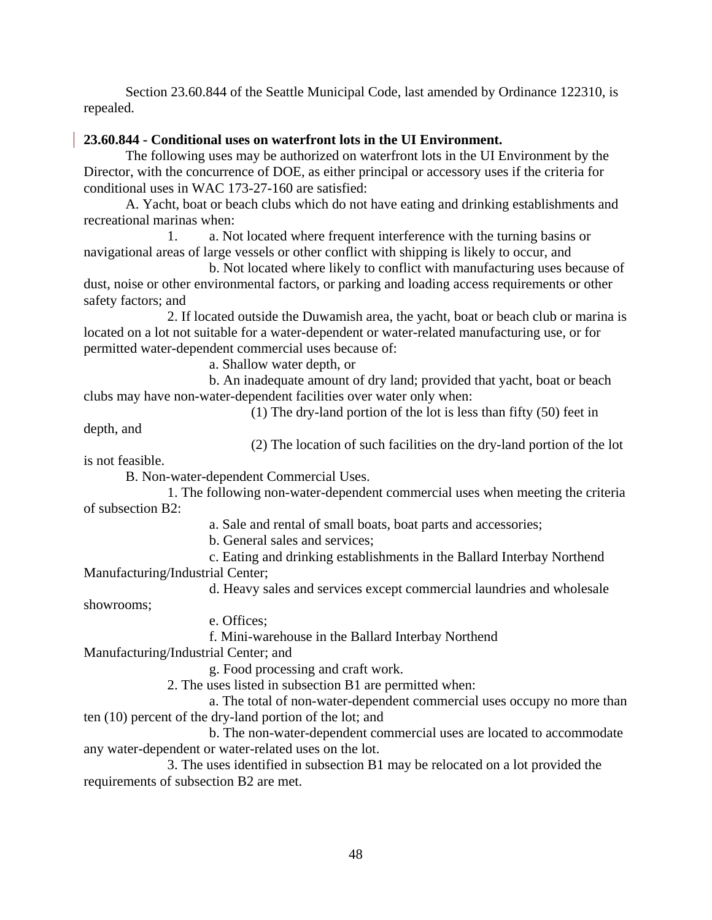Section 23.60.844 of the Seattle Municipal Code, last amended by Ordinance 122310, is repealed.

**23.60.844 - Conditional uses on waterfront lots in the UI Environment.**

The following uses may be authorized on waterfront lots in the UI Environment by the Director, with the concurrence of DOE, as either principal or accessory uses if the criteria for conditional uses in WAC 173-27-160 are satisfied:

A. Yacht, boat or beach clubs which do not have eating and drinking establishments and recreational marinas when:

1. a. Not located where frequent interference with the turning basins or navigational areas of large vessels or other conflict with shipping is likely to occur, and

b. Not located where likely to conflict with manufacturing uses because of dust, noise or other environmental factors, or parking and loading access requirements or other safety factors; and

2. If located outside the Duwamish area, the yacht, boat or beach club or marina is located on a lot not suitable for a water-dependent or water-related manufacturing use, or for permitted water-dependent commercial uses because of:

a. Shallow water depth, or

b. An inadequate amount of dry land; provided that yacht, boat or beach clubs may have non-water-dependent facilities over water only when:

(1) The dry-land portion of the lot is less than fifty (50) feet in depth, and

(2) The location of such facilities on the dry-land portion of the lot is not feasible.

B. Non-water-dependent Commercial Uses.

1. The following non-water-dependent commercial uses when meeting the criteria of subsection B2:

a. Sale and rental of small boats, boat parts and accessories;

b. General sales and services;

c. Eating and drinking establishments in the Ballard Interbay Northend Manufacturing/Industrial Center;

d. Heavy sales and services except commercial laundries and wholesale showrooms;

e. Offices;

f. Mini-warehouse in the Ballard Interbay Northend Manufacturing/Industrial Center; and

g. Food processing and craft work.

2. The uses listed in subsection B1 are permitted when:

a. The total of non-water-dependent commercial uses occupy no more than ten (10) percent of the dry-land portion of the lot; and

b. The non-water-dependent commercial uses are located to accommodate any water-dependent or water-related uses on the lot.

3. The uses identified in subsection B1 may be relocated on a lot provided the requirements of subsection B2 are met.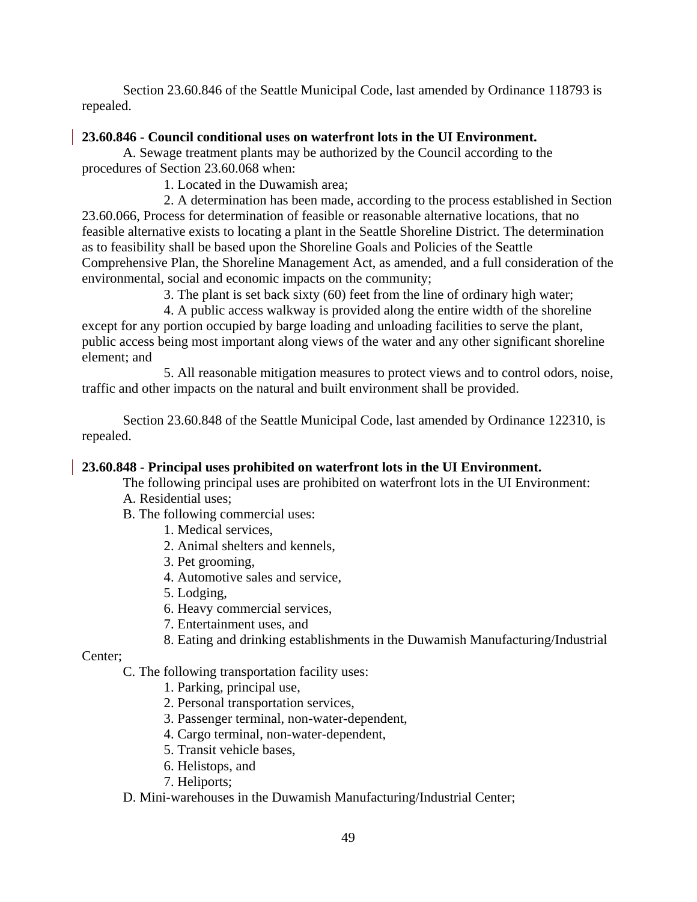Section 23.60.846 of the Seattle Municipal Code, last amended by Ordinance 118793 is repealed.

**23.60.846 - Council conditional uses on waterfront lots in the UI Environment.**

A. Sewage treatment plants may be authorized by the Council according to the procedures of Section 23.60.068 when:

1. Located in the Duwamish area;

2. A determination has been made, according to the process established in Section 23.60.066, Process for determination of feasible or reasonable alternative locations, that no feasible alternative exists to locating a plant in the Seattle Shoreline District. The determination as to feasibility shall be based upon the Shoreline Goals and Policies of the Seattle Comprehensive Plan, the Shoreline Management Act, as amended, and a full consideration of the environmental, social and economic impacts on the community;

3. The plant is set back sixty (60) feet from the line of ordinary high water;

4. A public access walkway is provided along the entire width of the shoreline except for any portion occupied by barge loading and unloading facilities to serve the plant, public access being most important along views of the water and any other significant shoreline element; and

5. All reasonable mitigation measures to protect views and to control odors, noise, traffic and other impacts on the natural and built environment shall be provided.

Section 23.60.848 of the Seattle Municipal Code, last amended by Ordinance 122310, is repealed.

**23.60.848 - Principal uses prohibited on waterfront lots in the UI Environment.**

The following principal uses are prohibited on waterfront lots in the UI Environment:

A. Residential uses;

B. The following commercial uses:

1. Medical services,
2. Animal shelters and kennels,
3. Pet grooming,
4. Automotive sales and service,
5. Lodging,
6. Heavy commercial services,
7. Entertainment uses, and
8. Eating and drinking establishments in the Duwamish Manufacturing/Industrial Center;

C. The following transportation facility uses:

1. Parking, principal use,
2. Personal transportation services,
3. Passenger terminal, non-water-dependent,
4. Cargo terminal, non-water-dependent,
5. Transit vehicle bases,
6. Helistops, and
7. Heliports;

D. Mini-warehouses in the Duwamish Manufacturing/Industrial Center;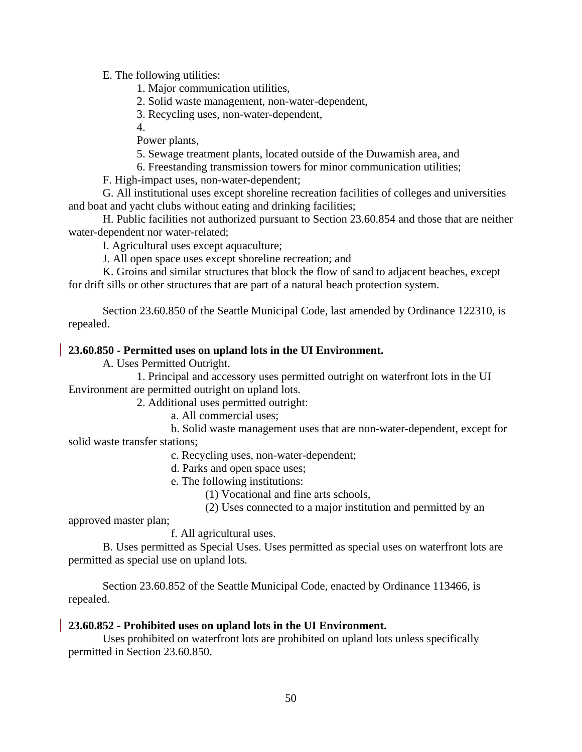E. The following utilities:

1. Major communication utilities,
2. Solid waste management, non-water-dependent,
3. Recycling uses, non-water-dependent,
4. Power plants,
5. Sewage treatment plants, located outside of the Duwamish area, and
6. Freestanding transmission towers for minor communication utilities;

F. High-impact uses, non-water-dependent;

G. All institutional uses except shoreline recreation facilities of colleges and universities and boat and yacht clubs without eating and drinking facilities;

H. Public facilities not authorized pursuant to Section 23.60.854 and those that are neither water-dependent nor water-related;

I. Agricultural uses except aquaculture;

J. All open space uses except shoreline recreation; and

K. Groins and similar structures that block the flow of sand to adjacent beaches, except for drift sills or other structures that are part of a natural beach protection system.

Section 23.60.850 of the Seattle Municipal Code, last amended by Ordinance 122310, is repealed.

**23.60.850 - Permitted uses on upland lots in the UI Environment.**

A. Uses Permitted Outright.

1. Principal and accessory uses permitted outright on waterfront lots in the UI Environment are permitted outright on upland lots.
2. Additional uses permitted outright:
   a. All commercial uses;
   b. Solid waste management uses that are non-water-dependent, except for solid waste transfer stations;
   c. Recycling uses, non-water-dependent;
   d. Parks and open space uses;
   e. The following institutions:
      (1) Vocational and fine arts schools,
      (2) Uses connected to a major institution and permitted by an approved master plan;
   f. All agricultural uses.

B. Uses permitted as Special Uses. Uses permitted as special uses on waterfront lots are permitted as special use on upland lots.

Section 23.60.852 of the Seattle Municipal Code, enacted by Ordinance 113466, is repealed.

**23.60.852 - Prohibited uses on upland lots in the UI Environment.**

Uses prohibited on waterfront lots are prohibited on upland lots unless specifically permitted in Section 23.60.850.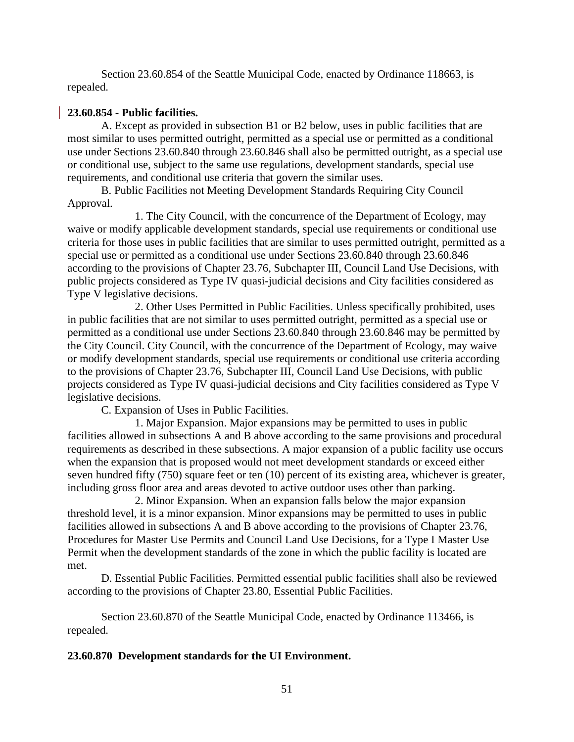Section 23.60.854 of the Seattle Municipal Code, enacted by Ordinance 118663, is repealed.

**23.60.854 - Public facilities.**

A. Except as provided in subsection B1 or B2 below, uses in public facilities that are most similar to uses permitted outright, permitted as a special use or permitted as a conditional use under Sections 23.60.840 through 23.60.846 shall also be permitted outright, as a special use or conditional use, subject to the same use regulations, development standards, special use requirements, and conditional use criteria that govern the similar uses.

B. Public Facilities not Meeting Development Standards Requiring City Council Approval.

1. The City Council, with the concurrence of the Department of Ecology, may waive or modify applicable development standards, special use requirements or conditional use criteria for those uses in public facilities that are similar to uses permitted outright, permitted as a special use or permitted as a conditional use under Sections 23.60.840 through 23.60.846 according to the provisions of Chapter 23.76, Subchapter III, Council Land Use Decisions, with public projects considered as Type IV quasi-judicial decisions and City facilities considered as Type V legislative decisions.

2. Other Uses Permitted in Public Facilities. Unless specifically prohibited, uses in public facilities that are not similar to uses permitted outright, permitted as a special use or permitted as a conditional use under Sections 23.60.840 through 23.60.846 may be permitted by the City Council. City Council, with the concurrence of the Department of Ecology, may waive or modify development standards, special use requirements or conditional use criteria according to the provisions of Chapter 23.76, Subchapter III, Council Land Use Decisions, with public projects considered as Type IV quasi-judicial decisions and City facilities considered as Type V legislative decisions.

C. Expansion of Uses in Public Facilities.

1. Major Expansion. Major expansions may be permitted to uses in public facilities allowed in subsections A and B above according to the same provisions and procedural requirements as described in these subsections. A major expansion of a public facility use occurs when the expansion that is proposed would not meet development standards or exceed either seven hundred fifty (750) square feet or ten (10) percent of its existing area, whichever is greater, including gross floor area and areas devoted to active outdoor uses other than parking.

2. Minor Expansion. When an expansion falls below the major expansion threshold level, it is a minor expansion. Minor expansions may be permitted to uses in public facilities allowed in subsections A and B above according to the provisions of Chapter 23.76, Procedures for Master Use Permits and Council Land Use Decisions, for a Type I Master Use Permit when the development standards of the zone in which the public facility is located are met.

D. Essential Public Facilities. Permitted essential public facilities shall also be reviewed according to the provisions of Chapter 23.80, Essential Public Facilities.

Section 23.60.870 of the Seattle Municipal Code, enacted by Ordinance 113466, is repealed.

**23.60.870 Development standards for the UI Environment.**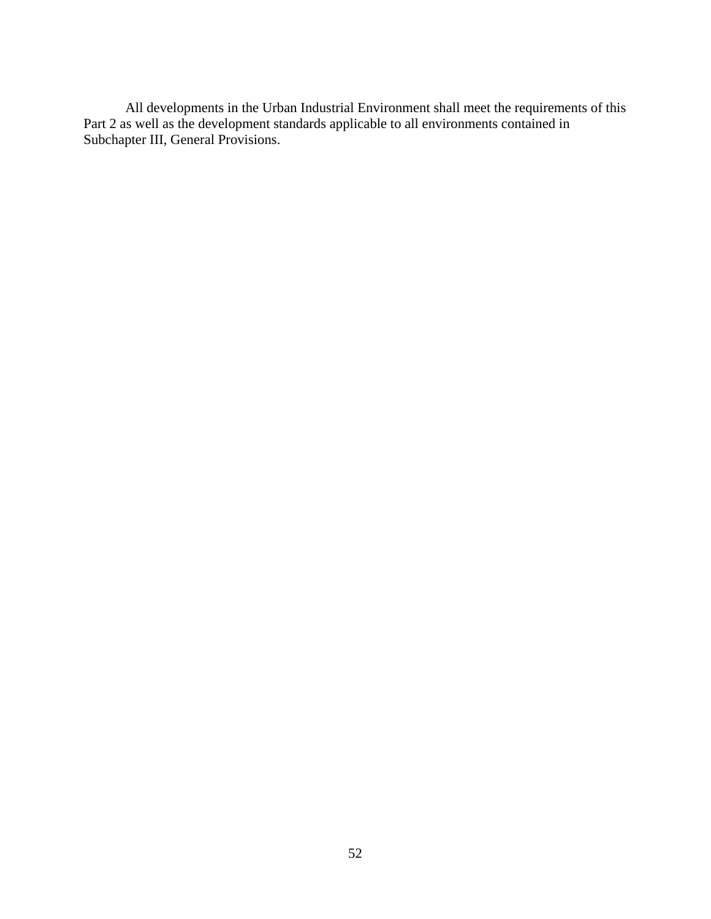All developments in the Urban Industrial Environment shall meet the requirements of this Part 2 as well as the development standards applicable to all environments contained in Subchapter III, General Provisions.